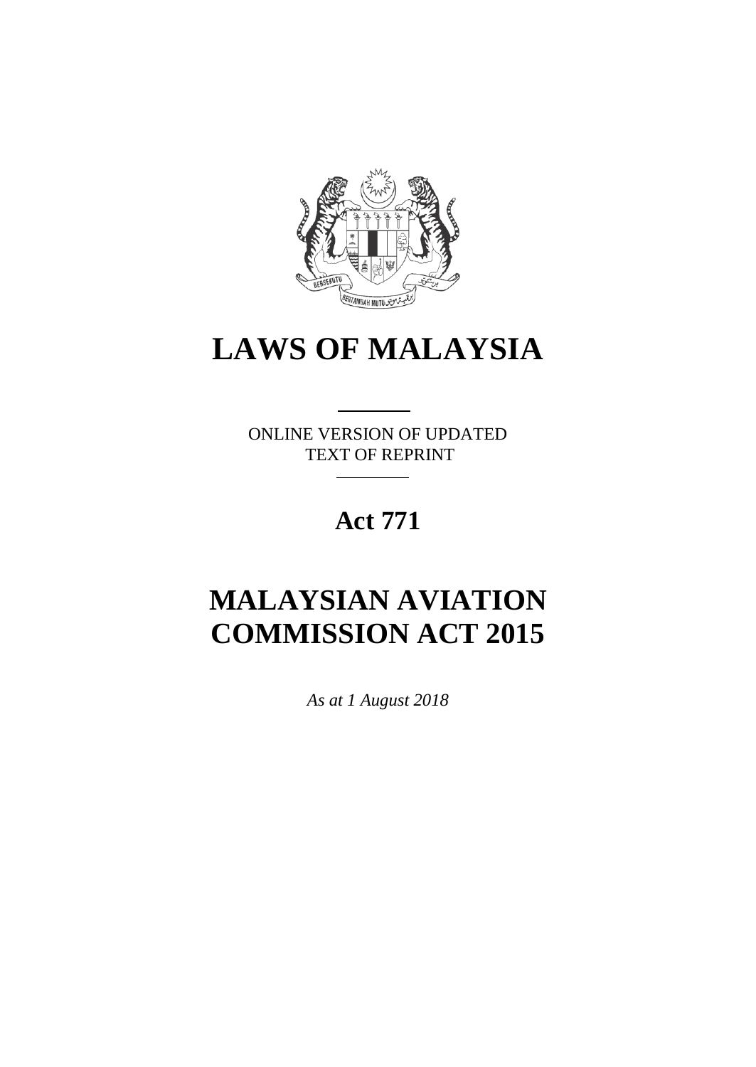# LAWS OF MALAYSIA

ONLINE VERSION OF UPDATED TEXT OF REPRINT

## Act 771

# MALAYSIAN AVIATION COMMISSION ACT 2015

*As at 1 August 2018*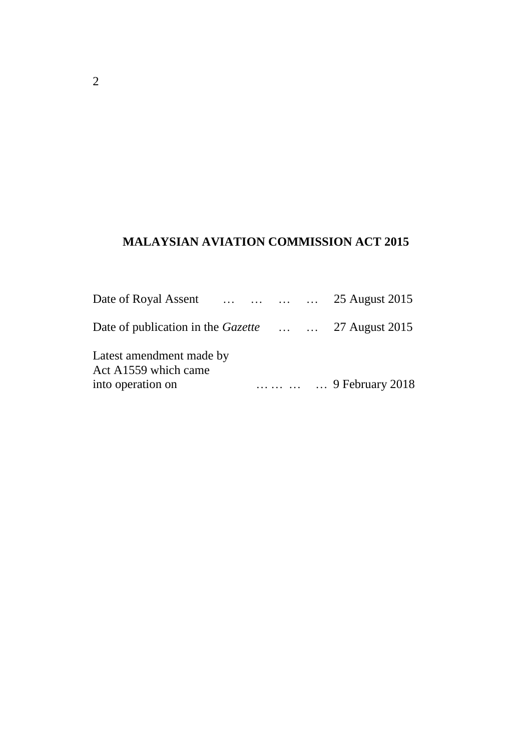**MALAYSIAN AVIATION COMMISSION ACT 2015**

Date of Royal Assent … … … … 25 August 2015

Date of publication in the *Gazette* … … 27 August 2015

Latest amendment made by Act A1559 which came into operation on … … … … 9 February 2018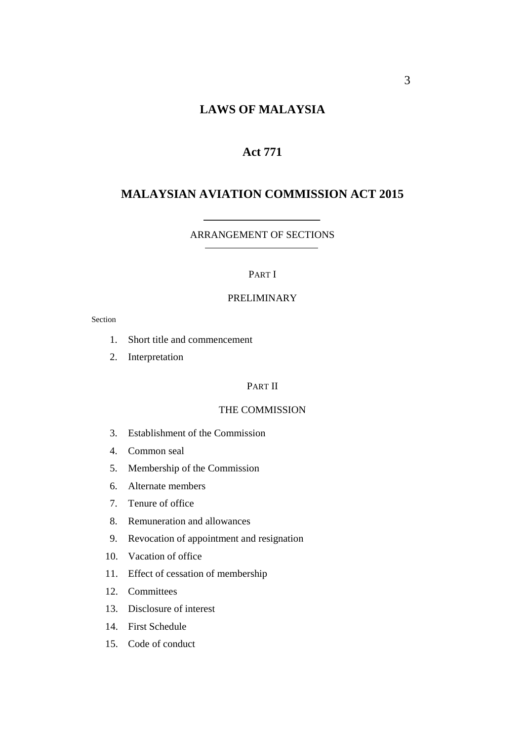# LAWS OF MALAYSIA

## Act 771

## MALAYSIAN AVIATION COMMISSION ACT 2015

ARRANGEMENT OF SECTIONS

PART I

PRELIMINARY

Section

1. Short title and commencement
2. Interpretation

PART II

THE COMMISSION

3. Establishment of the Commission
4. Common seal
5. Membership of the Commission
6. Alternate members
7. Tenure of office
8. Remuneration and allowances
9. Revocation of appointment and resignation
10. Vacation of office
11. Effect of cessation of membership
12. Committees
13. Disclosure of interest
14. First Schedule
15. Code of conduct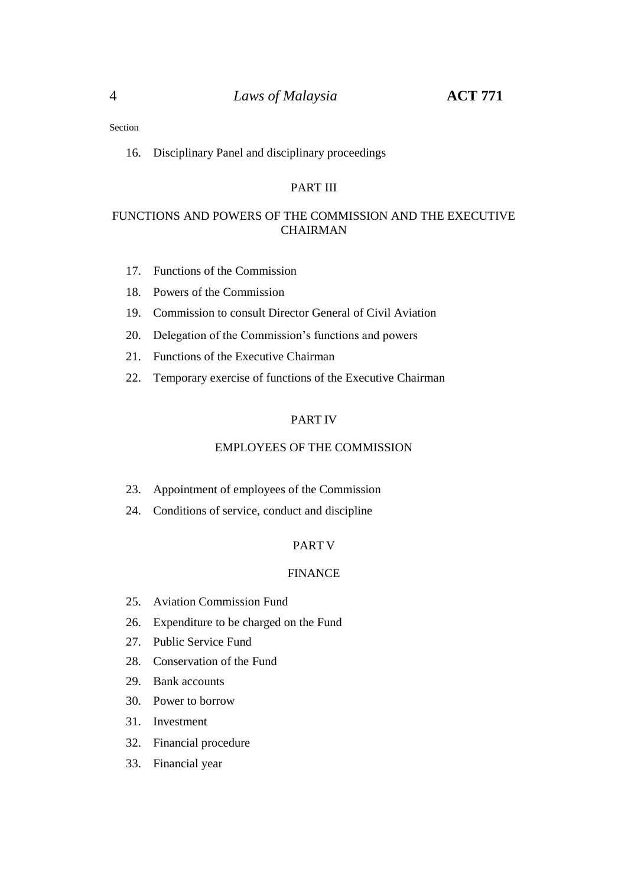Section

16. Disciplinary Panel and disciplinary proceedings

## PART III

## FUNCTIONS AND POWERS OF THE COMMISSION AND THE EXECUTIVE CHAIRMAN

17. Functions of the Commission
18. Powers of the Commission
19. Commission to consult Director General of Civil Aviation
20. Delegation of the Commission's functions and powers
21. Functions of the Executive Chairman
22. Temporary exercise of functions of the Executive Chairman

## PART IV

## EMPLOYEES OF THE COMMISSION

23. Appointment of employees of the Commission
24. Conditions of service, conduct and discipline

## PART V

## FINANCE

25. Aviation Commission Fund
26. Expenditure to be charged on the Fund
27. Public Service Fund
28. Conservation of the Fund
29. Bank accounts
30. Power to borrow
31. Investment
32. Financial procedure
33. Financial year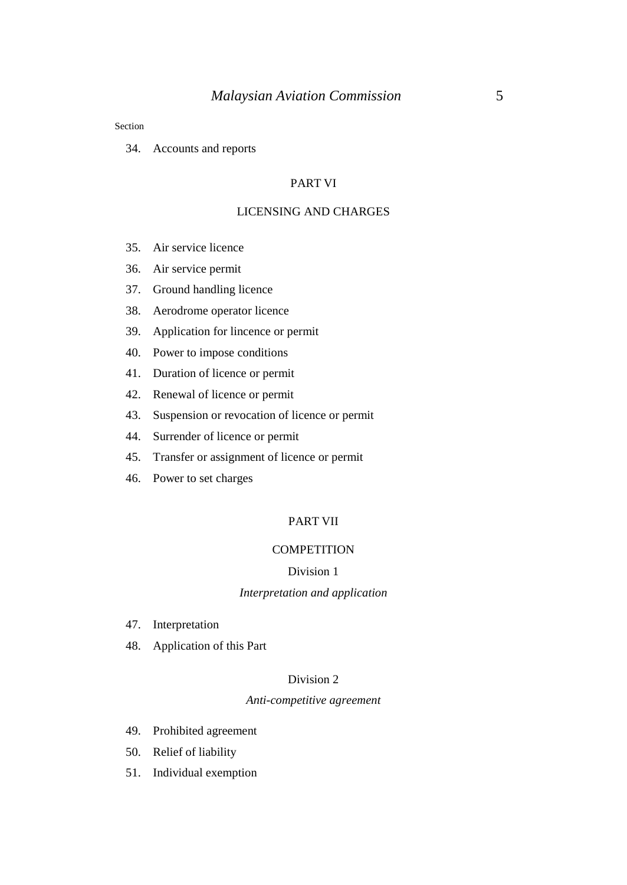Section

34. Accounts and reports

## PART VI

## LICENSING AND CHARGES

35. Air service licence
36. Air service permit
37. Ground handling licence
38. Aerodrome operator licence
39. Application for lincence or permit
40. Power to impose conditions
41. Duration of licence or permit
42. Renewal of licence or permit
43. Suspension or revocation of licence or permit
44. Surrender of licence or permit
45. Transfer or assignment of licence or permit
46. Power to set charges

## PART VII

## COMPETITION

### Division 1

### *Interpretation and application*

47. Interpretation
48. Application of this Part

### Division 2

### *Anti-competitive agreement*

49. Prohibited agreement
50. Relief of liability
51. Individual exemption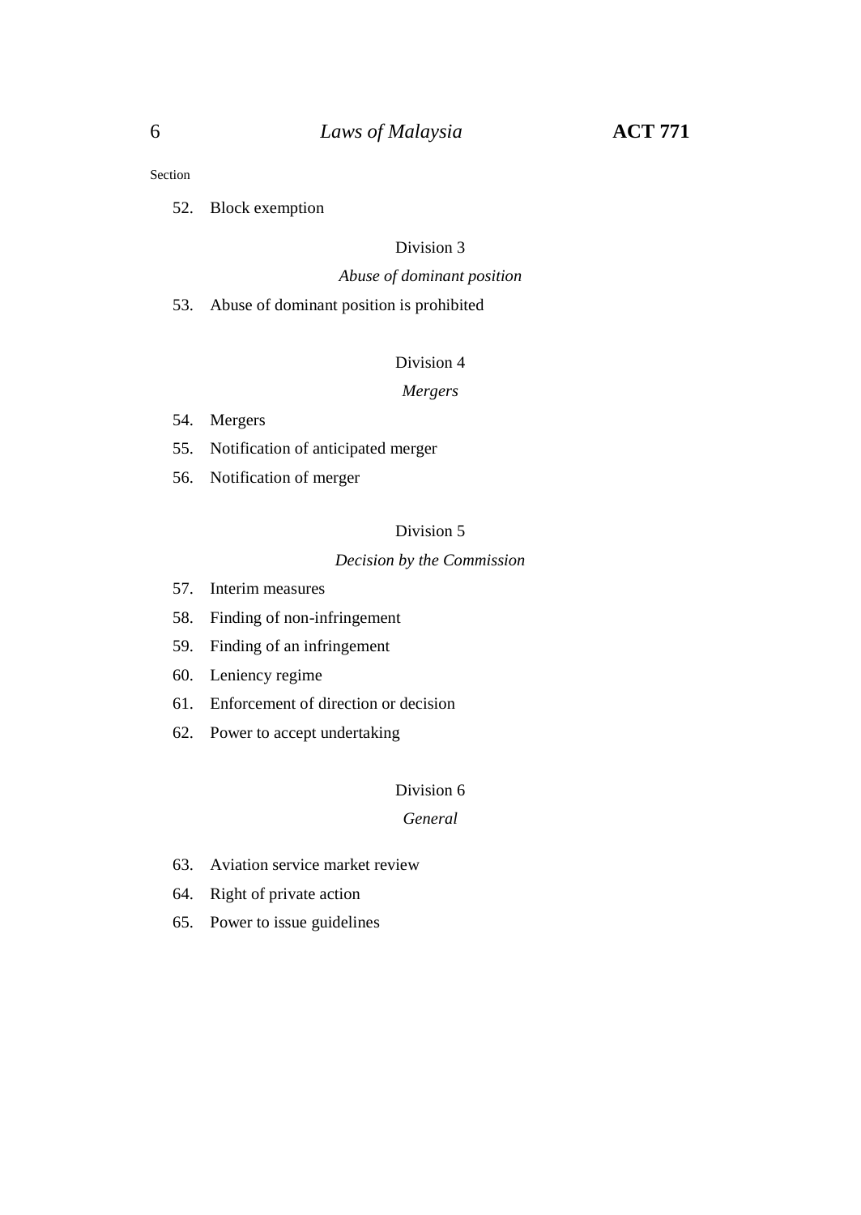Section

52. Block exemption

Division 3

*Abuse of dominant position*

53. Abuse of dominant position is prohibited

Division 4

*Mergers*

54. Mergers
55. Notification of anticipated merger
56. Notification of merger

Division 5

*Decision by the Commission*

57. Interim measures
58. Finding of non-infringement
59. Finding of an infringement
60. Leniency regime
61. Enforcement of direction or decision
62. Power to accept undertaking

Division 6

*General*

63. Aviation service market review
64. Right of private action
65. Power to issue guidelines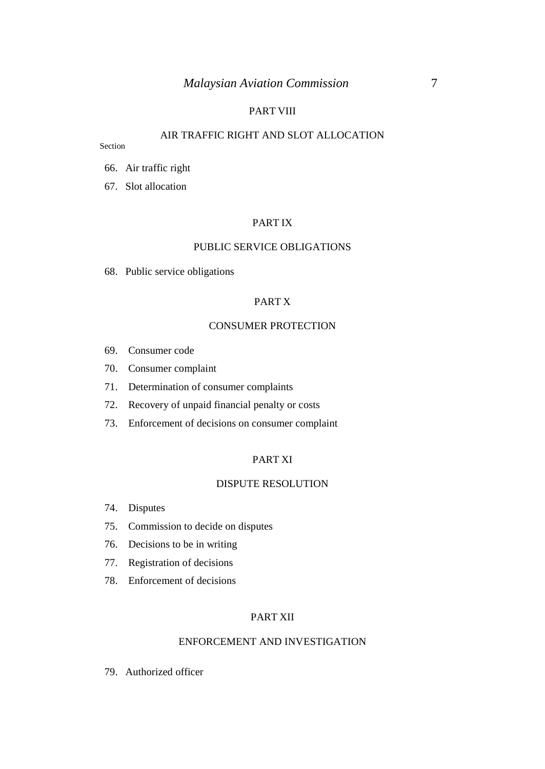## PART VIII

## AIR TRAFFIC RIGHT AND SLOT ALLOCATION

Section

66. Air traffic right
67. Slot allocation

## PART IX

## PUBLIC SERVICE OBLIGATIONS

68. Public service obligations

## PART X

## CONSUMER PROTECTION

69. Consumer code
70. Consumer complaint
71. Determination of consumer complaints
72. Recovery of unpaid financial penalty or costs
73. Enforcement of decisions on consumer complaint

## PART XI

## DISPUTE RESOLUTION

74. Disputes
75. Commission to decide on disputes
76. Decisions to be in writing
77. Registration of decisions
78. Enforcement of decisions

## PART XII

## ENFORCEMENT AND INVESTIGATION

79. Authorized officer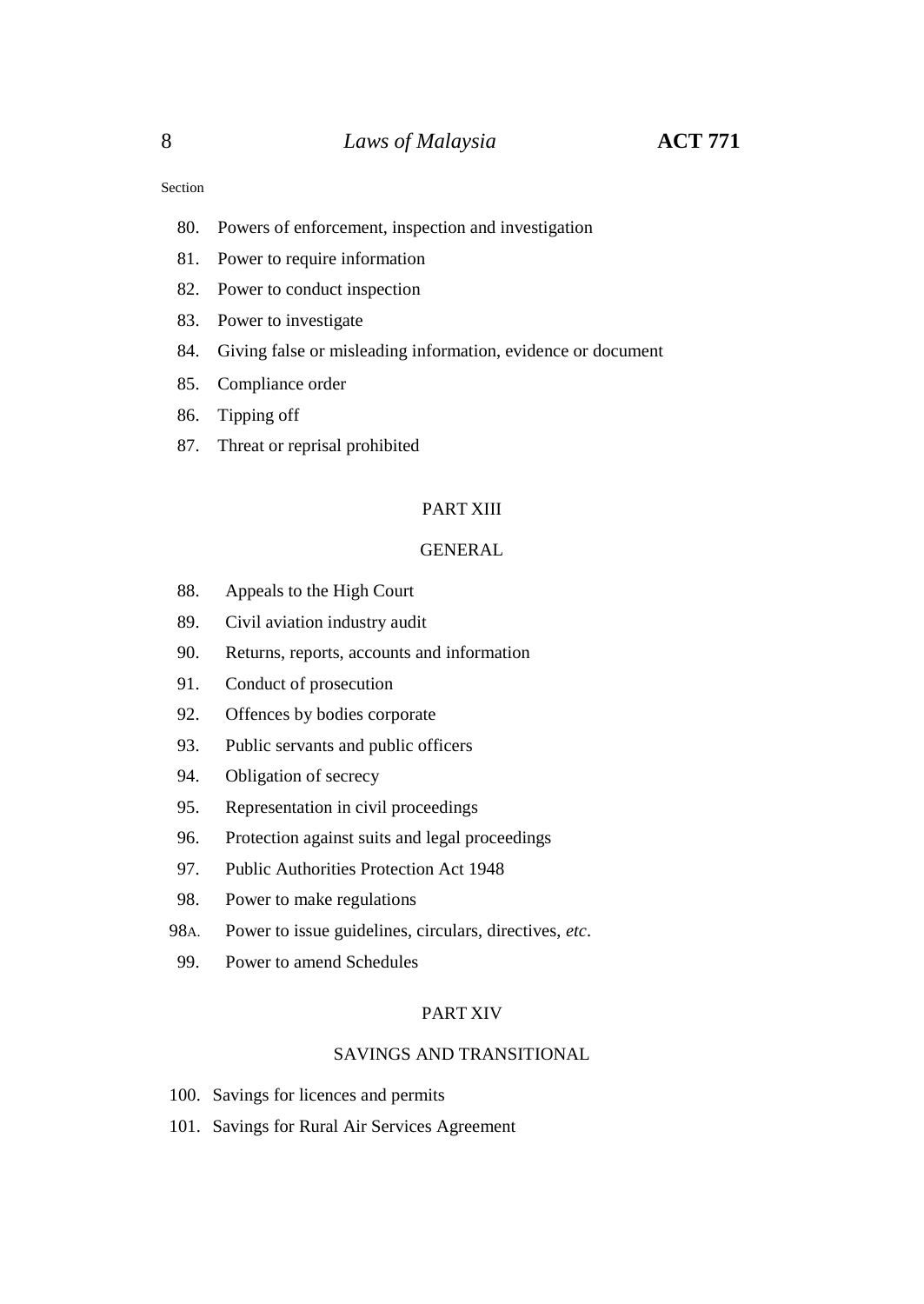Section

80. Powers of enforcement, inspection and investigation
81. Power to require information
82. Power to conduct inspection
83. Power to investigate
84. Giving false or misleading information, evidence or document
85. Compliance order
86. Tipping off
87. Threat or reprisal prohibited

PART XIII

GENERAL

88. Appeals to the High Court
89. Civil aviation industry audit
90. Returns, reports, accounts and information
91. Conduct of prosecution
92. Offences by bodies corporate
93. Public servants and public officers
94. Obligation of secrecy
95. Representation in civil proceedings
96. Protection against suits and legal proceedings
97. Public Authorities Protection Act 1948
98. Power to make regulations

98A. Power to issue guidelines, circulars, directives, *etc*.

99. Power to amend Schedules

PART XIV

SAVINGS AND TRANSITIONAL

100. Savings for licences and permits
101. Savings for Rural Air Services Agreement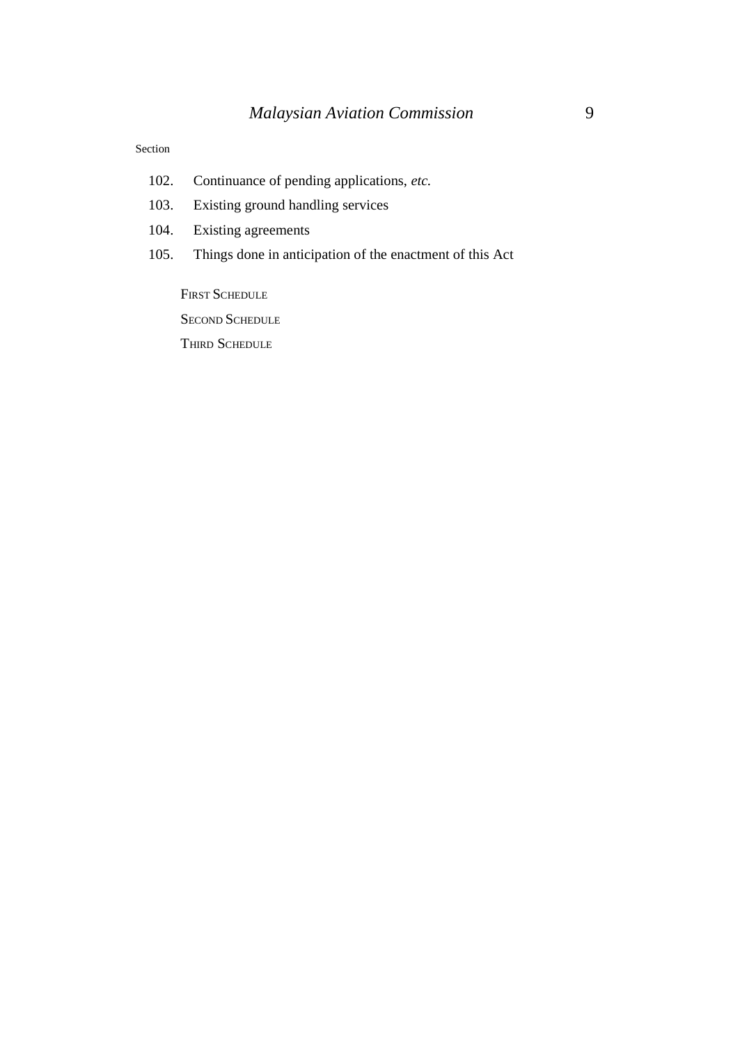Section

102. Continuance of pending applications, *etc.*

103. Existing ground handling services

104. Existing agreements

105. Things done in anticipation of the enactment of this Act

FIRST SCHEDULE

SECOND SCHEDULE

THIRD SCHEDULE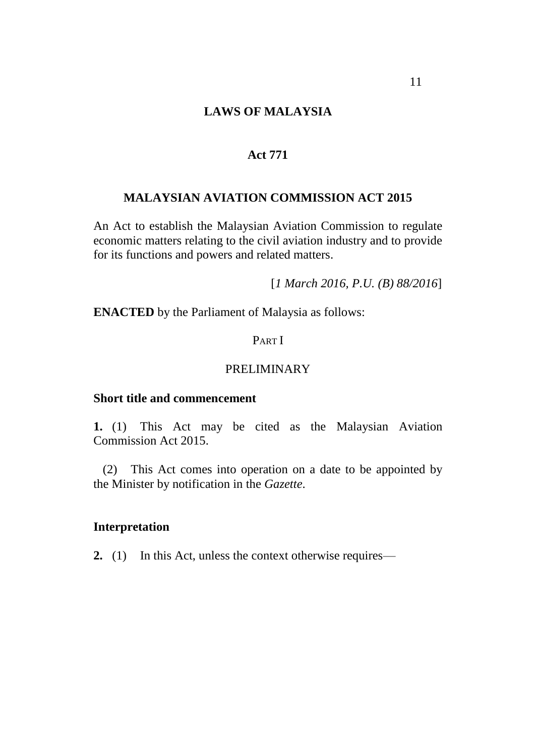# LAWS OF MALAYSIA

## Act 771

## MALAYSIAN AVIATION COMMISSION ACT 2015

An Act to establish the Malaysian Aviation Commission to regulate economic matters relating to the civil aviation industry and to provide for its functions and powers and related matters.

[*1 March 2016, P.U. (B) 88/2016*]

**ENACTED** by the Parliament of Malaysia as follows:

PART I

PRELIMINARY

### Short title and commencement

**1.** (1) This Act may be cited as the Malaysian Aviation Commission Act 2015.

(2) This Act comes into operation on a date to be appointed by the Minister by notification in the *Gazette*.

### Interpretation

**2.** (1) In this Act, unless the context otherwise requires—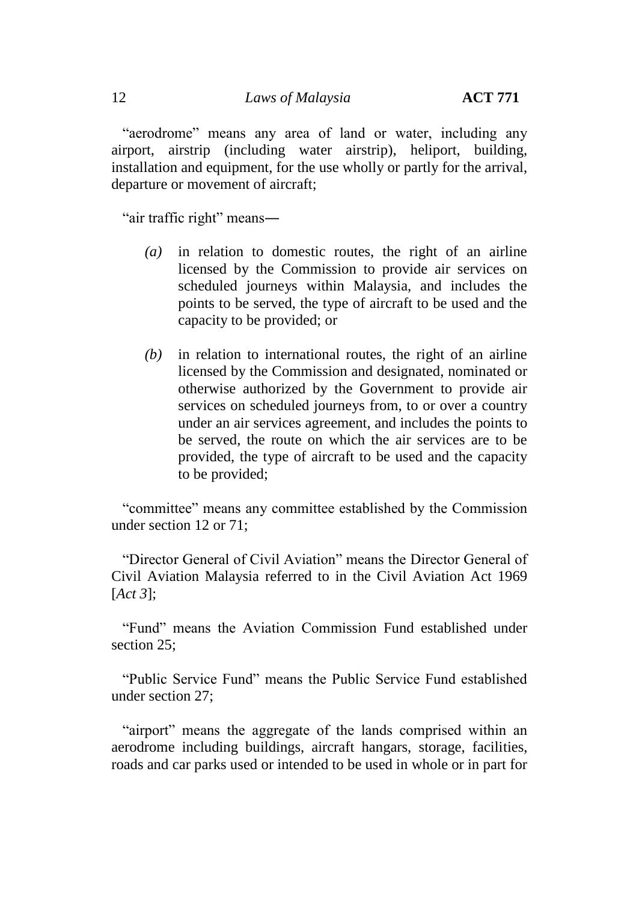"aerodrome" means any area of land or water, including any airport, airstrip (including water airstrip), heliport, building, installation and equipment, for the use wholly or partly for the arrival, departure or movement of aircraft;

"air traffic right" means―

*(a)* in relation to domestic routes, the right of an airline licensed by the Commission to provide air services on scheduled journeys within Malaysia, and includes the points to be served, the type of aircraft to be used and the capacity to be provided; or

*(b)* in relation to international routes, the right of an airline licensed by the Commission and designated, nominated or otherwise authorized by the Government to provide air services on scheduled journeys from, to or over a country under an air services agreement, and includes the points to be served, the route on which the air services are to be provided, the type of aircraft to be used and the capacity to be provided;

"committee" means any committee established by the Commission under section 12 or 71;

"Director General of Civil Aviation" means the Director General of Civil Aviation Malaysia referred to in the Civil Aviation Act 1969 [*Act 3*];

"Fund" means the Aviation Commission Fund established under section 25;

"Public Service Fund" means the Public Service Fund established under section 27;

"airport" means the aggregate of the lands comprised within an aerodrome including buildings, aircraft hangars, storage, facilities, roads and car parks used or intended to be used in whole or in part for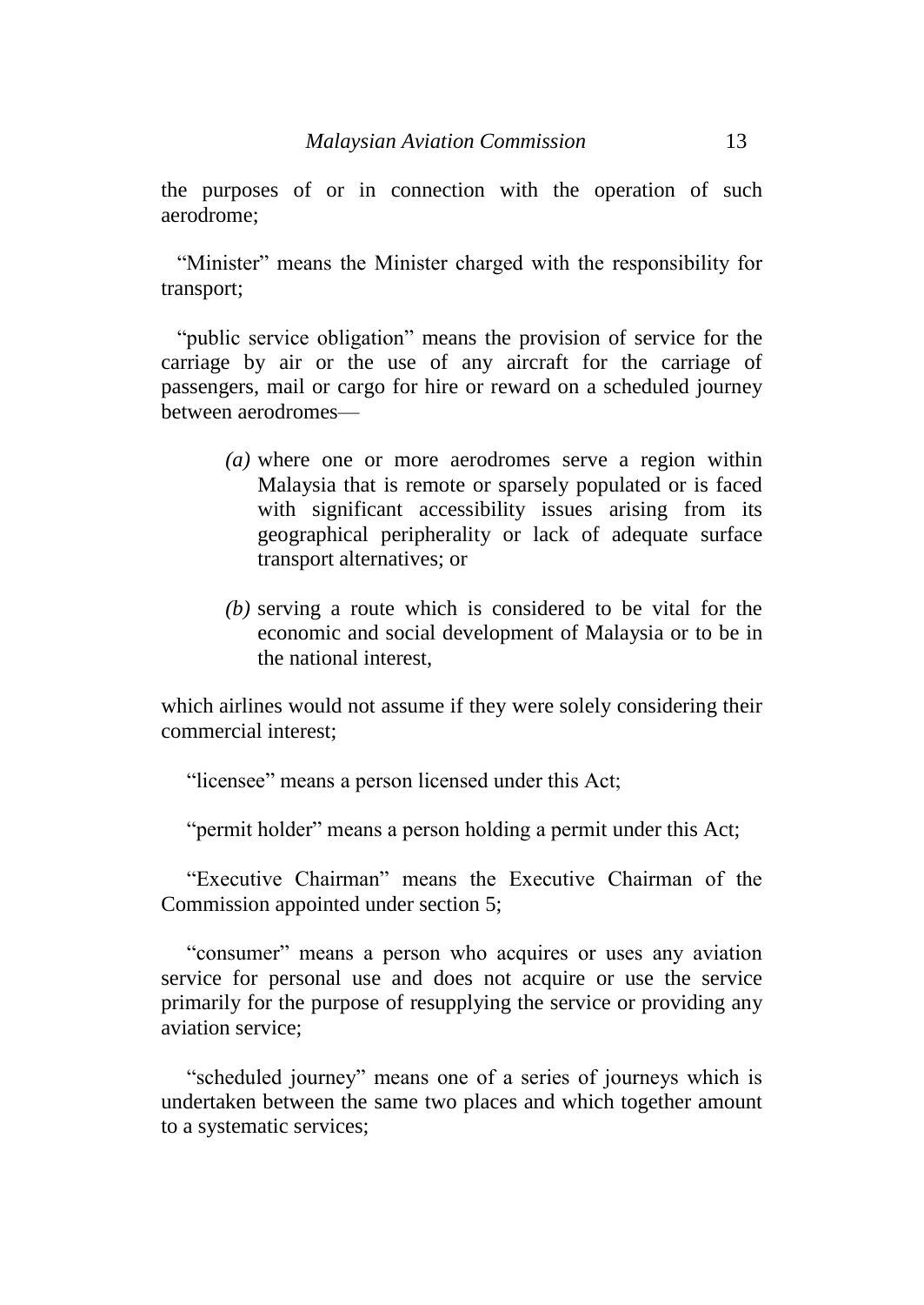the purposes of or in connection with the operation of such aerodrome;

"Minister" means the Minister charged with the responsibility for transport;

"public service obligation" means the provision of service for the carriage by air or the use of any aircraft for the carriage of passengers, mail or cargo for hire or reward on a scheduled journey between aerodromes—

*(a)* where one or more aerodromes serve a region within Malaysia that is remote or sparsely populated or is faced with significant accessibility issues arising from its geographical peripherality or lack of adequate surface transport alternatives; or

*(b)* serving a route which is considered to be vital for the economic and social development of Malaysia or to be in the national interest,

which airlines would not assume if they were solely considering their commercial interest;

"licensee" means a person licensed under this Act;

"permit holder" means a person holding a permit under this Act;

"Executive Chairman" means the Executive Chairman of the Commission appointed under section 5;

"consumer" means a person who acquires or uses any aviation service for personal use and does not acquire or use the service primarily for the purpose of resupplying the service or providing any aviation service;

"scheduled journey" means one of a series of journeys which is undertaken between the same two places and which together amount to a systematic services;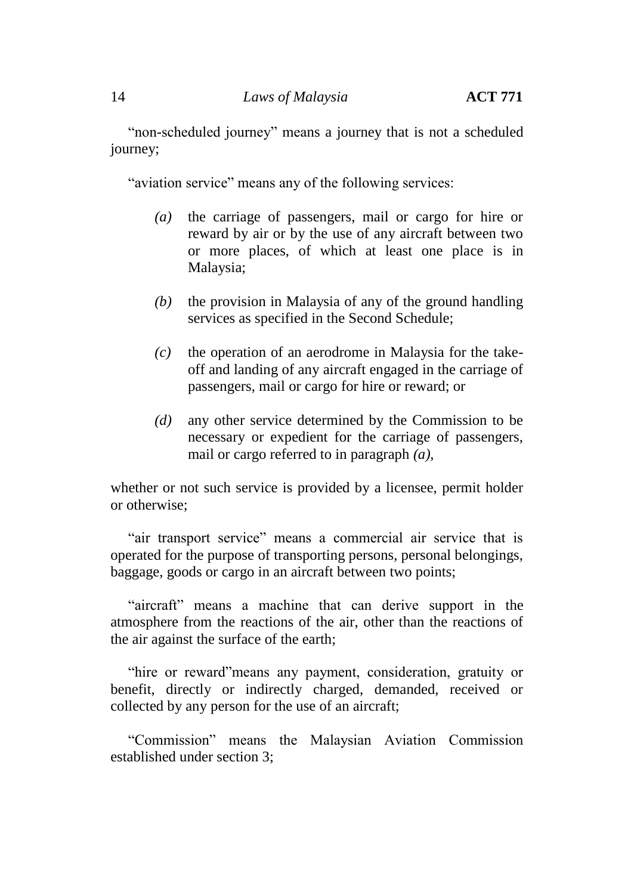"non-scheduled journey" means a journey that is not a scheduled journey;

"aviation service" means any of the following services:

*(a)* the carriage of passengers, mail or cargo for hire or reward by air or by the use of any aircraft between two or more places, of which at least one place is in Malaysia;

*(b)* the provision in Malaysia of any of the ground handling services as specified in the Second Schedule;

*(c)* the operation of an aerodrome in Malaysia for the take-off and landing of any aircraft engaged in the carriage of passengers, mail or cargo for hire or reward; or

*(d)* any other service determined by the Commission to be necessary or expedient for the carriage of passengers, mail or cargo referred to in paragraph *(a)*,

whether or not such service is provided by a licensee, permit holder or otherwise;

"air transport service" means a commercial air service that is operated for the purpose of transporting persons, personal belongings, baggage, goods or cargo in an aircraft between two points;

"aircraft" means a machine that can derive support in the atmosphere from the reactions of the air, other than the reactions of the air against the surface of the earth;

"hire or reward"means any payment, consideration, gratuity or benefit, directly or indirectly charged, demanded, received or collected by any person for the use of an aircraft;

"Commission" means the Malaysian Aviation Commission established under section 3;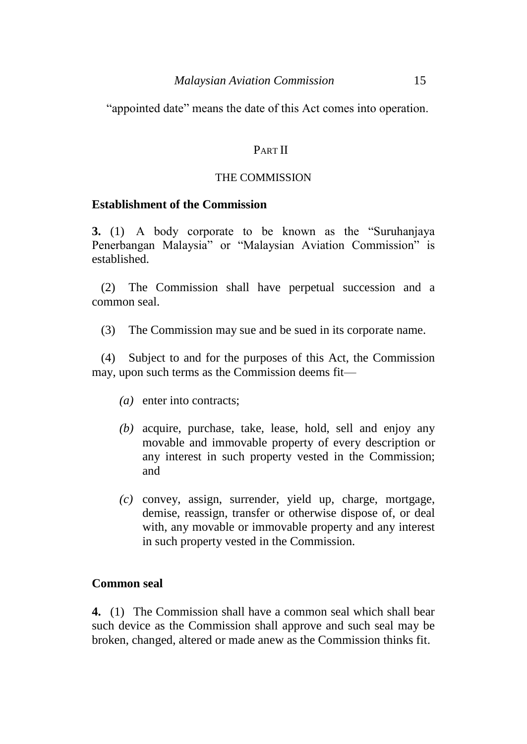"appointed date" means the date of this Act comes into operation.

## PART II

## THE COMMISSION

### Establishment of the Commission

**3.** (1) A body corporate to be known as the "Suruhanjaya Penerbangan Malaysia" or "Malaysian Aviation Commission" is established.

(2) The Commission shall have perpetual succession and a common seal.

(3) The Commission may sue and be sued in its corporate name.

(4) Subject to and for the purposes of this Act, the Commission may, upon such terms as the Commission deems fit—

*(a)* enter into contracts;

*(b)* acquire, purchase, take, lease, hold, sell and enjoy any movable and immovable property of every description or any interest in such property vested in the Commission; and

*(c)* convey, assign, surrender, yield up, charge, mortgage, demise, reassign, transfer or otherwise dispose of, or deal with, any movable or immovable property and any interest in such property vested in the Commission.

### Common seal

**4.** (1) The Commission shall have a common seal which shall bear such device as the Commission shall approve and such seal may be broken, changed, altered or made anew as the Commission thinks fit.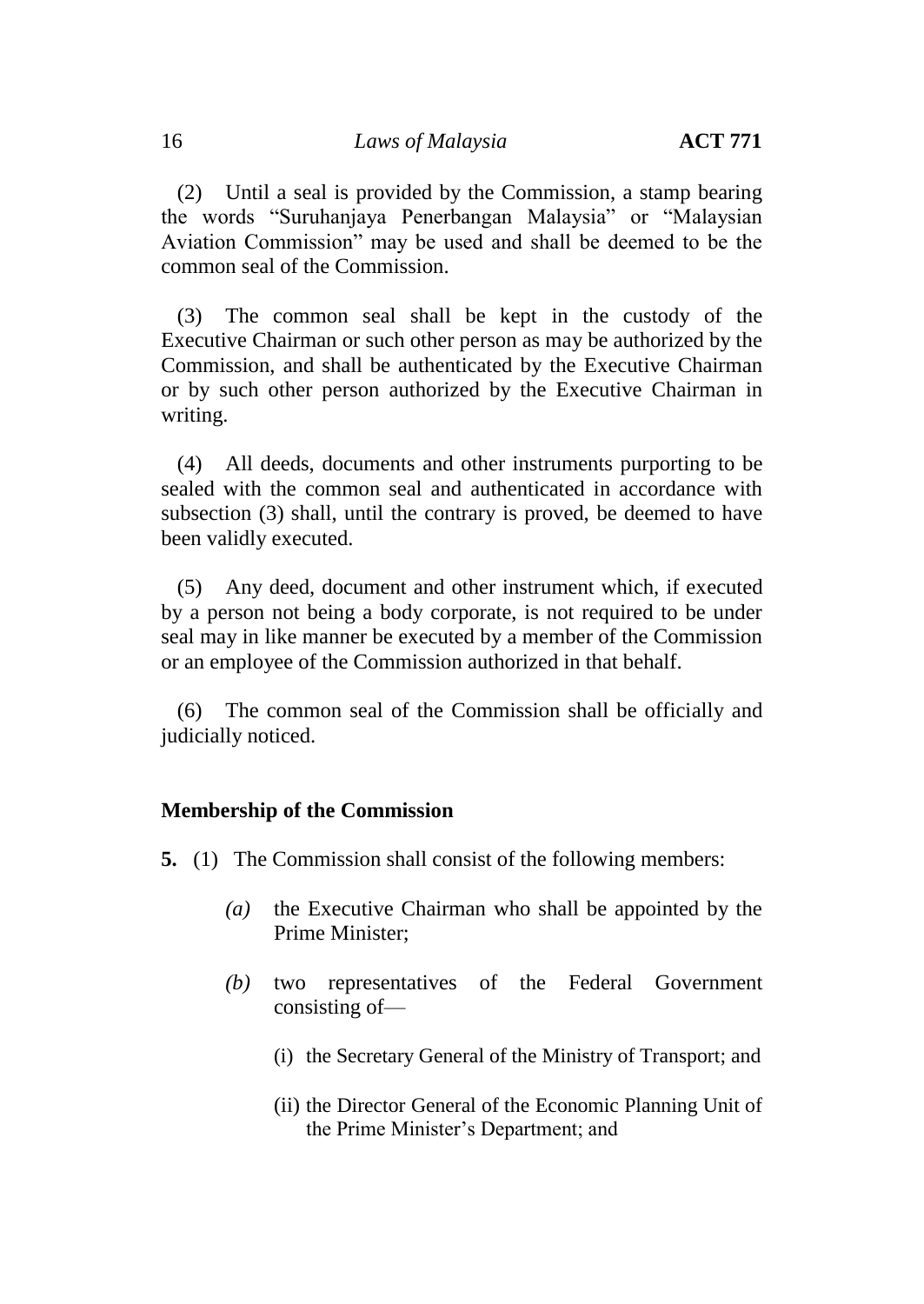(2) Until a seal is provided by the Commission, a stamp bearing the words "Suruhanjaya Penerbangan Malaysia" or "Malaysian Aviation Commission" may be used and shall be deemed to be the common seal of the Commission.

(3) The common seal shall be kept in the custody of the Executive Chairman or such other person as may be authorized by the Commission, and shall be authenticated by the Executive Chairman or by such other person authorized by the Executive Chairman in writing.

(4) All deeds, documents and other instruments purporting to be sealed with the common seal and authenticated in accordance with subsection (3) shall, until the contrary is proved, be deemed to have been validly executed.

(5) Any deed, document and other instrument which, if executed by a person not being a body corporate, is not required to be under seal may in like manner be executed by a member of the Commission or an employee of the Commission authorized in that behalf.

(6) The common seal of the Commission shall be officially and judicially noticed.

### Membership of the Commission

**5.** (1) The Commission shall consist of the following members:

*(a)* the Executive Chairman who shall be appointed by the Prime Minister;

*(b)* two representatives of the Federal Government consisting of—

(i) the Secretary General of the Ministry of Transport; and

(ii) the Director General of the Economic Planning Unit of the Prime Minister's Department; and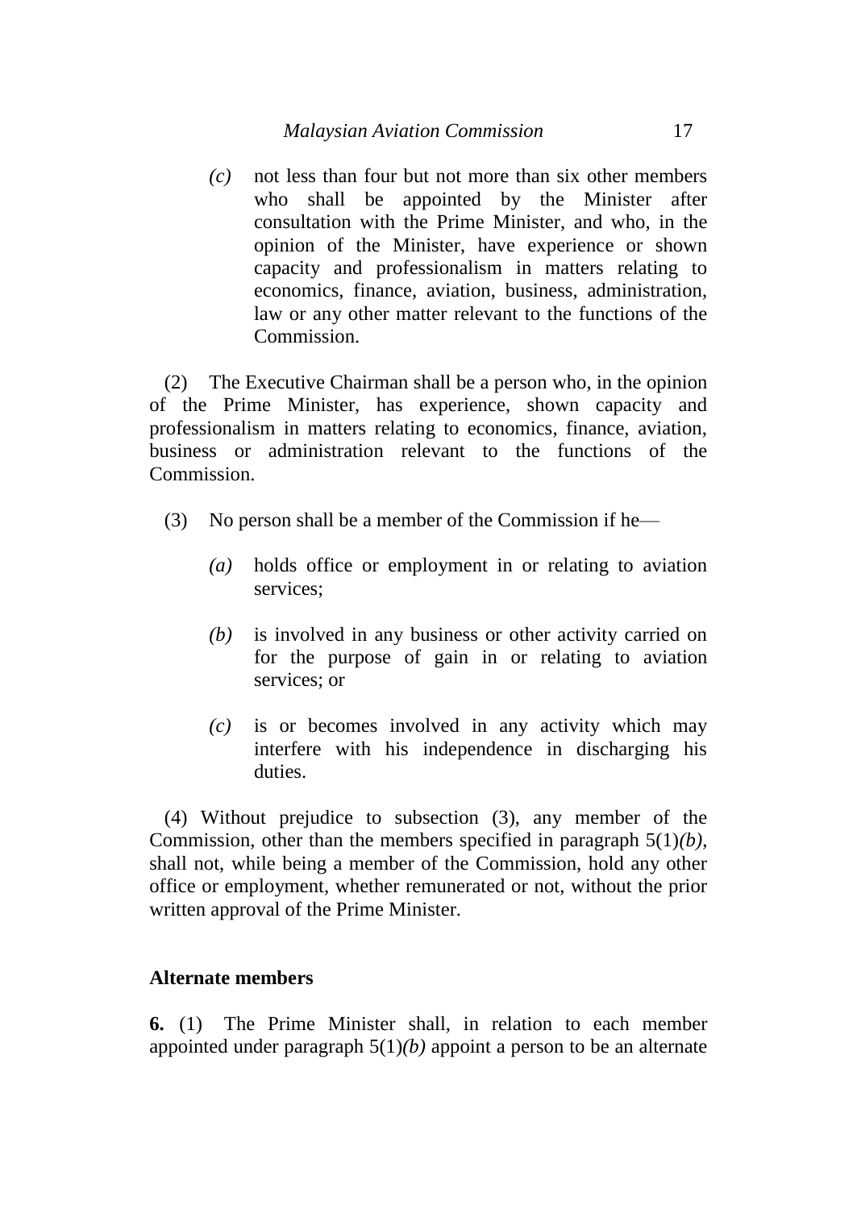*(c)* not less than four but not more than six other members who shall be appointed by the Minister after consultation with the Prime Minister, and who, in the opinion of the Minister, have experience or shown capacity and professionalism in matters relating to economics, finance, aviation, business, administration, law or any other matter relevant to the functions of the Commission.

(2) The Executive Chairman shall be a person who, in the opinion of the Prime Minister, has experience, shown capacity and professionalism in matters relating to economics, finance, aviation, business or administration relevant to the functions of the Commission.

(3) No person shall be a member of the Commission if he—

*(a)* holds office or employment in or relating to aviation services;

*(b)* is involved in any business or other activity carried on for the purpose of gain in or relating to aviation services; or

*(c)* is or becomes involved in any activity which may interfere with his independence in discharging his duties.

(4) Without prejudice to subsection (3), any member of the Commission, other than the members specified in paragraph 5(1)*(b)*, shall not, while being a member of the Commission, hold any other office or employment, whether remunerated or not, without the prior written approval of the Prime Minister.

**Alternate members**

**6.** (1) The Prime Minister shall, in relation to each member appointed under paragraph 5(1)*(b)* appoint a person to be an alternate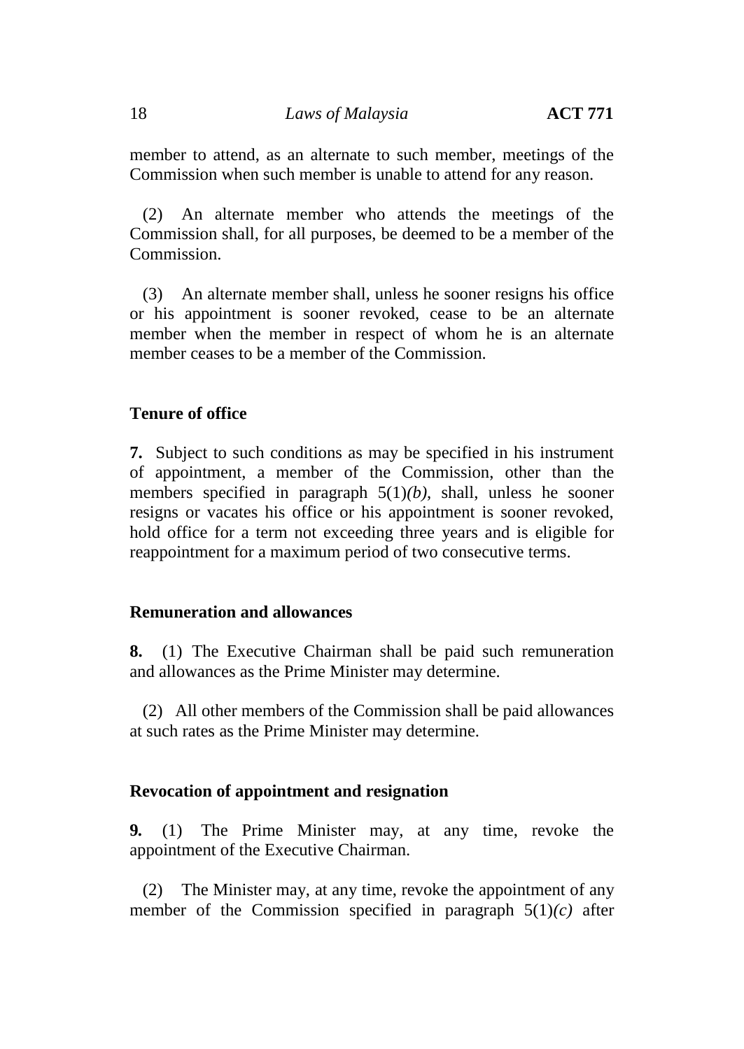member to attend, as an alternate to such member, meetings of the Commission when such member is unable to attend for any reason.

(2) An alternate member who attends the meetings of the Commission shall, for all purposes, be deemed to be a member of the Commission.

(3) An alternate member shall, unless he sooner resigns his office or his appointment is sooner revoked, cease to be an alternate member when the member in respect of whom he is an alternate member ceases to be a member of the Commission.

**Tenure of office**

**7.** Subject to such conditions as may be specified in his instrument of appointment, a member of the Commission, other than the members specified in paragraph 5(1)*(b)*, shall, unless he sooner resigns or vacates his office or his appointment is sooner revoked, hold office for a term not exceeding three years and is eligible for reappointment for a maximum period of two consecutive terms.

**Remuneration and allowances**

**8.** (1) The Executive Chairman shall be paid such remuneration and allowances as the Prime Minister may determine.

(2) All other members of the Commission shall be paid allowances at such rates as the Prime Minister may determine.

**Revocation of appointment and resignation**

**9.** (1) The Prime Minister may, at any time, revoke the appointment of the Executive Chairman.

(2) The Minister may, at any time, revoke the appointment of any member of the Commission specified in paragraph 5(1)*(c)* after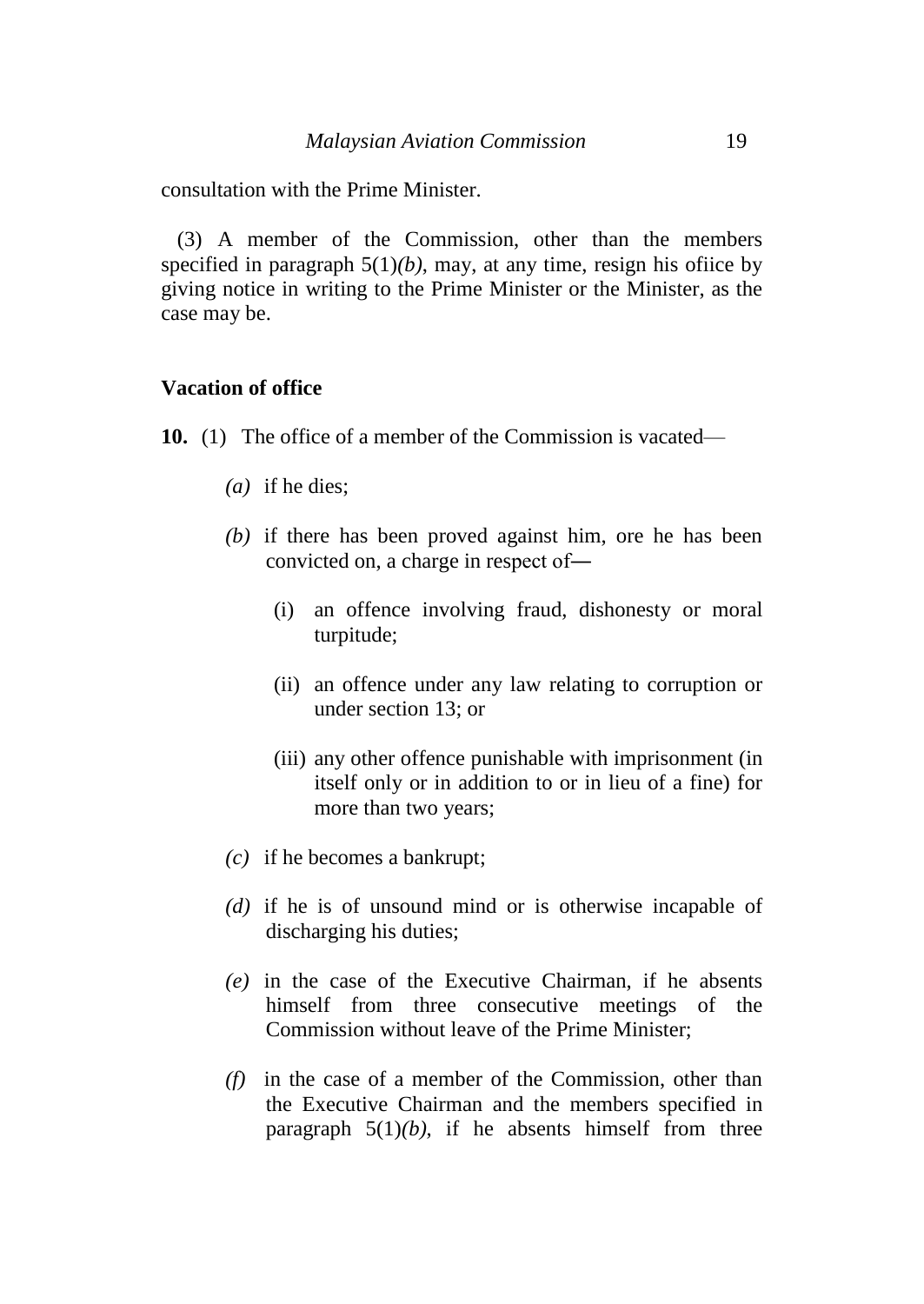consultation with the Prime Minister.

(3) A member of the Commission, other than the members specified in paragraph 5(1)*(b)*, may, at any time, resign his ofiice by giving notice in writing to the Prime Minister or the Minister, as the case may be.

**Vacation of office**

**10.** (1) The office of a member of the Commission is vacated—

*(a)* if he dies;

*(b)* if there has been proved against him, ore he has been convicted on, a charge in respect of―

(i) an offence involving fraud, dishonesty or moral turpitude;

(ii) an offence under any law relating to corruption or under section 13; or

(iii) any other offence punishable with imprisonment (in itself only or in addition to or in lieu of a fine) for more than two years;

*(c)* if he becomes a bankrupt;

*(d)* if he is of unsound mind or is otherwise incapable of discharging his duties;

*(e)* in the case of the Executive Chairman, if he absents himself from three consecutive meetings of the Commission without leave of the Prime Minister;

*(f)* in the case of a member of the Commission, other than the Executive Chairman and the members specified in paragraph 5(1)*(b)*, if he absents himself from three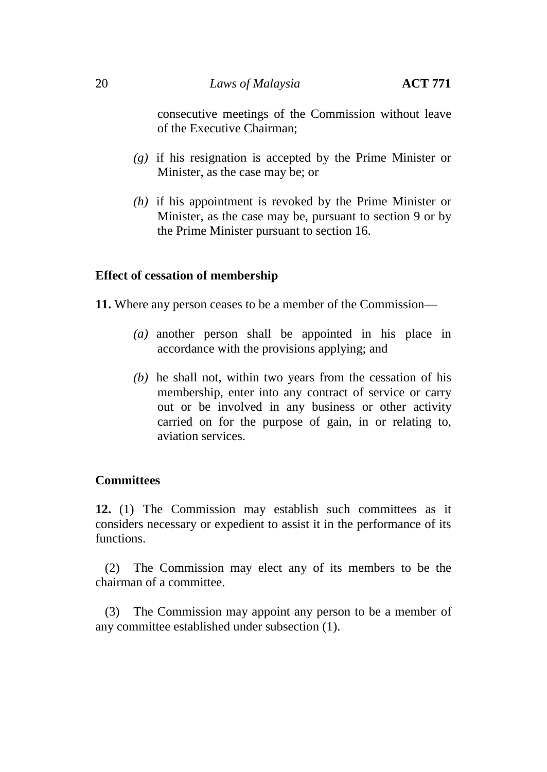consecutive meetings of the Commission without leave of the Executive Chairman;

*(g)* if his resignation is accepted by the Prime Minister or Minister, as the case may be; or

*(h)* if his appointment is revoked by the Prime Minister or Minister, as the case may be, pursuant to section 9 or by the Prime Minister pursuant to section 16.

**Effect of cessation of membership**

**11.** Where any person ceases to be a member of the Commission—

*(a)* another person shall be appointed in his place in accordance with the provisions applying; and

*(b)* he shall not, within two years from the cessation of his membership, enter into any contract of service or carry out or be involved in any business or other activity carried on for the purpose of gain, in or relating to, aviation services.

**Committees**

**12.** (1) The Commission may establish such committees as it considers necessary or expedient to assist it in the performance of its functions.

(2) The Commission may elect any of its members to be the chairman of a committee.

(3) The Commission may appoint any person to be a member of any committee established under subsection (1).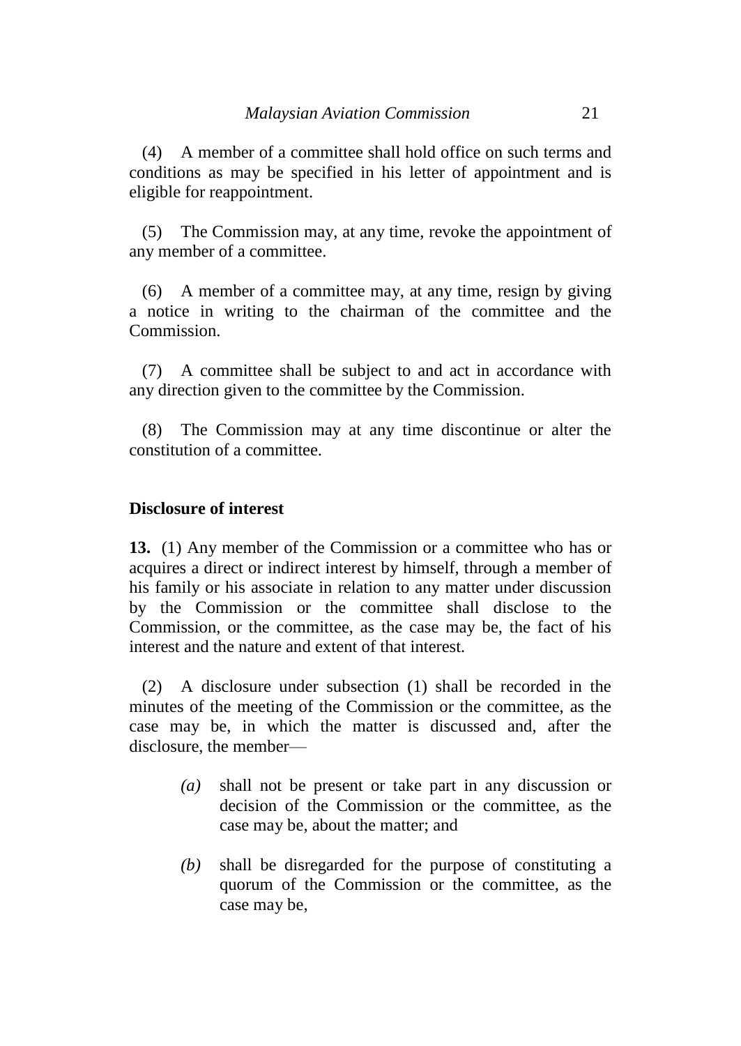(4) A member of a committee shall hold office on such terms and conditions as may be specified in his letter of appointment and is eligible for reappointment.

(5) The Commission may, at any time, revoke the appointment of any member of a committee.

(6) A member of a committee may, at any time, resign by giving a notice in writing to the chairman of the committee and the Commission.

(7) A committee shall be subject to and act in accordance with any direction given to the committee by the Commission.

(8) The Commission may at any time discontinue or alter the constitution of a committee.

**Disclosure of interest**

**13.** (1) Any member of the Commission or a committee who has or acquires a direct or indirect interest by himself, through a member of his family or his associate in relation to any matter under discussion by the Commission or the committee shall disclose to the Commission, or the committee, as the case may be, the fact of his interest and the nature and extent of that interest.

(2) A disclosure under subsection (1) shall be recorded in the minutes of the meeting of the Commission or the committee, as the case may be, in which the matter is discussed and, after the disclosure, the member—

*(a)* shall not be present or take part in any discussion or decision of the Commission or the committee, as the case may be, about the matter; and

*(b)* shall be disregarded for the purpose of constituting a quorum of the Commission or the committee, as the case may be,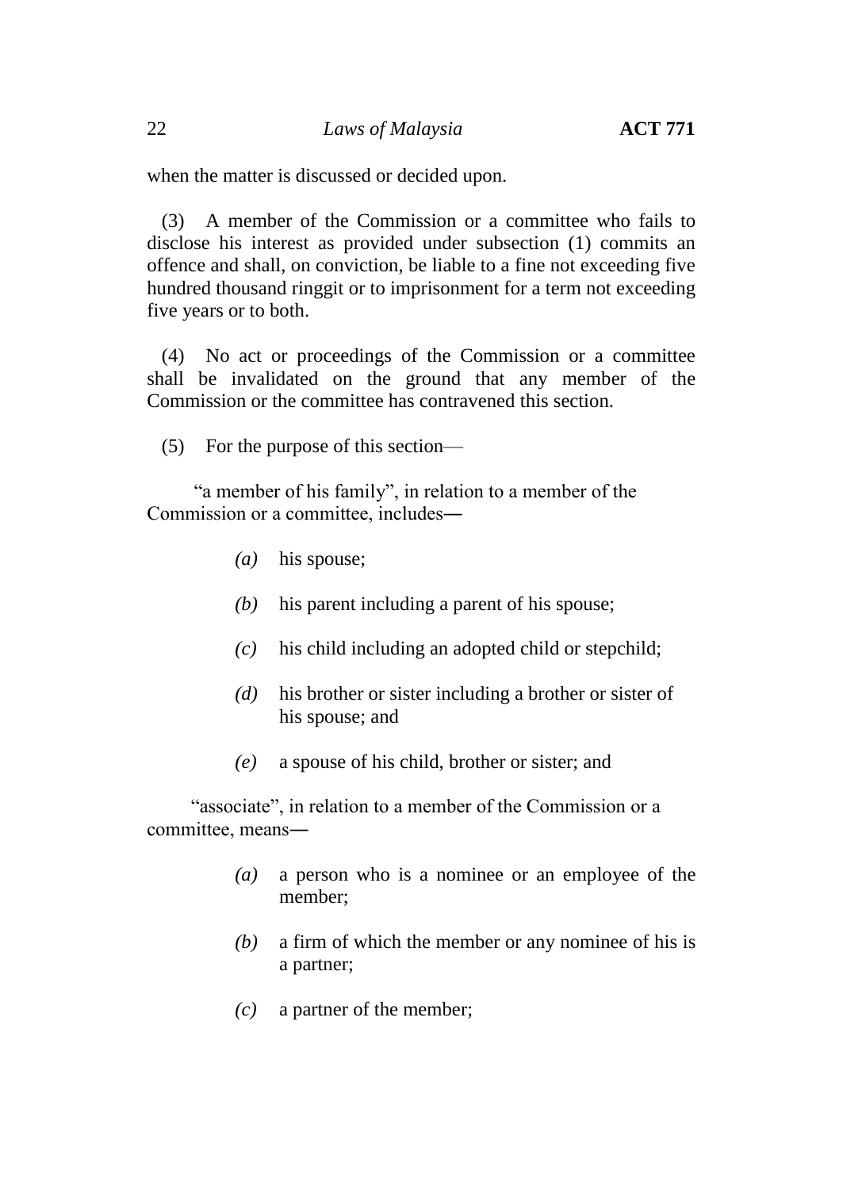when the matter is discussed or decided upon.

(3) A member of the Commission or a committee who fails to disclose his interest as provided under subsection (1) commits an offence and shall, on conviction, be liable to a fine not exceeding five hundred thousand ringgit or to imprisonment for a term not exceeding five years or to both.

(4) No act or proceedings of the Commission or a committee shall be invalidated on the ground that any member of the Commission or the committee has contravened this section.

(5) For the purpose of this section—

"a member of his family", in relation to a member of the Commission or a committee, includes―

- *(a)* his spouse;
- *(b)* his parent including a parent of his spouse;
- *(c)* his child including an adopted child or stepchild;
- *(d)* his brother or sister including a brother or sister of his spouse; and
- *(e)* a spouse of his child, brother or sister; and

"associate", in relation to a member of the Commission or a committee, means―

- *(a)* a person who is a nominee or an employee of the member;
- *(b)* a firm of which the member or any nominee of his is a partner;
- *(c)* a partner of the member;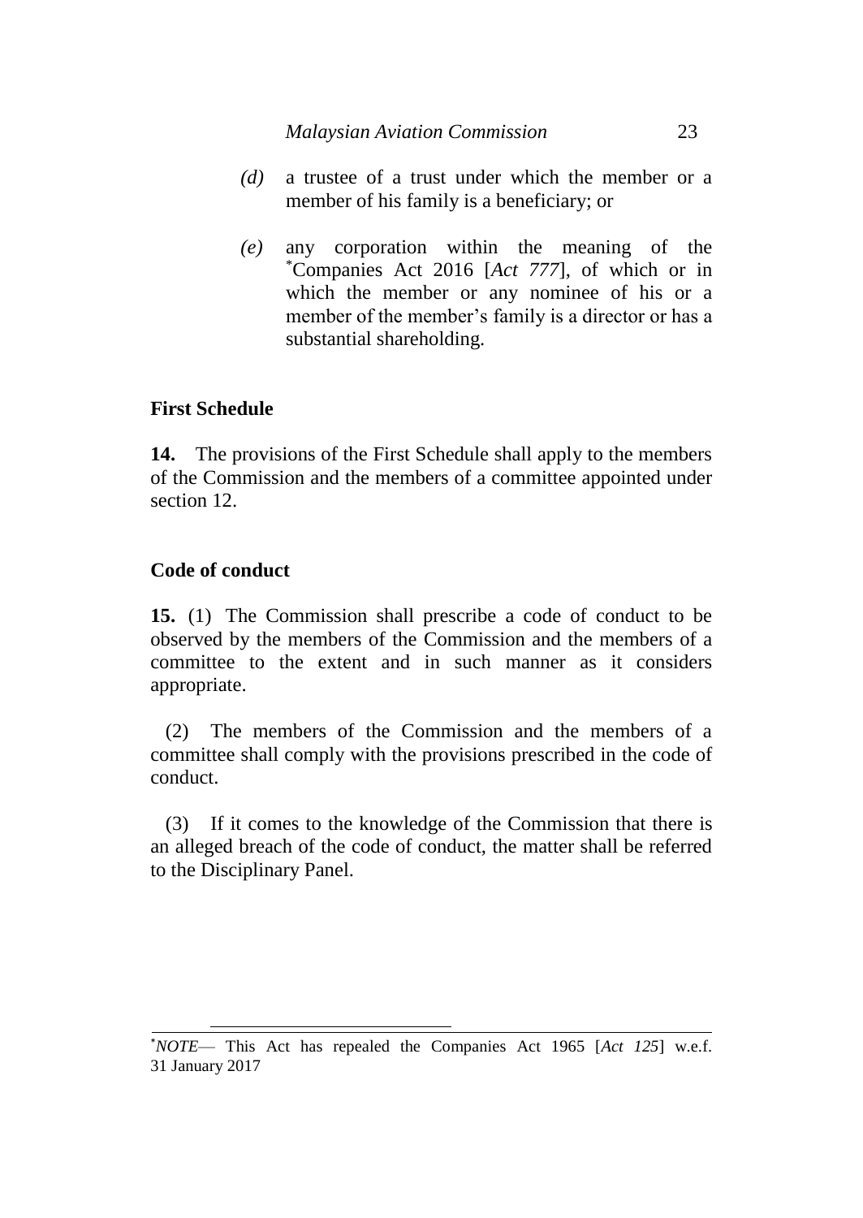*(d)* a trustee of a trust under which the member or a member of his family is a beneficiary; or

*(e)* any corporation within the meaning of the *Companies Act 2016 [*Act 777*], of which or in which the member or any nominee of his or a member of the member's family is a director or has a substantial shareholding.

**First Schedule**

**14.** The provisions of the First Schedule shall apply to the members of the Commission and the members of a committee appointed under section 12.

**Code of conduct**

**15.** (1) The Commission shall prescribe a code of conduct to be observed by the members of the Commission and the members of a committee to the extent and in such manner as it considers appropriate.

(2) The members of the Commission and the members of a committee shall comply with the provisions prescribed in the code of conduct.

(3) If it comes to the knowledge of the Commission that there is an alleged breach of the code of conduct, the matter shall be referred to the Disciplinary Panel.

---

**NOTE*— This Act has repealed the Companies Act 1965 [*Act 125*] w.e.f. 31 January 2017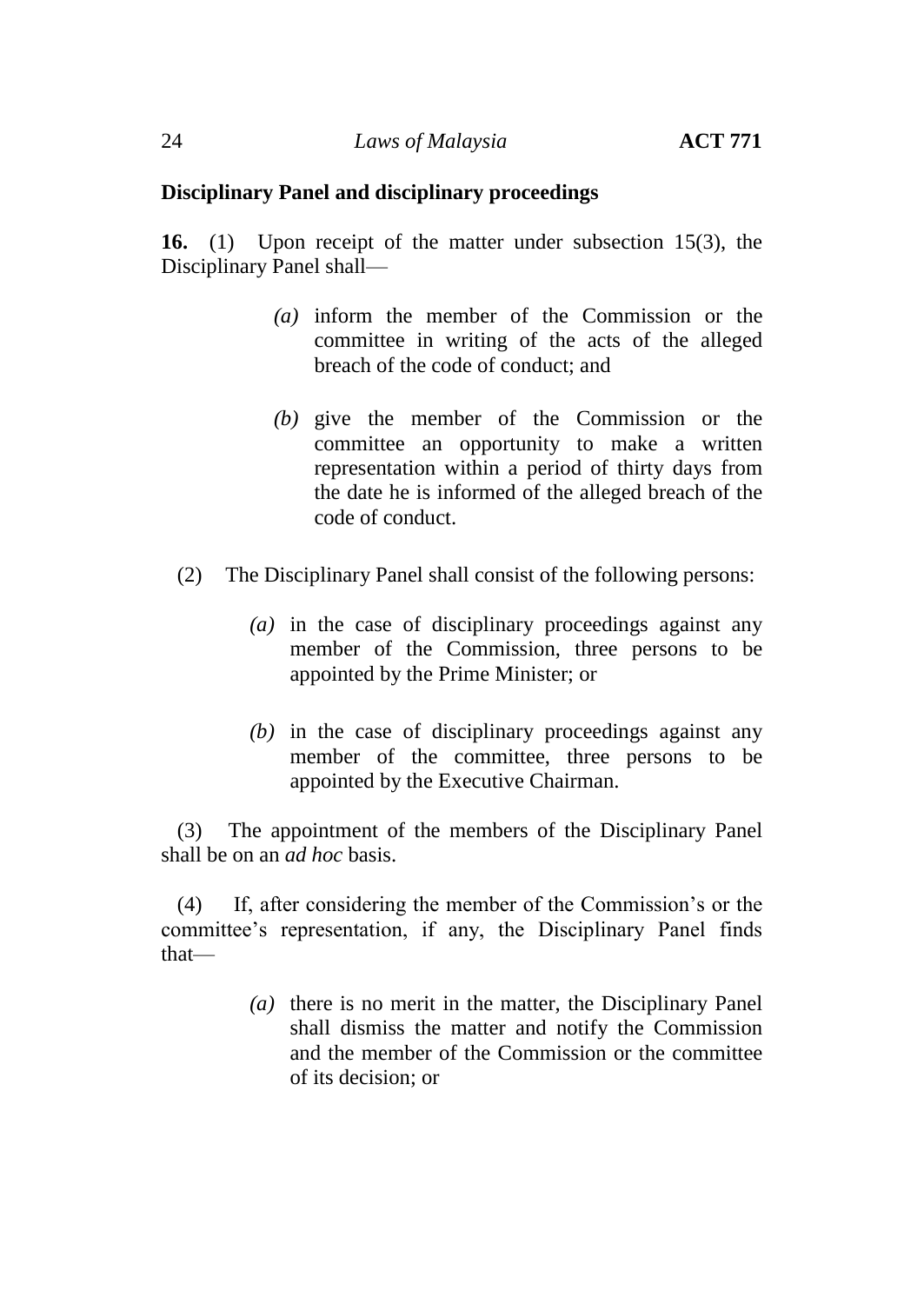**Disciplinary Panel and disciplinary proceedings**

**16.** (1) Upon receipt of the matter under subsection 15(3), the Disciplinary Panel shall—

*(a)* inform the member of the Commission or the committee in writing of the acts of the alleged breach of the code of conduct; and

*(b)* give the member of the Commission or the committee an opportunity to make a written representation within a period of thirty days from the date he is informed of the alleged breach of the code of conduct.

(2) The Disciplinary Panel shall consist of the following persons:

*(a)* in the case of disciplinary proceedings against any member of the Commission, three persons to be appointed by the Prime Minister; or

*(b)* in the case of disciplinary proceedings against any member of the committee, three persons to be appointed by the Executive Chairman.

(3) The appointment of the members of the Disciplinary Panel shall be on an *ad hoc* basis.

(4) If, after considering the member of the Commission's or the committee's representation, if any, the Disciplinary Panel finds that—

*(a)* there is no merit in the matter, the Disciplinary Panel shall dismiss the matter and notify the Commission and the member of the Commission or the committee of its decision; or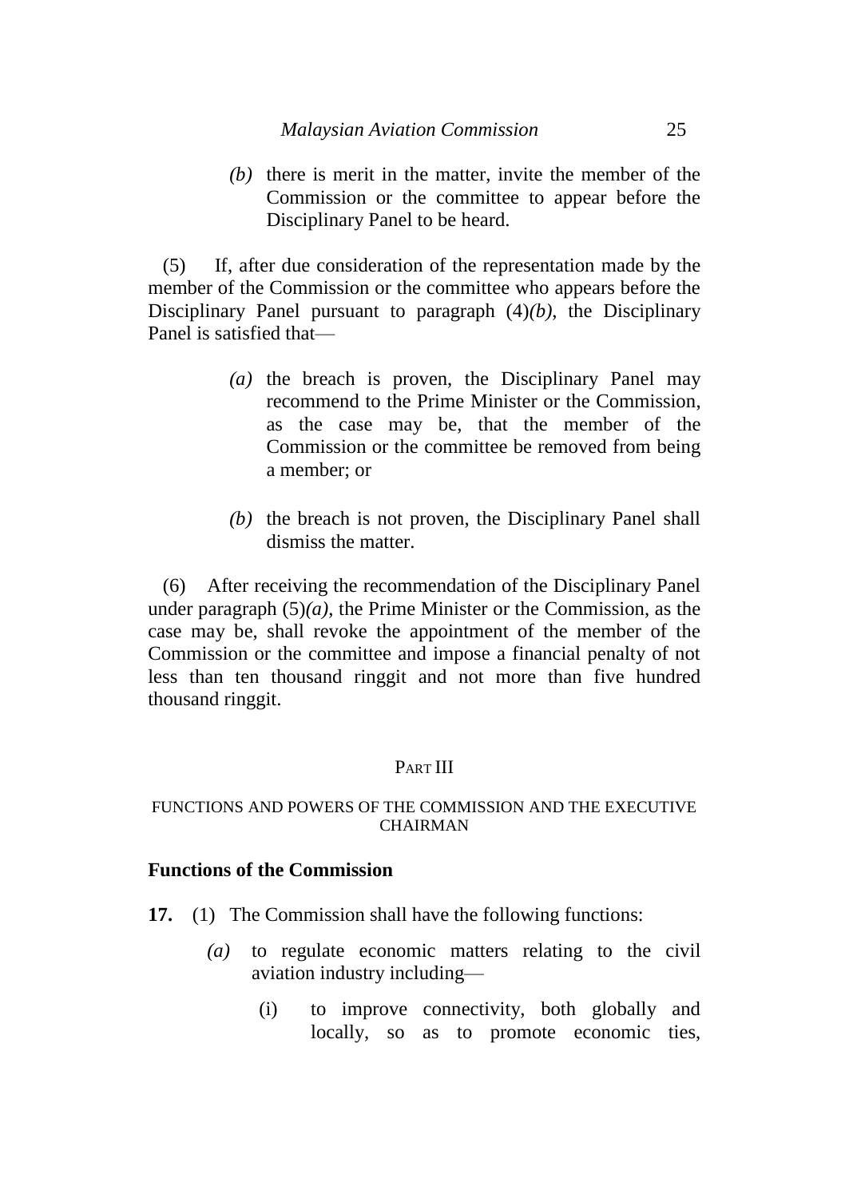*(b)* there is merit in the matter, invite the member of the Commission or the committee to appear before the Disciplinary Panel to be heard.

(5) If, after due consideration of the representation made by the member of the Commission or the committee who appears before the Disciplinary Panel pursuant to paragraph (4)*(b)*, the Disciplinary Panel is satisfied that—

*(a)* the breach is proven, the Disciplinary Panel may recommend to the Prime Minister or the Commission, as the case may be, that the member of the Commission or the committee be removed from being a member; or

*(b)* the breach is not proven, the Disciplinary Panel shall dismiss the matter.

(6) After receiving the recommendation of the Disciplinary Panel under paragraph (5)*(a)*, the Prime Minister or the Commission, as the case may be, shall revoke the appointment of the member of the Commission or the committee and impose a financial penalty of not less than ten thousand ringgit and not more than five hundred thousand ringgit.

## PART III

## FUNCTIONS AND POWERS OF THE COMMISSION AND THE EXECUTIVE CHAIRMAN

### Functions of the Commission

**17.** (1) The Commission shall have the following functions:

*(a)* to regulate economic matters relating to the civil aviation industry including—

(i) to improve connectivity, both globally and locally, so as to promote economic ties,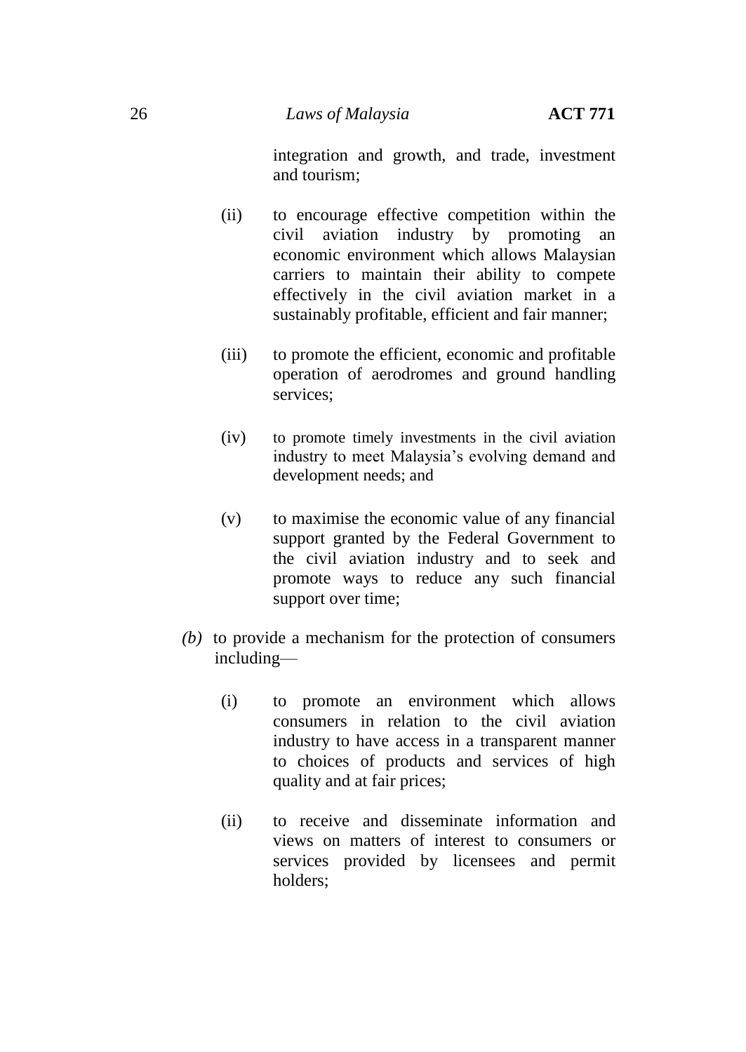integration and growth, and trade, investment and tourism;

(ii) to encourage effective competition within the civil aviation industry by promoting an economic environment which allows Malaysian carriers to maintain their ability to compete effectively in the civil aviation market in a sustainably profitable, efficient and fair manner;

(iii) to promote the efficient, economic and profitable operation of aerodromes and ground handling services;

(iv) to promote timely investments in the civil aviation industry to meet Malaysia's evolving demand and development needs; and

(v) to maximise the economic value of any financial support granted by the Federal Government to the civil aviation industry and to seek and promote ways to reduce any such financial support over time;

*(b)* to provide a mechanism for the protection of consumers including—

(i) to promote an environment which allows consumers in relation to the civil aviation industry to have access in a transparent manner to choices of products and services of high quality and at fair prices;

(ii) to receive and disseminate information and views on matters of interest to consumers or services provided by licensees and permit holders;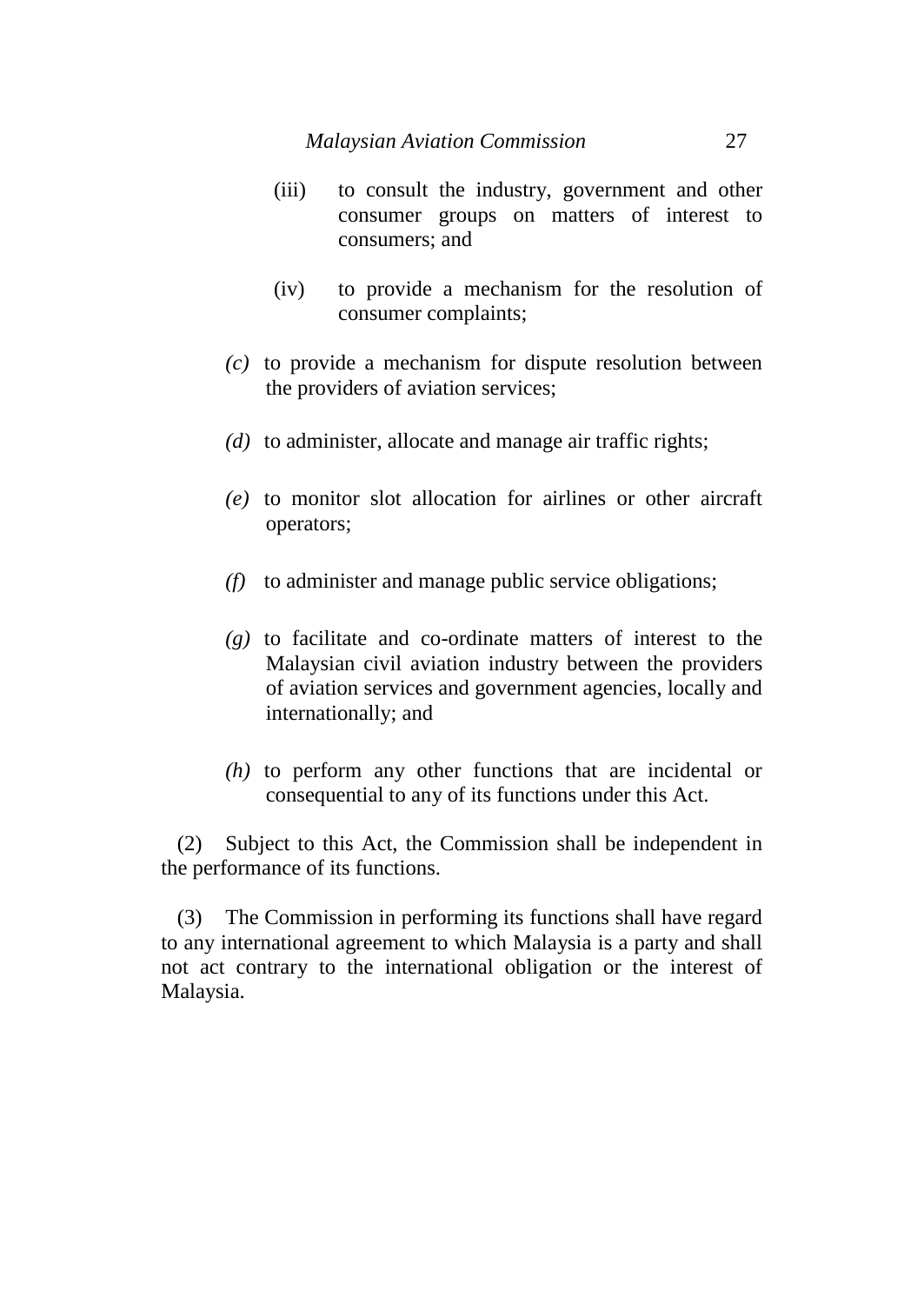(iii) to consult the industry, government and other consumer groups on matters of interest to consumers; and

(iv) to provide a mechanism for the resolution of consumer complaints;

*(c)* to provide a mechanism for dispute resolution between the providers of aviation services;

*(d)* to administer, allocate and manage air traffic rights;

*(e)* to monitor slot allocation for airlines or other aircraft operators;

*(f)* to administer and manage public service obligations;

*(g)* to facilitate and co-ordinate matters of interest to the Malaysian civil aviation industry between the providers of aviation services and government agencies, locally and internationally; and

*(h)* to perform any other functions that are incidental or consequential to any of its functions under this Act.

(2) Subject to this Act, the Commission shall be independent in the performance of its functions.

(3) The Commission in performing its functions shall have regard to any international agreement to which Malaysia is a party and shall not act contrary to the international obligation or the interest of Malaysia.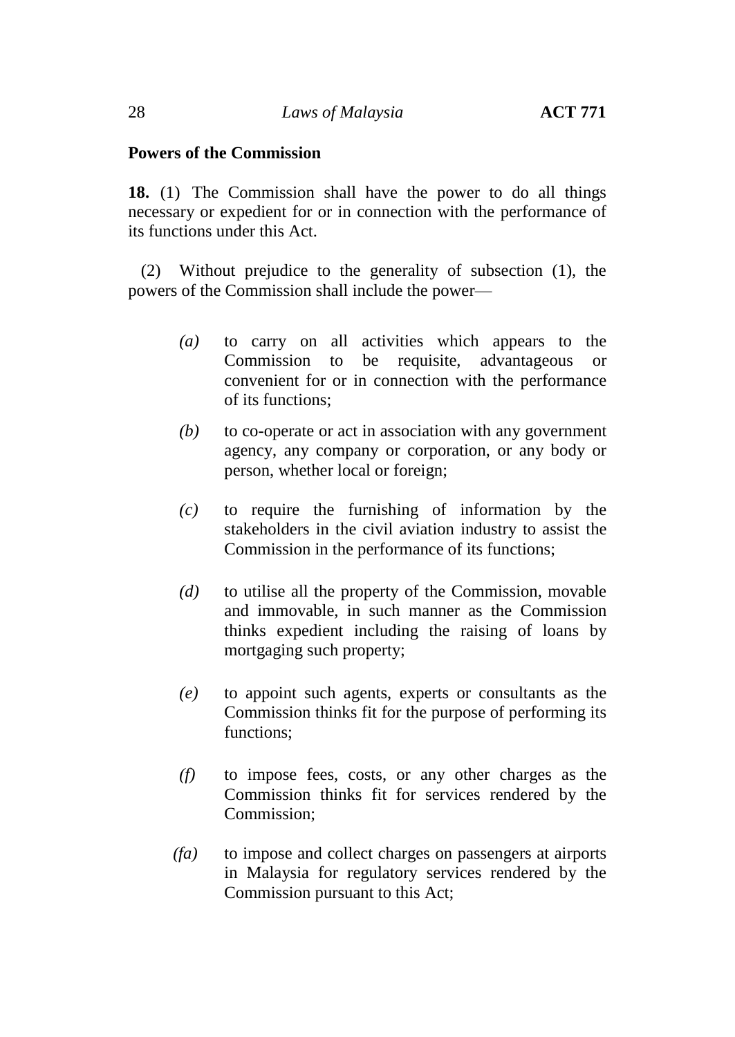**Powers of the Commission**

**18.** (1) The Commission shall have the power to do all things necessary or expedient for or in connection with the performance of its functions under this Act.

(2) Without prejudice to the generality of subsection (1), the powers of the Commission shall include the power—

*(a)* to carry on all activities which appears to the Commission to be requisite, advantageous or convenient for or in connection with the performance of its functions;

*(b)* to co-operate or act in association with any government agency, any company or corporation, or any body or person, whether local or foreign;

*(c)* to require the furnishing of information by the stakeholders in the civil aviation industry to assist the Commission in the performance of its functions;

*(d)* to utilise all the property of the Commission, movable and immovable, in such manner as the Commission thinks expedient including the raising of loans by mortgaging such property;

*(e)* to appoint such agents, experts or consultants as the Commission thinks fit for the purpose of performing its functions;

*(f)* to impose fees, costs, or any other charges as the Commission thinks fit for services rendered by the Commission;

*(fa)* to impose and collect charges on passengers at airports in Malaysia for regulatory services rendered by the Commission pursuant to this Act;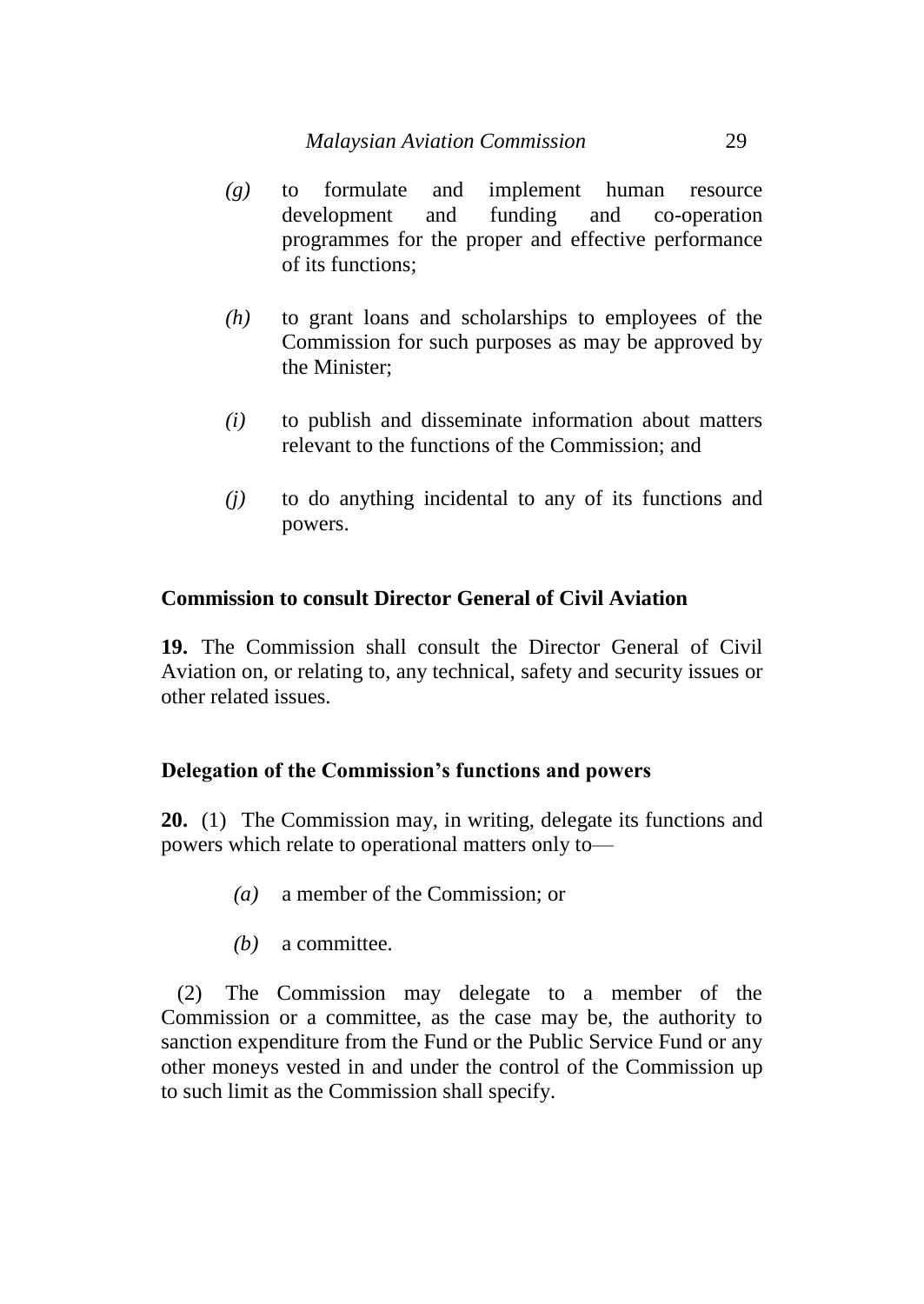*(g)* to formulate and implement human resource development and funding and co-operation programmes for the proper and effective performance of its functions;

*(h)* to grant loans and scholarships to employees of the Commission for such purposes as may be approved by the Minister;

*(i)* to publish and disseminate information about matters relevant to the functions of the Commission; and

*(j)* to do anything incidental to any of its functions and powers.

**Commission to consult Director General of Civil Aviation**

**19.** The Commission shall consult the Director General of Civil Aviation on, or relating to, any technical, safety and security issues or other related issues.

**Delegation of the Commission's functions and powers**

**20.** (1) The Commission may, in writing, delegate its functions and powers which relate to operational matters only to—

*(a)* a member of the Commission; or

*(b)* a committee.

(2) The Commission may delegate to a member of the Commission or a committee, as the case may be, the authority to sanction expenditure from the Fund or the Public Service Fund or any other moneys vested in and under the control of the Commission up to such limit as the Commission shall specify.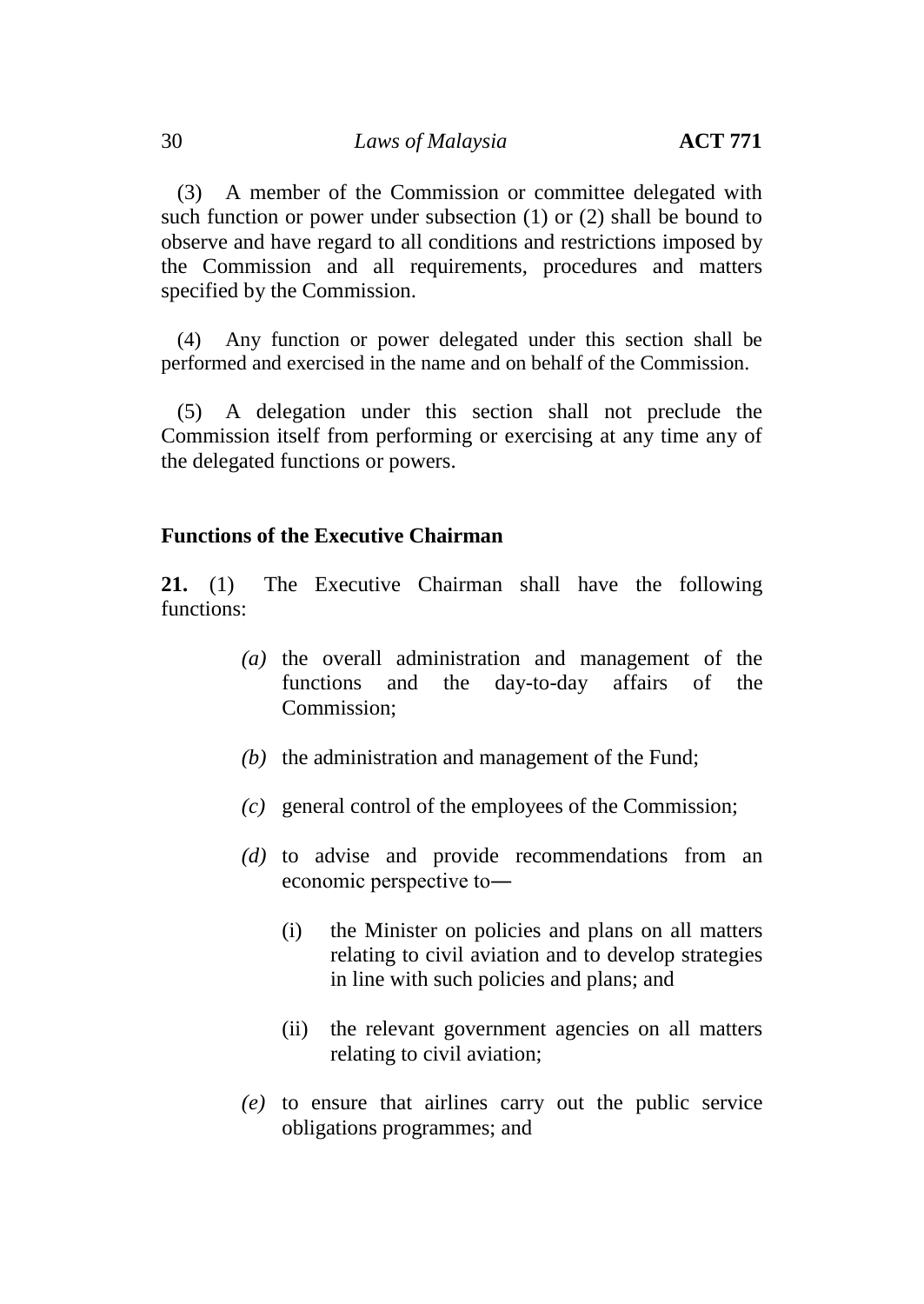(3) A member of the Commission or committee delegated with such function or power under subsection (1) or (2) shall be bound to observe and have regard to all conditions and restrictions imposed by the Commission and all requirements, procedures and matters specified by the Commission.

(4) Any function or power delegated under this section shall be performed and exercised in the name and on behalf of the Commission.

(5) A delegation under this section shall not preclude the Commission itself from performing or exercising at any time any of the delegated functions or powers.

**Functions of the Executive Chairman**

**21.** (1) The Executive Chairman shall have the following functions:

*(a)* the overall administration and management of the functions and the day-to-day affairs of the Commission;

*(b)* the administration and management of the Fund;

*(c)* general control of the employees of the Commission;

*(d)* to advise and provide recommendations from an economic perspective to—

(i) the Minister on policies and plans on all matters relating to civil aviation and to develop strategies in line with such policies and plans; and

(ii) the relevant government agencies on all matters relating to civil aviation;

*(e)* to ensure that airlines carry out the public service obligations programmes; and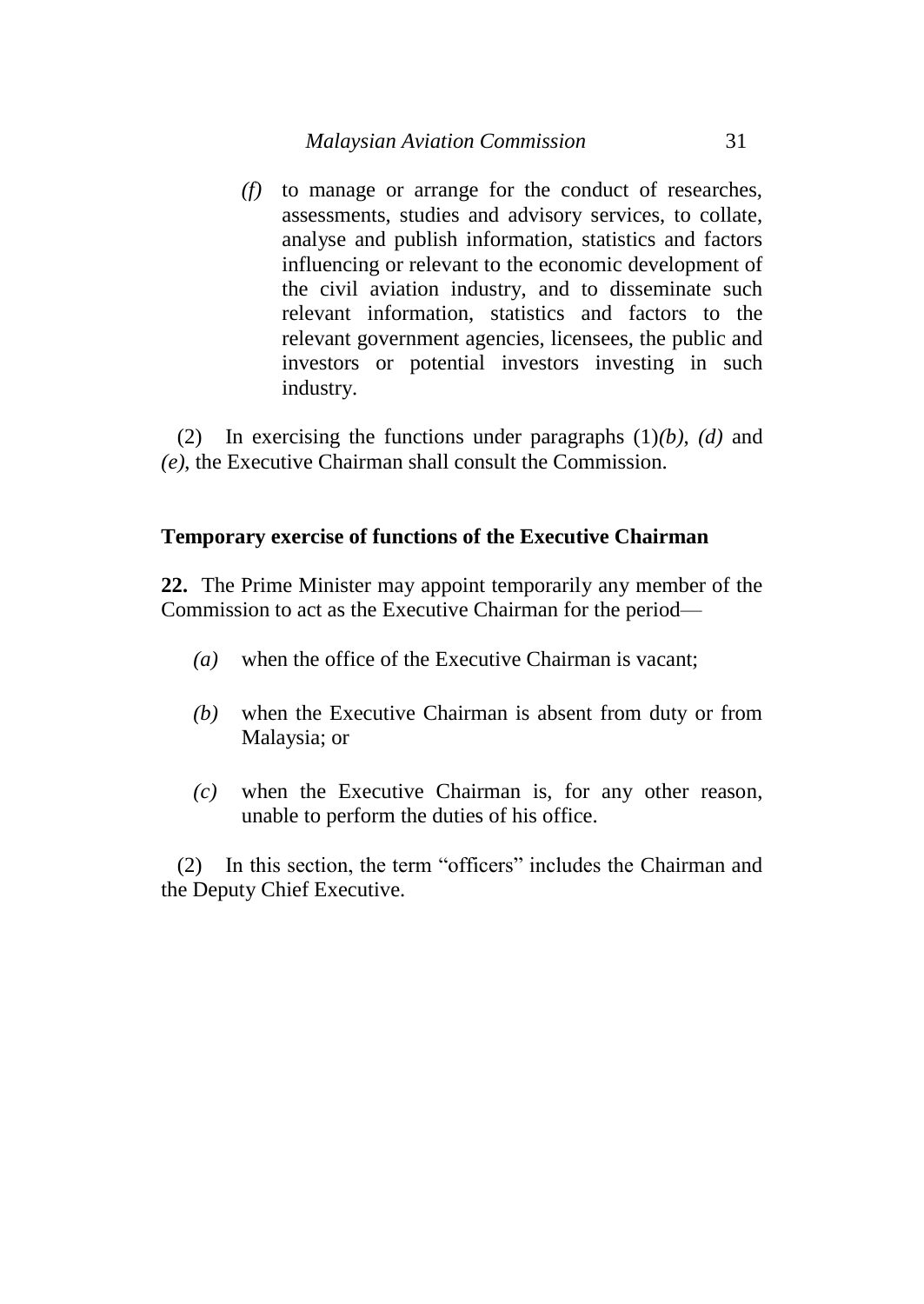*(f)* to manage or arrange for the conduct of researches, assessments, studies and advisory services, to collate, analyse and publish information, statistics and factors influencing or relevant to the economic development of the civil aviation industry, and to disseminate such relevant information, statistics and factors to the relevant government agencies, licensees, the public and investors or potential investors investing in such industry.

(2) In exercising the functions under paragraphs (1)*(b)*, *(d)* and *(e)*, the Executive Chairman shall consult the Commission.

**Temporary exercise of functions of the Executive Chairman**

**22.** The Prime Minister may appoint temporarily any member of the Commission to act as the Executive Chairman for the period—

*(a)* when the office of the Executive Chairman is vacant;

*(b)* when the Executive Chairman is absent from duty or from Malaysia; or

*(c)* when the Executive Chairman is, for any other reason, unable to perform the duties of his office.

(2) In this section, the term "officers" includes the Chairman and the Deputy Chief Executive.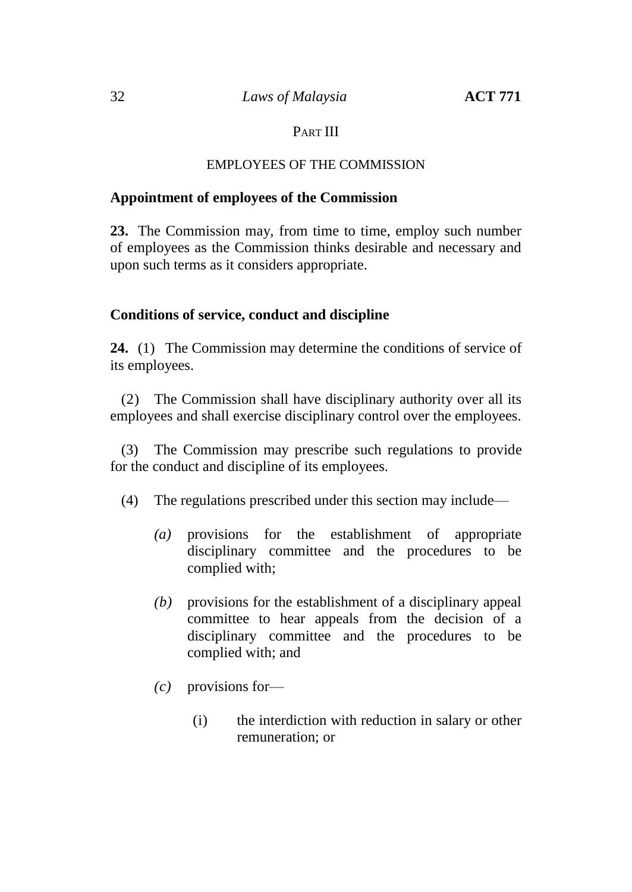PART III

EMPLOYEES OF THE COMMISSION

**Appointment of employees of the Commission**

**23.** The Commission may, from time to time, employ such number of employees as the Commission thinks desirable and necessary and upon such terms as it considers appropriate.

**Conditions of service, conduct and discipline**

**24.** (1) The Commission may determine the conditions of service of its employees.

(2) The Commission shall have disciplinary authority over all its employees and shall exercise disciplinary control over the employees.

(3) The Commission may prescribe such regulations to provide for the conduct and discipline of its employees.

(4) The regulations prescribed under this section may include—

*(a)* provisions for the establishment of appropriate disciplinary committee and the procedures to be complied with;

*(b)* provisions for the establishment of a disciplinary appeal committee to hear appeals from the decision of a disciplinary committee and the procedures to be complied with; and

*(c)* provisions for—

(i) the interdiction with reduction in salary or other remuneration; or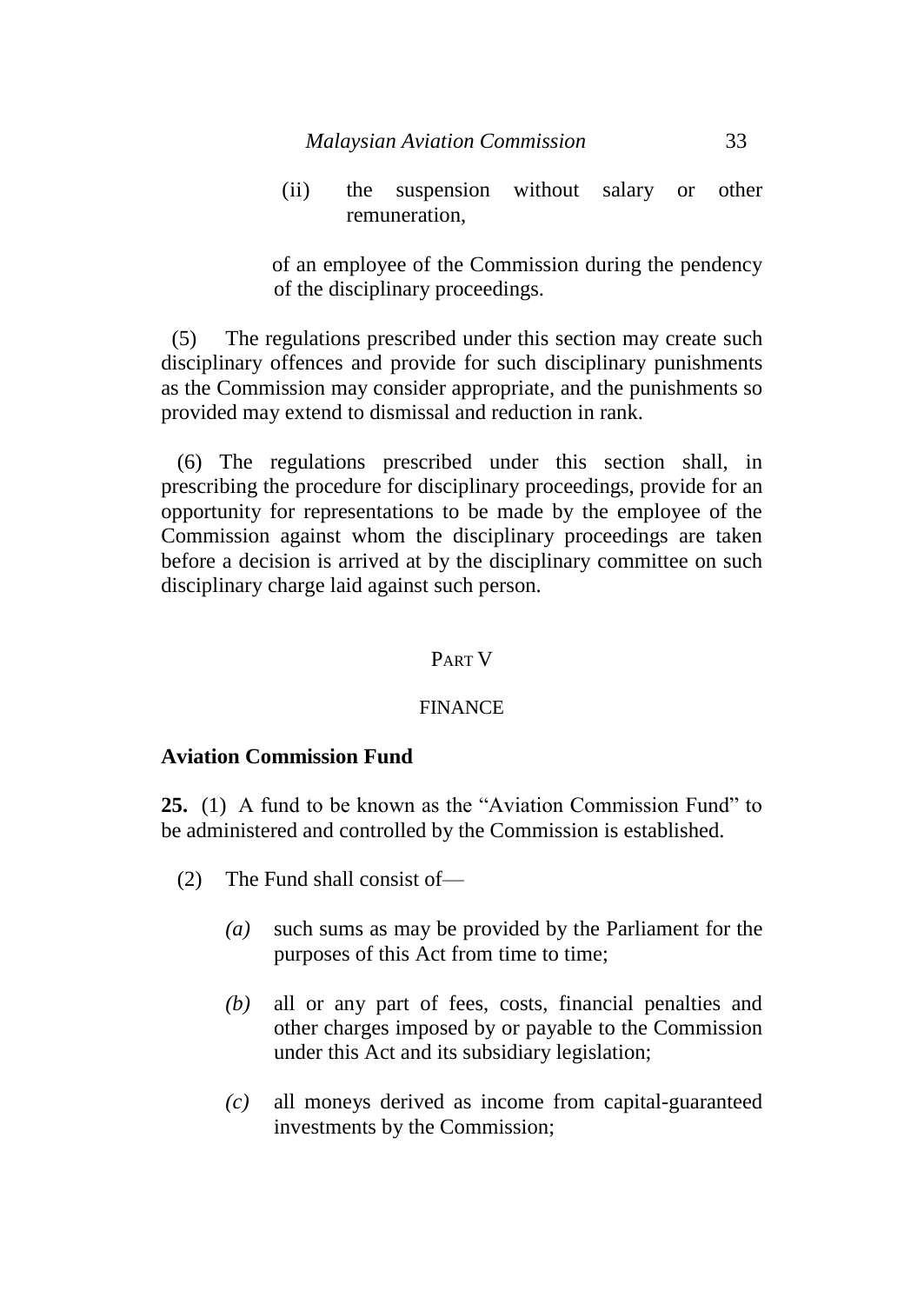(ii) the suspension without salary or other remuneration,

of an employee of the Commission during the pendency of the disciplinary proceedings.

(5) The regulations prescribed under this section may create such disciplinary offences and provide for such disciplinary punishments as the Commission may consider appropriate, and the punishments so provided may extend to dismissal and reduction in rank.

(6) The regulations prescribed under this section shall, in prescribing the procedure for disciplinary proceedings, provide for an opportunity for representations to be made by the employee of the Commission against whom the disciplinary proceedings are taken before a decision is arrived at by the disciplinary committee on such disciplinary charge laid against such person.

## PART V

## FINANCE

### Aviation Commission Fund

**25.** (1) A fund to be known as the "Aviation Commission Fund" to be administered and controlled by the Commission is established.

(2) The Fund shall consist of—

*(a)* such sums as may be provided by the Parliament for the purposes of this Act from time to time;

*(b)* all or any part of fees, costs, financial penalties and other charges imposed by or payable to the Commission under this Act and its subsidiary legislation;

*(c)* all moneys derived as income from capital-guaranteed investments by the Commission;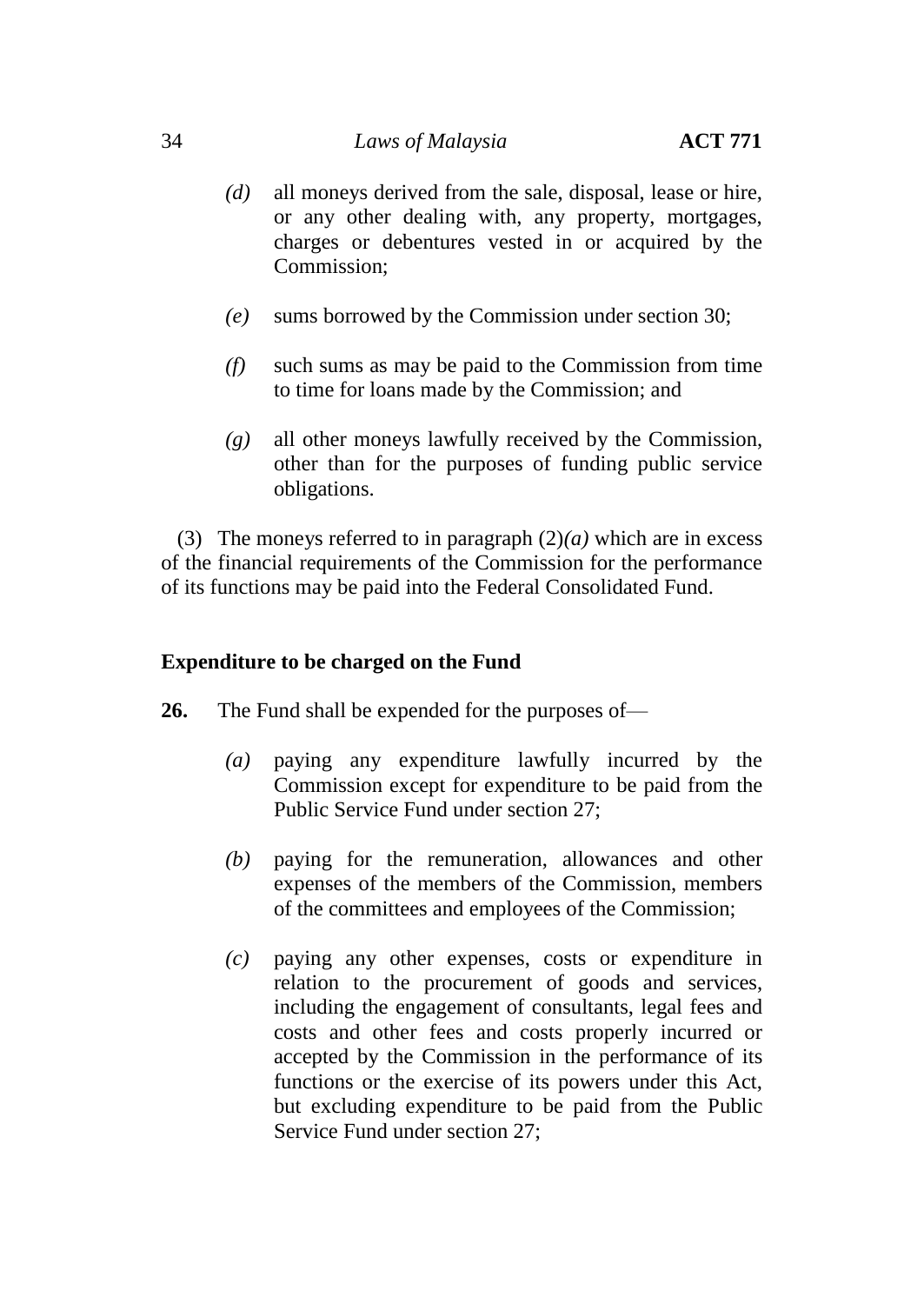*(d)* all moneys derived from the sale, disposal, lease or hire, or any other dealing with, any property, mortgages, charges or debentures vested in or acquired by the Commission;

*(e)* sums borrowed by the Commission under section 30;

*(f)* such sums as may be paid to the Commission from time to time for loans made by the Commission; and

*(g)* all other moneys lawfully received by the Commission, other than for the purposes of funding public service obligations.

(3) The moneys referred to in paragraph (2)*(a)* which are in excess of the financial requirements of the Commission for the performance of its functions may be paid into the Federal Consolidated Fund.

**Expenditure to be charged on the Fund**

**26.** The Fund shall be expended for the purposes of—

*(a)* paying any expenditure lawfully incurred by the Commission except for expenditure to be paid from the Public Service Fund under section 27;

*(b)* paying for the remuneration, allowances and other expenses of the members of the Commission, members of the committees and employees of the Commission;

*(c)* paying any other expenses, costs or expenditure in relation to the procurement of goods and services, including the engagement of consultants, legal fees and costs and other fees and costs properly incurred or accepted by the Commission in the performance of its functions or the exercise of its powers under this Act, but excluding expenditure to be paid from the Public Service Fund under section 27;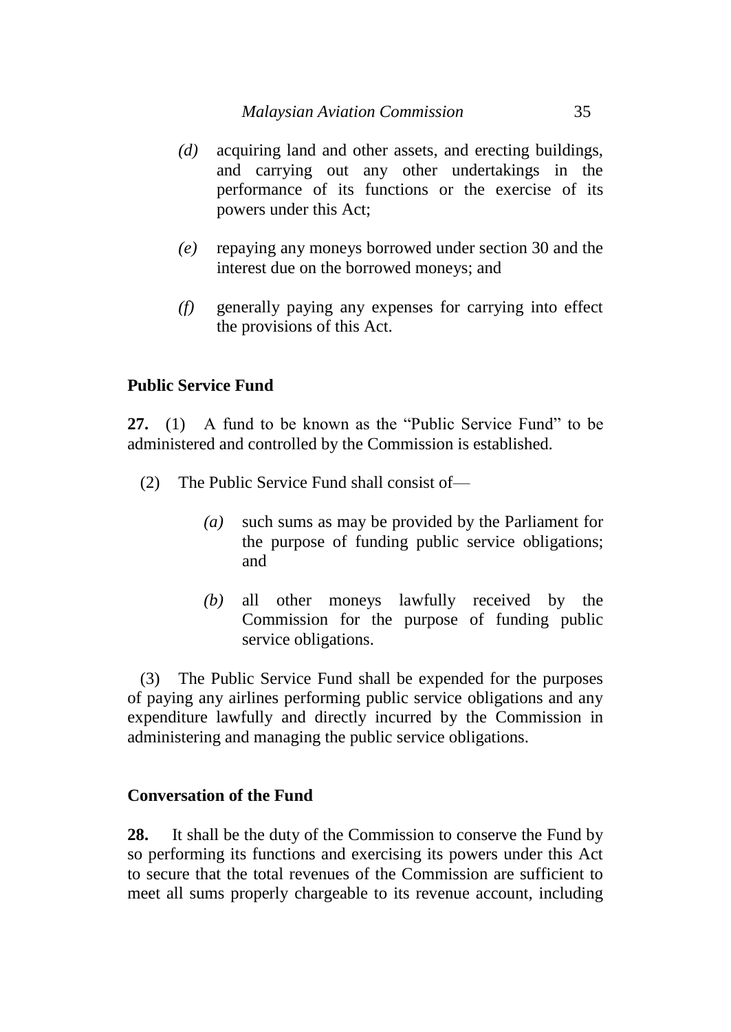*(d)* acquiring land and other assets, and erecting buildings, and carrying out any other undertakings in the performance of its functions or the exercise of its powers under this Act;

*(e)* repaying any moneys borrowed under section 30 and the interest due on the borrowed moneys; and

*(f)* generally paying any expenses for carrying into effect the provisions of this Act.

**Public Service Fund**

**27.** (1) A fund to be known as the "Public Service Fund" to be administered and controlled by the Commission is established.

(2) The Public Service Fund shall consist of—

*(a)* such sums as may be provided by the Parliament for the purpose of funding public service obligations; and

*(b)* all other moneys lawfully received by the Commission for the purpose of funding public service obligations.

(3) The Public Service Fund shall be expended for the purposes of paying any airlines performing public service obligations and any expenditure lawfully and directly incurred by the Commission in administering and managing the public service obligations.

**Conversation of the Fund**

**28.** It shall be the duty of the Commission to conserve the Fund by so performing its functions and exercising its powers under this Act to secure that the total revenues of the Commission are sufficient to meet all sums properly chargeable to its revenue account, including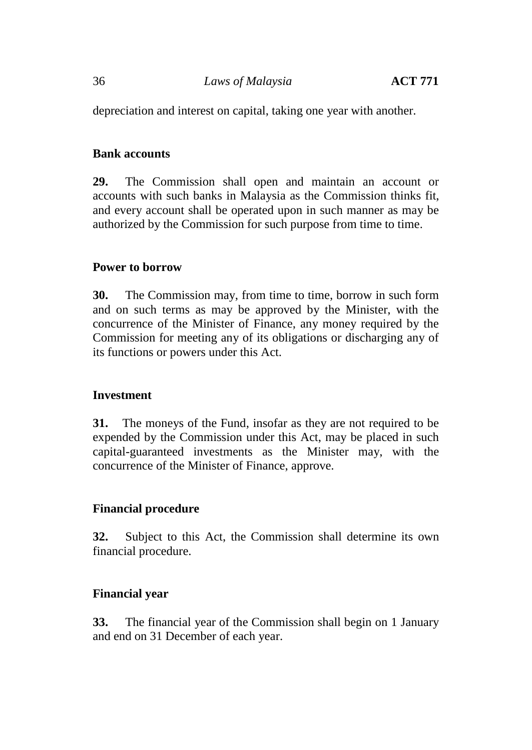depreciation and interest on capital, taking one year with another.

**Bank accounts**

**29.** The Commission shall open and maintain an account or accounts with such banks in Malaysia as the Commission thinks fit, and every account shall be operated upon in such manner as may be authorized by the Commission for such purpose from time to time.

**Power to borrow**

**30.** The Commission may, from time to time, borrow in such form and on such terms as may be approved by the Minister, with the concurrence of the Minister of Finance, any money required by the Commission for meeting any of its obligations or discharging any of its functions or powers under this Act.

**Investment**

**31.** The moneys of the Fund, insofar as they are not required to be expended by the Commission under this Act, may be placed in such capital-guaranteed investments as the Minister may, with the concurrence of the Minister of Finance, approve.

**Financial procedure**

**32.** Subject to this Act, the Commission shall determine its own financial procedure.

**Financial year**

**33.** The financial year of the Commission shall begin on 1 January and end on 31 December of each year.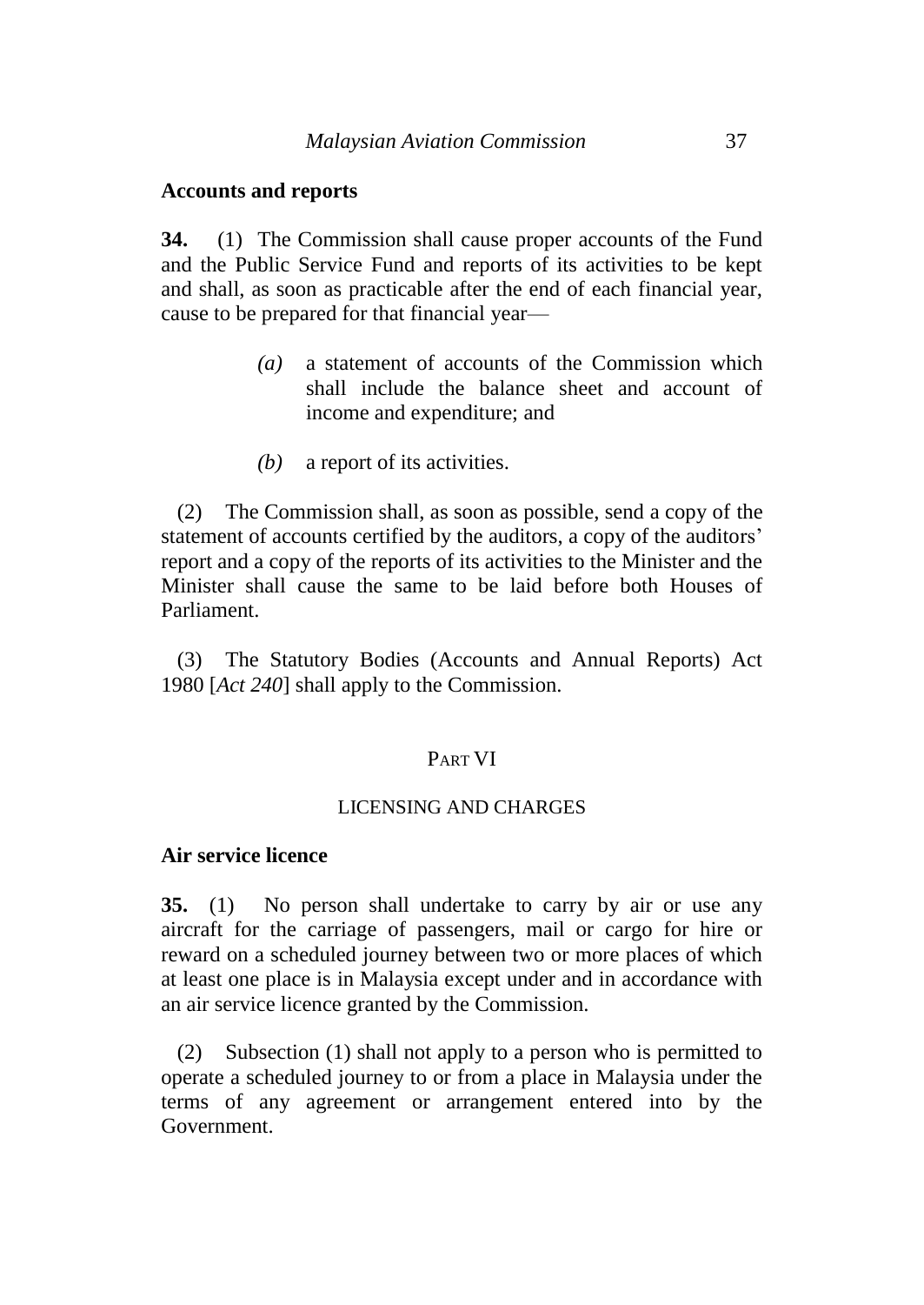**Accounts and reports**

**34.** (1) The Commission shall cause proper accounts of the Fund and the Public Service Fund and reports of its activities to be kept and shall, as soon as practicable after the end of each financial year, cause to be prepared for that financial year—

> *(a)* a statement of accounts of the Commission which shall include the balance sheet and account of income and expenditure; and
>
> *(b)* a report of its activities.

(2) The Commission shall, as soon as possible, send a copy of the statement of accounts certified by the auditors, a copy of the auditors' report and a copy of the reports of its activities to the Minister and the Minister shall cause the same to be laid before both Houses of Parliament.

(3) The Statutory Bodies (Accounts and Annual Reports) Act 1980 [*Act 240*] shall apply to the Commission.

## PART VI

## LICENSING AND CHARGES

**Air service licence**

**35.** (1) No person shall undertake to carry by air or use any aircraft for the carriage of passengers, mail or cargo for hire or reward on a scheduled journey between two or more places of which at least one place is in Malaysia except under and in accordance with an air service licence granted by the Commission.

(2) Subsection (1) shall not apply to a person who is permitted to operate a scheduled journey to or from a place in Malaysia under the terms of any agreement or arrangement entered into by the Government.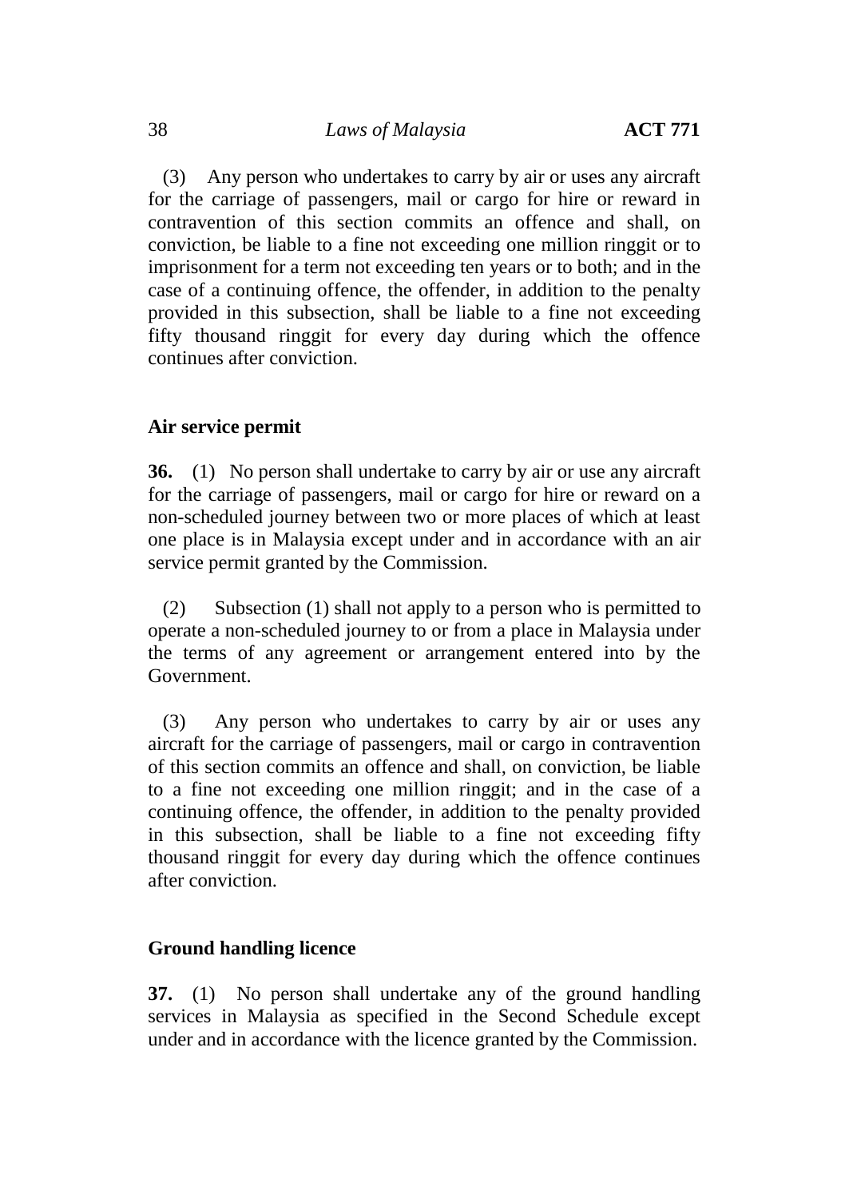(3) Any person who undertakes to carry by air or uses any aircraft for the carriage of passengers, mail or cargo for hire or reward in contravention of this section commits an offence and shall, on conviction, be liable to a fine not exceeding one million ringgit or to imprisonment for a term not exceeding ten years or to both; and in the case of a continuing offence, the offender, in addition to the penalty provided in this subsection, shall be liable to a fine not exceeding fifty thousand ringgit for every day during which the offence continues after conviction.

**Air service permit**

**36.** (1) No person shall undertake to carry by air or use any aircraft for the carriage of passengers, mail or cargo for hire or reward on a non-scheduled journey between two or more places of which at least one place is in Malaysia except under and in accordance with an air service permit granted by the Commission.

(2) Subsection (1) shall not apply to a person who is permitted to operate a non-scheduled journey to or from a place in Malaysia under the terms of any agreement or arrangement entered into by the Government.

(3) Any person who undertakes to carry by air or uses any aircraft for the carriage of passengers, mail or cargo in contravention of this section commits an offence and shall, on conviction, be liable to a fine not exceeding one million ringgit; and in the case of a continuing offence, the offender, in addition to the penalty provided in this subsection, shall be liable to a fine not exceeding fifty thousand ringgit for every day during which the offence continues after conviction.

**Ground handling licence**

**37.** (1) No person shall undertake any of the ground handling services in Malaysia as specified in the Second Schedule except under and in accordance with the licence granted by the Commission.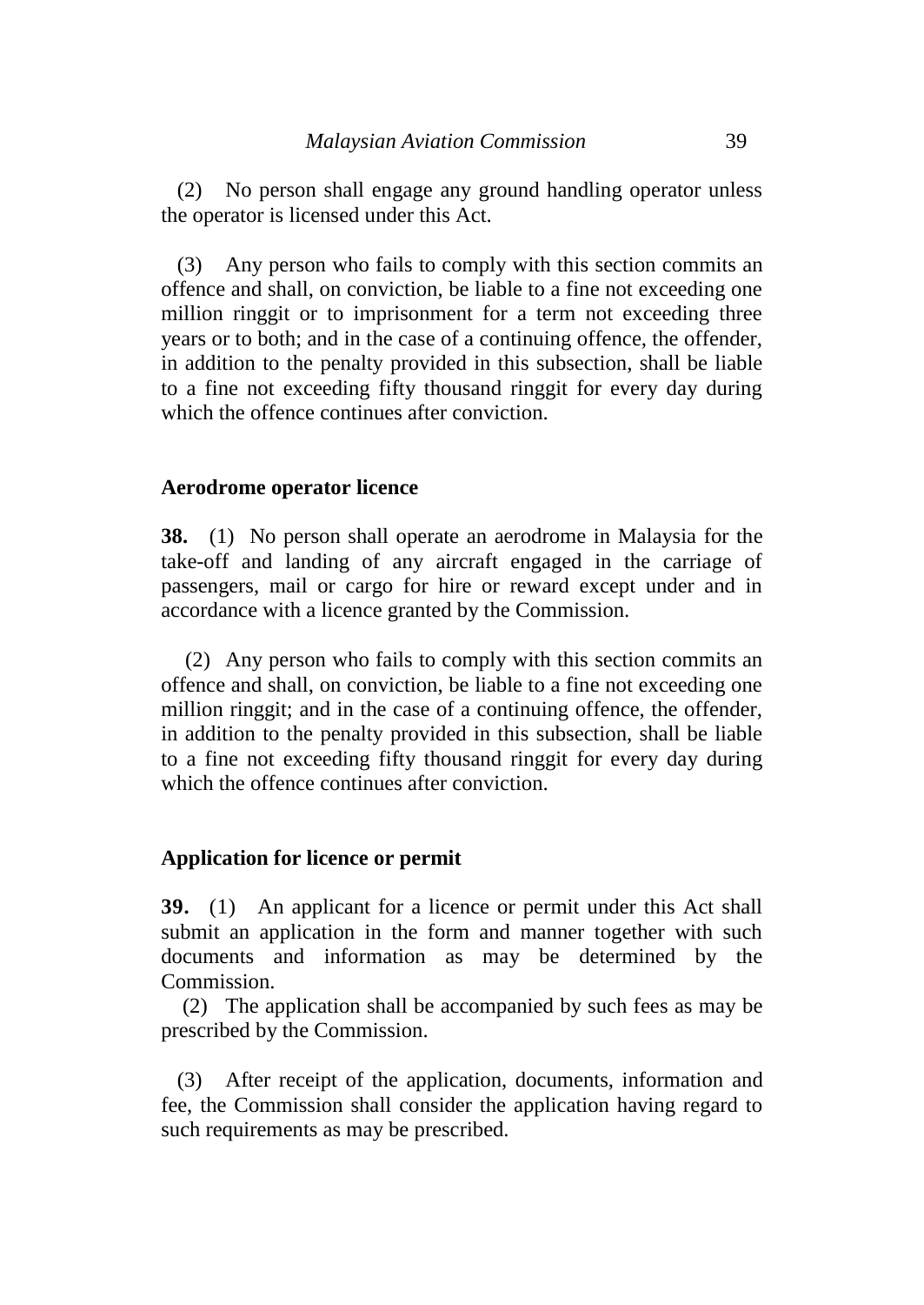(2) No person shall engage any ground handling operator unless the operator is licensed under this Act.

(3) Any person who fails to comply with this section commits an offence and shall, on conviction, be liable to a fine not exceeding one million ringgit or to imprisonment for a term not exceeding three years or to both; and in the case of a continuing offence, the offender, in addition to the penalty provided in this subsection, shall be liable to a fine not exceeding fifty thousand ringgit for every day during which the offence continues after conviction.

### Aerodrome operator licence

**38.** (1) No person shall operate an aerodrome in Malaysia for the take-off and landing of any aircraft engaged in the carriage of passengers, mail or cargo for hire or reward except under and in accordance with a licence granted by the Commission.

(2) Any person who fails to comply with this section commits an offence and shall, on conviction, be liable to a fine not exceeding one million ringgit; and in the case of a continuing offence, the offender, in addition to the penalty provided in this subsection, shall be liable to a fine not exceeding fifty thousand ringgit for every day during which the offence continues after conviction.

### Application for licence or permit

**39.** (1) An applicant for a licence or permit under this Act shall submit an application in the form and manner together with such documents and information as may be determined by the Commission.

(2) The application shall be accompanied by such fees as may be prescribed by the Commission.

(3) After receipt of the application, documents, information and fee, the Commission shall consider the application having regard to such requirements as may be prescribed.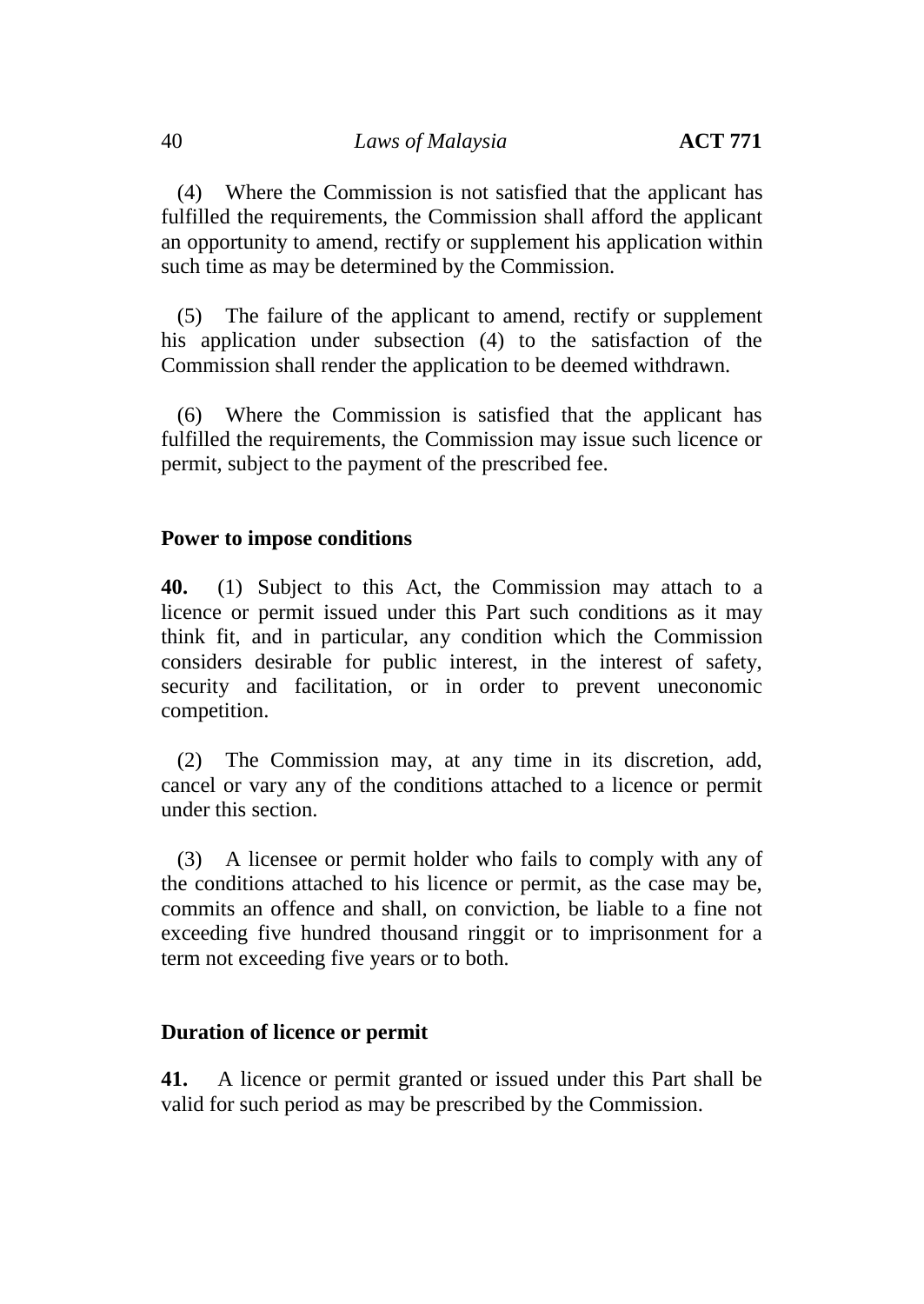(4) Where the Commission is not satisfied that the applicant has fulfilled the requirements, the Commission shall afford the applicant an opportunity to amend, rectify or supplement his application within such time as may be determined by the Commission.

(5) The failure of the applicant to amend, rectify or supplement his application under subsection (4) to the satisfaction of the Commission shall render the application to be deemed withdrawn.

(6) Where the Commission is satisfied that the applicant has fulfilled the requirements, the Commission may issue such licence or permit, subject to the payment of the prescribed fee.

**Power to impose conditions**

**40.** (1) Subject to this Act, the Commission may attach to a licence or permit issued under this Part such conditions as it may think fit, and in particular, any condition which the Commission considers desirable for public interest, in the interest of safety, security and facilitation, or in order to prevent uneconomic competition.

(2) The Commission may, at any time in its discretion, add, cancel or vary any of the conditions attached to a licence or permit under this section.

(3) A licensee or permit holder who fails to comply with any of the conditions attached to his licence or permit, as the case may be, commits an offence and shall, on conviction, be liable to a fine not exceeding five hundred thousand ringgit or to imprisonment for a term not exceeding five years or to both.

**Duration of licence or permit**

**41.** A licence or permit granted or issued under this Part shall be valid for such period as may be prescribed by the Commission.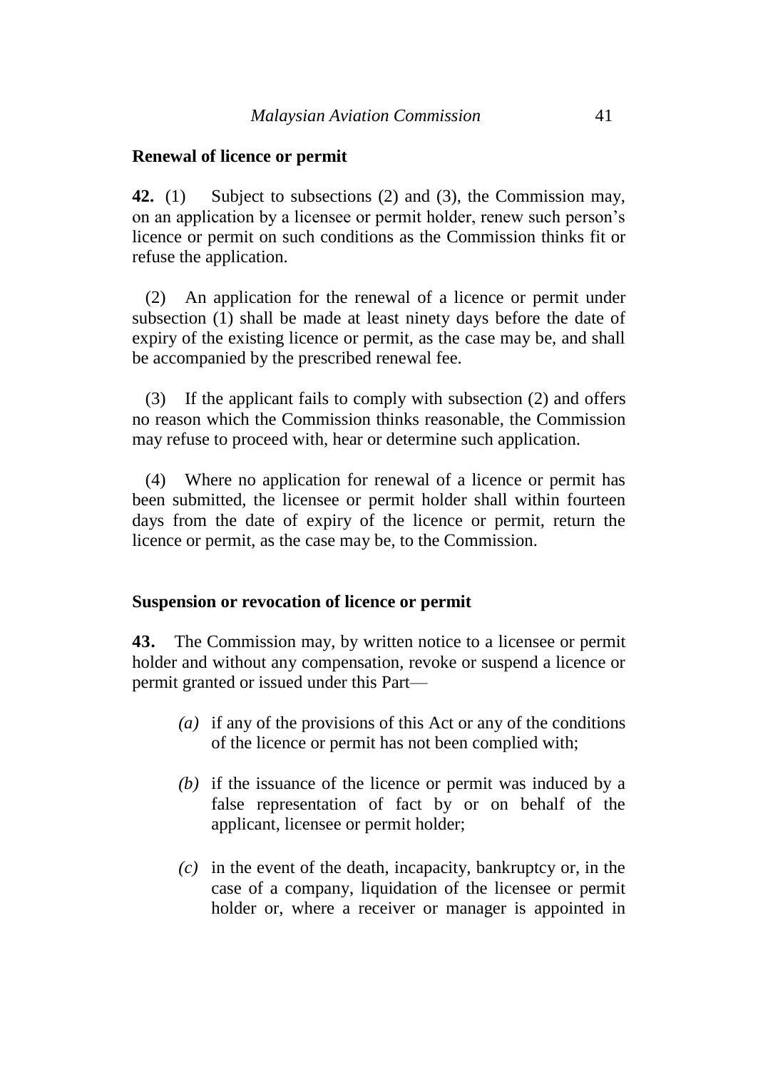**Renewal of licence or permit**

**42.** (1) Subject to subsections (2) and (3), the Commission may, on an application by a licensee or permit holder, renew such person's licence or permit on such conditions as the Commission thinks fit or refuse the application.

(2) An application for the renewal of a licence or permit under subsection (1) shall be made at least ninety days before the date of expiry of the existing licence or permit, as the case may be, and shall be accompanied by the prescribed renewal fee.

(3) If the applicant fails to comply with subsection (2) and offers no reason which the Commission thinks reasonable, the Commission may refuse to proceed with, hear or determine such application.

(4) Where no application for renewal of a licence or permit has been submitted, the licensee or permit holder shall within fourteen days from the date of expiry of the licence or permit, return the licence or permit, as the case may be, to the Commission.

**Suspension or revocation of licence or permit**

**43.** The Commission may, by written notice to a licensee or permit holder and without any compensation, revoke or suspend a licence or permit granted or issued under this Part—

*(a)* if any of the provisions of this Act or any of the conditions of the licence or permit has not been complied with;

*(b)* if the issuance of the licence or permit was induced by a false representation of fact by or on behalf of the applicant, licensee or permit holder;

*(c)* in the event of the death, incapacity, bankruptcy or, in the case of a company, liquidation of the licensee or permit holder or, where a receiver or manager is appointed in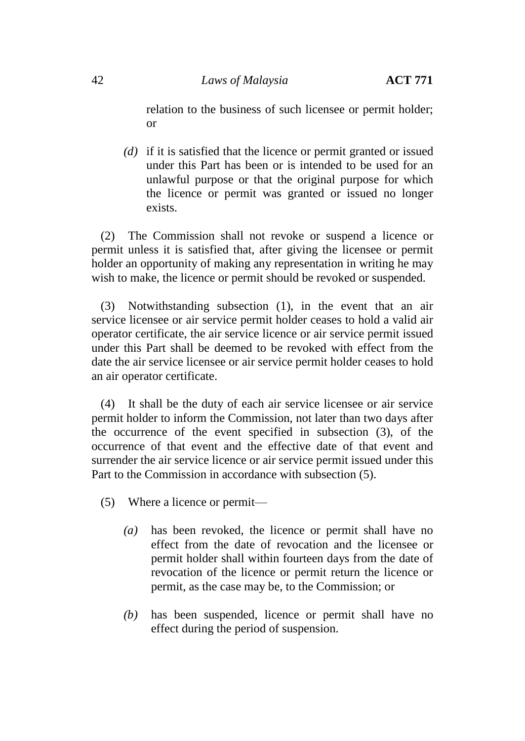relation to the business of such licensee or permit holder; or

*(d)* if it is satisfied that the licence or permit granted or issued under this Part has been or is intended to be used for an unlawful purpose or that the original purpose for which the licence or permit was granted or issued no longer exists.

(2) The Commission shall not revoke or suspend a licence or permit unless it is satisfied that, after giving the licensee or permit holder an opportunity of making any representation in writing he may wish to make, the licence or permit should be revoked or suspended.

(3) Notwithstanding subsection (1), in the event that an air service licensee or air service permit holder ceases to hold a valid air operator certificate, the air service licence or air service permit issued under this Part shall be deemed to be revoked with effect from the date the air service licensee or air service permit holder ceases to hold an air operator certificate.

(4) It shall be the duty of each air service licensee or air service permit holder to inform the Commission, not later than two days after the occurrence of the event specified in subsection (3), of the occurrence of that event and the effective date of that event and surrender the air service licence or air service permit issued under this Part to the Commission in accordance with subsection (5).

(5) Where a licence or permit—

*(a)* has been revoked, the licence or permit shall have no effect from the date of revocation and the licensee or permit holder shall within fourteen days from the date of revocation of the licence or permit return the licence or permit, as the case may be, to the Commission; or

*(b)* has been suspended, licence or permit shall have no effect during the period of suspension.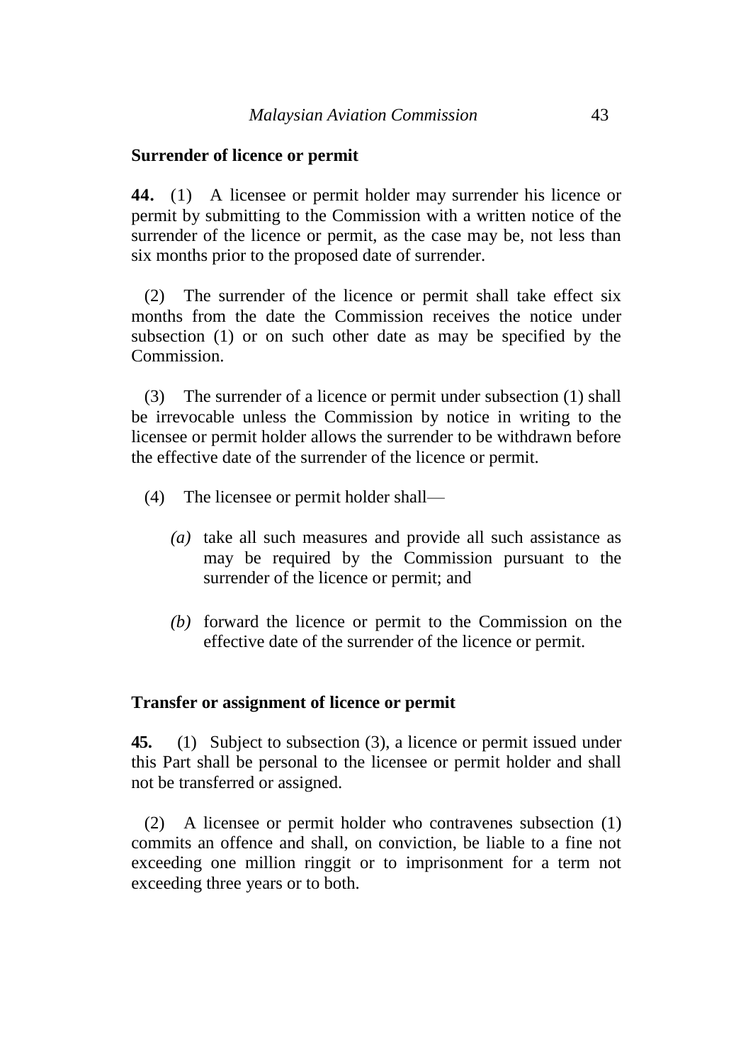**Surrender of licence or permit**

**44.** (1) A licensee or permit holder may surrender his licence or permit by submitting to the Commission with a written notice of the surrender of the licence or permit, as the case may be, not less than six months prior to the proposed date of surrender.

(2) The surrender of the licence or permit shall take effect six months from the date the Commission receives the notice under subsection (1) or on such other date as may be specified by the Commission.

(3) The surrender of a licence or permit under subsection (1) shall be irrevocable unless the Commission by notice in writing to the licensee or permit holder allows the surrender to be withdrawn before the effective date of the surrender of the licence or permit.

(4) The licensee or permit holder shall—

*(a)* take all such measures and provide all such assistance as may be required by the Commission pursuant to the surrender of the licence or permit; and

*(b)* forward the licence or permit to the Commission on the effective date of the surrender of the licence or permit.

**Transfer or assignment of licence or permit**

**45.** (1) Subject to subsection (3), a licence or permit issued under this Part shall be personal to the licensee or permit holder and shall not be transferred or assigned.

(2) A licensee or permit holder who contravenes subsection (1) commits an offence and shall, on conviction, be liable to a fine not exceeding one million ringgit or to imprisonment for a term not exceeding three years or to both.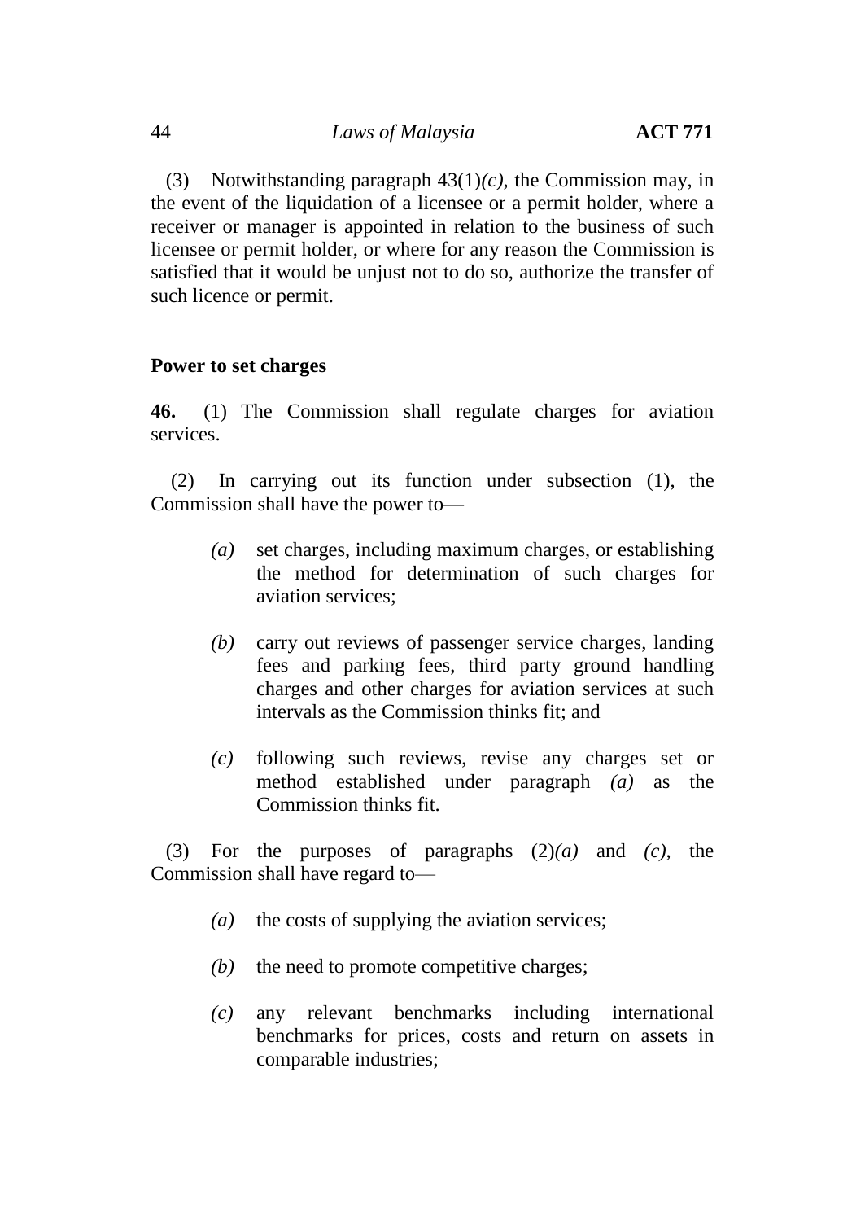(3) Notwithstanding paragraph 43(1)*(c)*, the Commission may, in the event of the liquidation of a licensee or a permit holder, where a receiver or manager is appointed in relation to the business of such licensee or permit holder, or where for any reason the Commission is satisfied that it would be unjust not to do so, authorize the transfer of such licence or permit.

**Power to set charges**

**46.** (1) The Commission shall regulate charges for aviation services.

(2) In carrying out its function under subsection (1), the Commission shall have the power to—

*(a)* set charges, including maximum charges, or establishing the method for determination of such charges for aviation services;

*(b)* carry out reviews of passenger service charges, landing fees and parking fees, third party ground handling charges and other charges for aviation services at such intervals as the Commission thinks fit; and

*(c)* following such reviews, revise any charges set or method established under paragraph *(a)* as the Commission thinks fit.

(3) For the purposes of paragraphs (2)*(a)* and *(c)*, the Commission shall have regard to—

*(a)* the costs of supplying the aviation services;

*(b)* the need to promote competitive charges;

*(c)* any relevant benchmarks including international benchmarks for prices, costs and return on assets in comparable industries;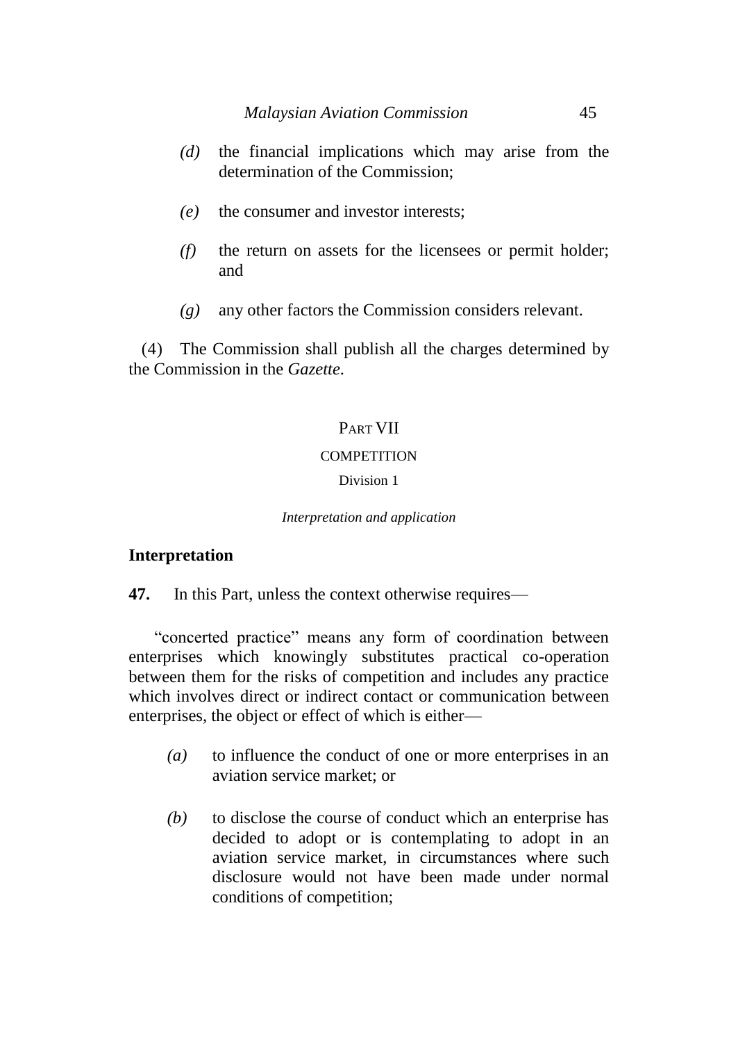*(d)* the financial implications which may arise from the determination of the Commission;

*(e)* the consumer and investor interests;

*(f)* the return on assets for the licensees or permit holder; and

*(g)* any other factors the Commission considers relevant.

(4) The Commission shall publish all the charges determined by the Commission in the *Gazette*.

## PART VII

## COMPETITION

### Division 1

*Interpretation and application*

### Interpretation

**47.** In this Part, unless the context otherwise requires—

"concerted practice" means any form of coordination between enterprises which knowingly substitutes practical co-operation between them for the risks of competition and includes any practice which involves direct or indirect contact or communication between enterprises, the object or effect of which is either—

*(a)* to influence the conduct of one or more enterprises in an aviation service market; or

*(b)* to disclose the course of conduct which an enterprise has decided to adopt or is contemplating to adopt in an aviation service market, in circumstances where such disclosure would not have been made under normal conditions of competition;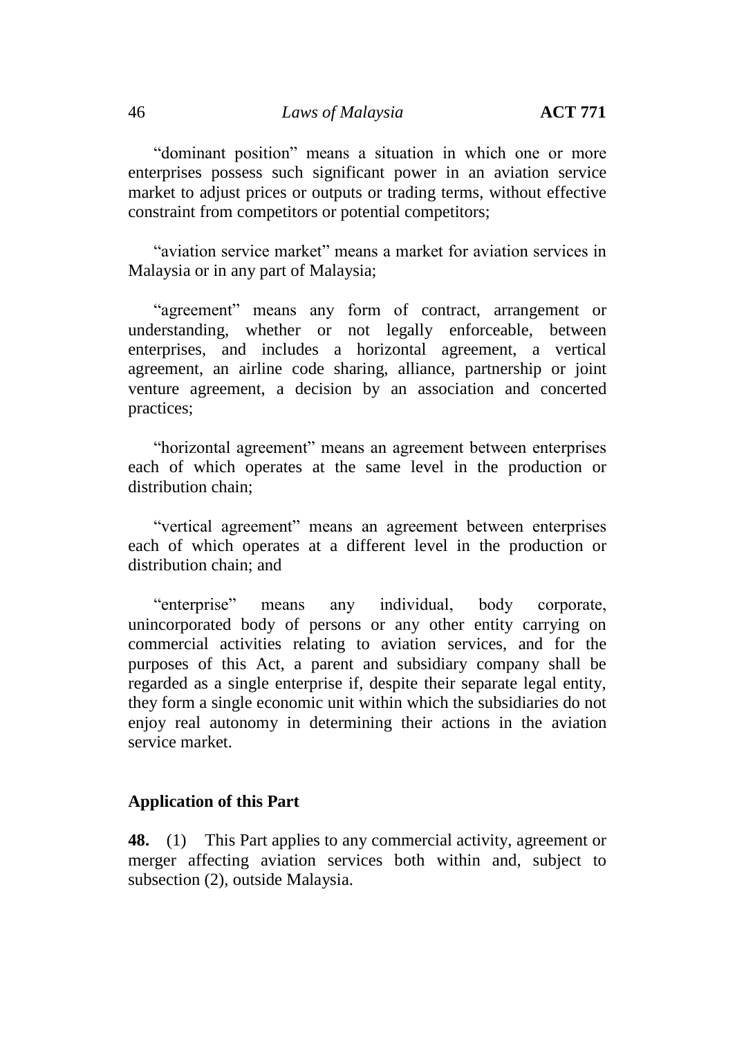"dominant position" means a situation in which one or more enterprises possess such significant power in an aviation service market to adjust prices or outputs or trading terms, without effective constraint from competitors or potential competitors;

"aviation service market" means a market for aviation services in Malaysia or in any part of Malaysia;

"agreement" means any form of contract, arrangement or understanding, whether or not legally enforceable, between enterprises, and includes a horizontal agreement, a vertical agreement, an airline code sharing, alliance, partnership or joint venture agreement, a decision by an association and concerted practices;

"horizontal agreement" means an agreement between enterprises each of which operates at the same level in the production or distribution chain;

"vertical agreement" means an agreement between enterprises each of which operates at a different level in the production or distribution chain; and

"enterprise" means any individual, body corporate, unincorporated body of persons or any other entity carrying on commercial activities relating to aviation services, and for the purposes of this Act, a parent and subsidiary company shall be regarded as a single enterprise if, despite their separate legal entity, they form a single economic unit within which the subsidiaries do not enjoy real autonomy in determining their actions in the aviation service market.

**Application of this Part**

**48.** (1) This Part applies to any commercial activity, agreement or merger affecting aviation services both within and, subject to subsection (2), outside Malaysia.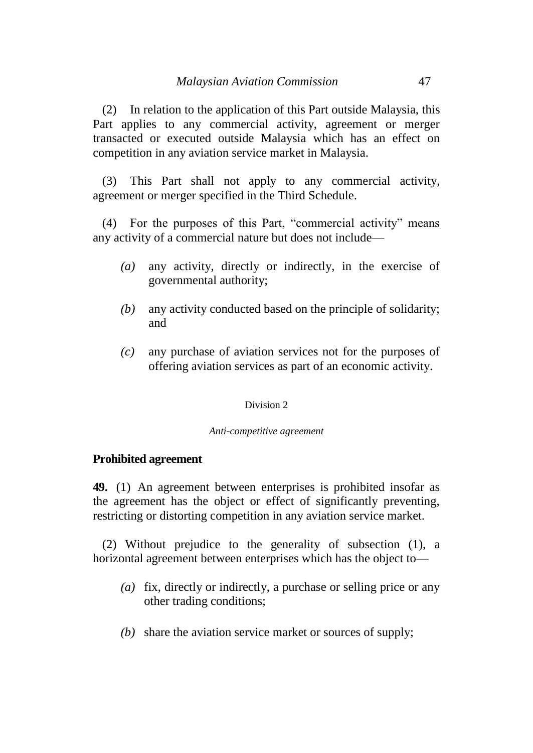(2) In relation to the application of this Part outside Malaysia, this Part applies to any commercial activity, agreement or merger transacted or executed outside Malaysia which has an effect on competition in any aviation service market in Malaysia.

(3) This Part shall not apply to any commercial activity, agreement or merger specified in the Third Schedule.

(4) For the purposes of this Part, "commercial activity" means any activity of a commercial nature but does not include—

*(a)* any activity, directly or indirectly, in the exercise of governmental authority;

*(b)* any activity conducted based on the principle of solidarity; and

*(c)* any purchase of aviation services not for the purposes of offering aviation services as part of an economic activity.

Division 2

*Anti-competitive agreement*

**Prohibited agreement**

**49.** (1) An agreement between enterprises is prohibited insofar as the agreement has the object or effect of significantly preventing, restricting or distorting competition in any aviation service market.

(2) Without prejudice to the generality of subsection (1), a horizontal agreement between enterprises which has the object to—

*(a)* fix, directly or indirectly, a purchase or selling price or any other trading conditions;

*(b)* share the aviation service market or sources of supply;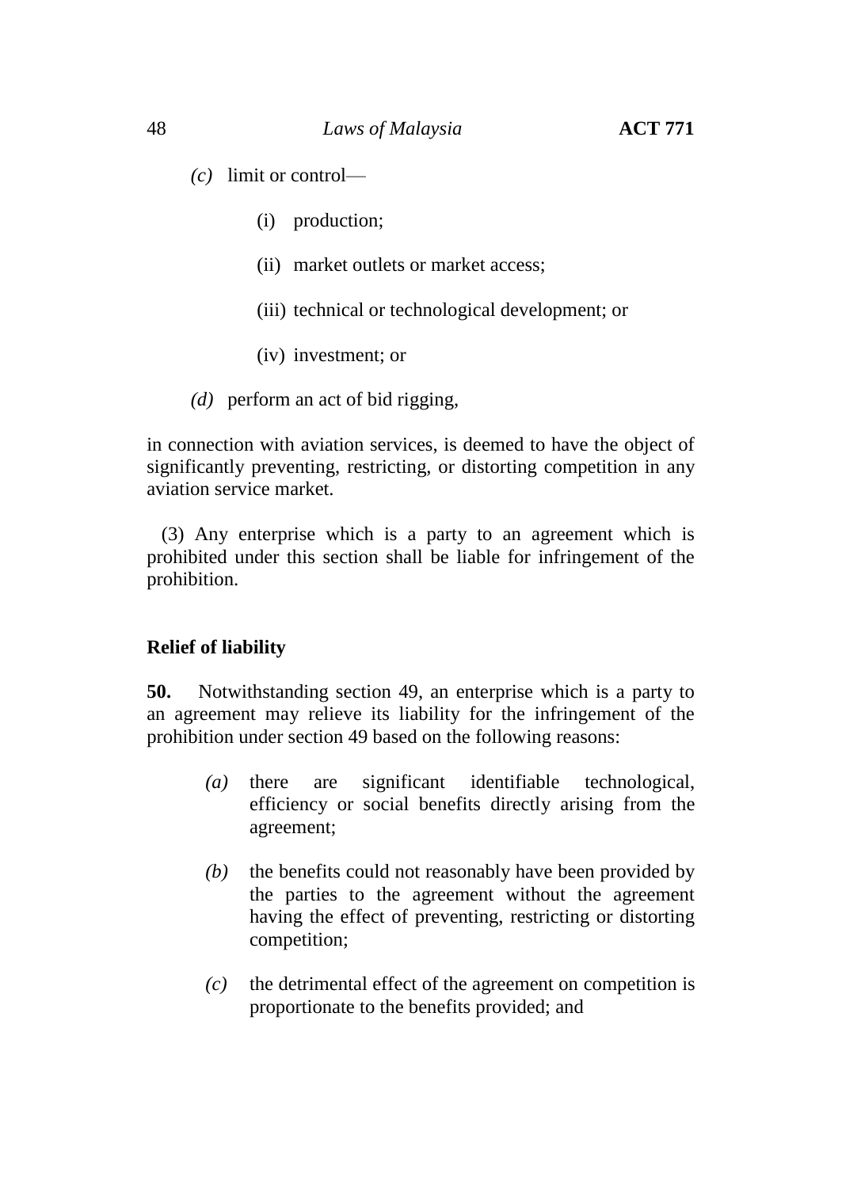*(c)* limit or control—

(i) production;

(ii) market outlets or market access;

(iii) technical or technological development; or

(iv) investment; or

*(d)* perform an act of bid rigging,

in connection with aviation services, is deemed to have the object of significantly preventing, restricting, or distorting competition in any aviation service market.

(3) Any enterprise which is a party to an agreement which is prohibited under this section shall be liable for infringement of the prohibition.

**Relief of liability**

**50.** Notwithstanding section 49, an enterprise which is a party to an agreement may relieve its liability for the infringement of the prohibition under section 49 based on the following reasons:

*(a)* there are significant identifiable technological, efficiency or social benefits directly arising from the agreement;

*(b)* the benefits could not reasonably have been provided by the parties to the agreement without the agreement having the effect of preventing, restricting or distorting competition;

*(c)* the detrimental effect of the agreement on competition is proportionate to the benefits provided; and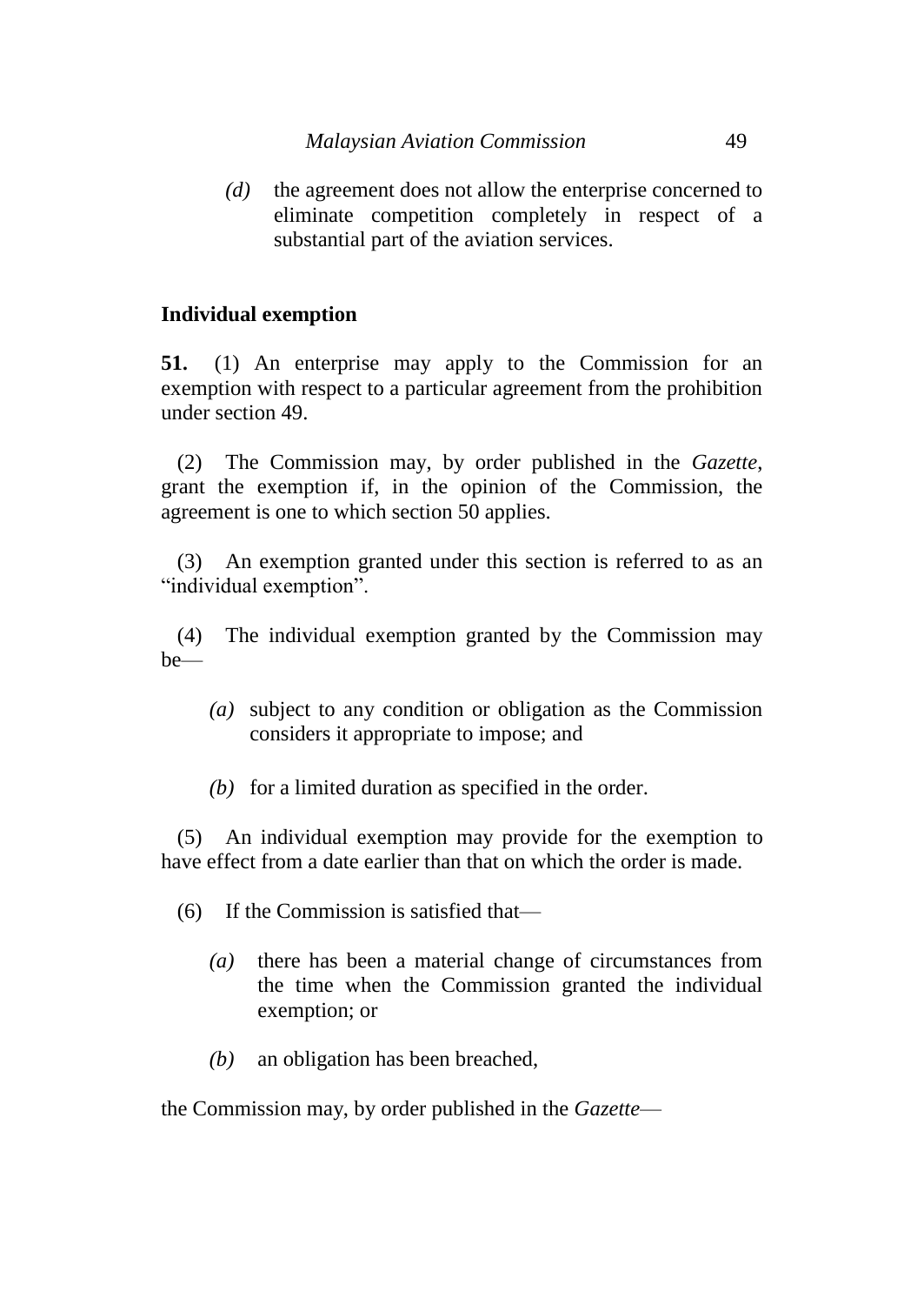*(d)* the agreement does not allow the enterprise concerned to eliminate competition completely in respect of a substantial part of the aviation services.

**Individual exemption**

**51.** (1) An enterprise may apply to the Commission for an exemption with respect to a particular agreement from the prohibition under section 49.

(2) The Commission may, by order published in the *Gazette*, grant the exemption if, in the opinion of the Commission, the agreement is one to which section 50 applies.

(3) An exemption granted under this section is referred to as an "individual exemption".

(4) The individual exemption granted by the Commission may be—

*(a)* subject to any condition or obligation as the Commission considers it appropriate to impose; and

*(b)* for a limited duration as specified in the order.

(5) An individual exemption may provide for the exemption to have effect from a date earlier than that on which the order is made.

(6) If the Commission is satisfied that—

*(a)* there has been a material change of circumstances from the time when the Commission granted the individual exemption; or

*(b)* an obligation has been breached,

the Commission may, by order published in the *Gazette*—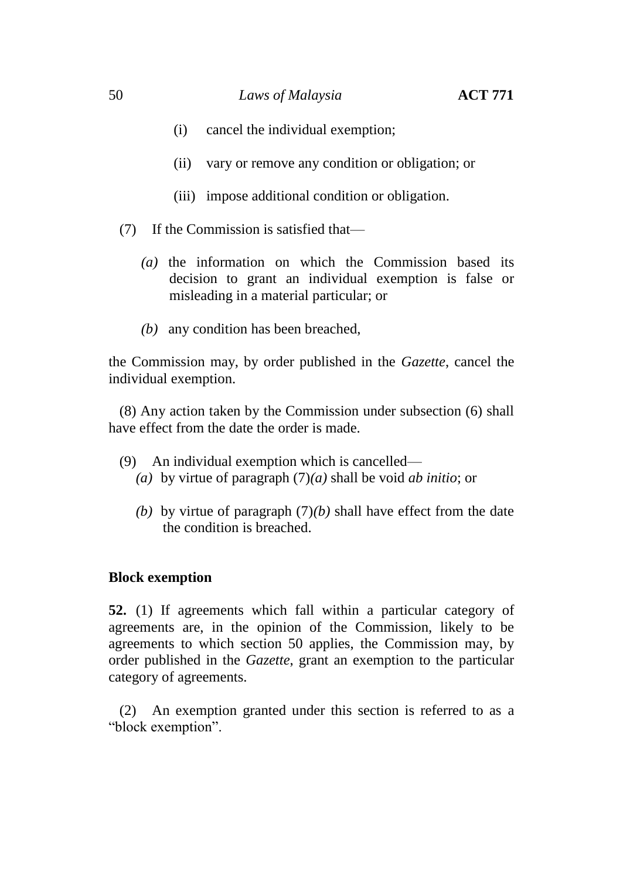(i) cancel the individual exemption;

(ii) vary or remove any condition or obligation; or

(iii) impose additional condition or obligation.

(7) If the Commission is satisfied that—

*(a)* the information on which the Commission based its decision to grant an individual exemption is false or misleading in a material particular; or

*(b)* any condition has been breached,

the Commission may, by order published in the *Gazette*, cancel the individual exemption.

(8) Any action taken by the Commission under subsection (6) shall have effect from the date the order is made.

(9) An individual exemption which is cancelled—

*(a)* by virtue of paragraph (7)*(a)* shall be void *ab initio*; or

*(b)* by virtue of paragraph (7)*(b)* shall have effect from the date the condition is breached.

**Block exemption**

**52.** (1) If agreements which fall within a particular category of agreements are, in the opinion of the Commission, likely to be agreements to which section 50 applies, the Commission may, by order published in the *Gazette*, grant an exemption to the particular category of agreements.

(2) An exemption granted under this section is referred to as a "block exemption".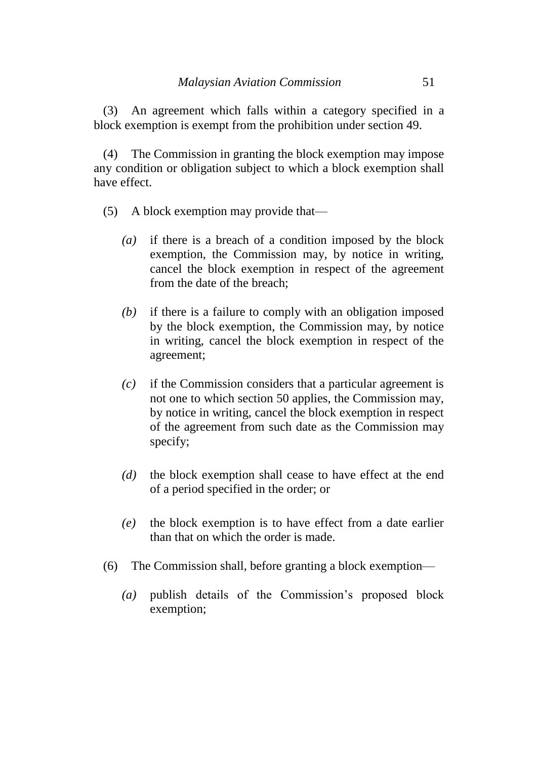(3) An agreement which falls within a category specified in a block exemption is exempt from the prohibition under section 49.

(4) The Commission in granting the block exemption may impose any condition or obligation subject to which a block exemption shall have effect.

(5) A block exemption may provide that—

*(a)* if there is a breach of a condition imposed by the block exemption, the Commission may, by notice in writing, cancel the block exemption in respect of the agreement from the date of the breach;

*(b)* if there is a failure to comply with an obligation imposed by the block exemption, the Commission may, by notice in writing, cancel the block exemption in respect of the agreement;

*(c)* if the Commission considers that a particular agreement is not one to which section 50 applies, the Commission may, by notice in writing, cancel the block exemption in respect of the agreement from such date as the Commission may specify;

*(d)* the block exemption shall cease to have effect at the end of a period specified in the order; or

*(e)* the block exemption is to have effect from a date earlier than that on which the order is made.

(6) The Commission shall, before granting a block exemption—

*(a)* publish details of the Commission's proposed block exemption;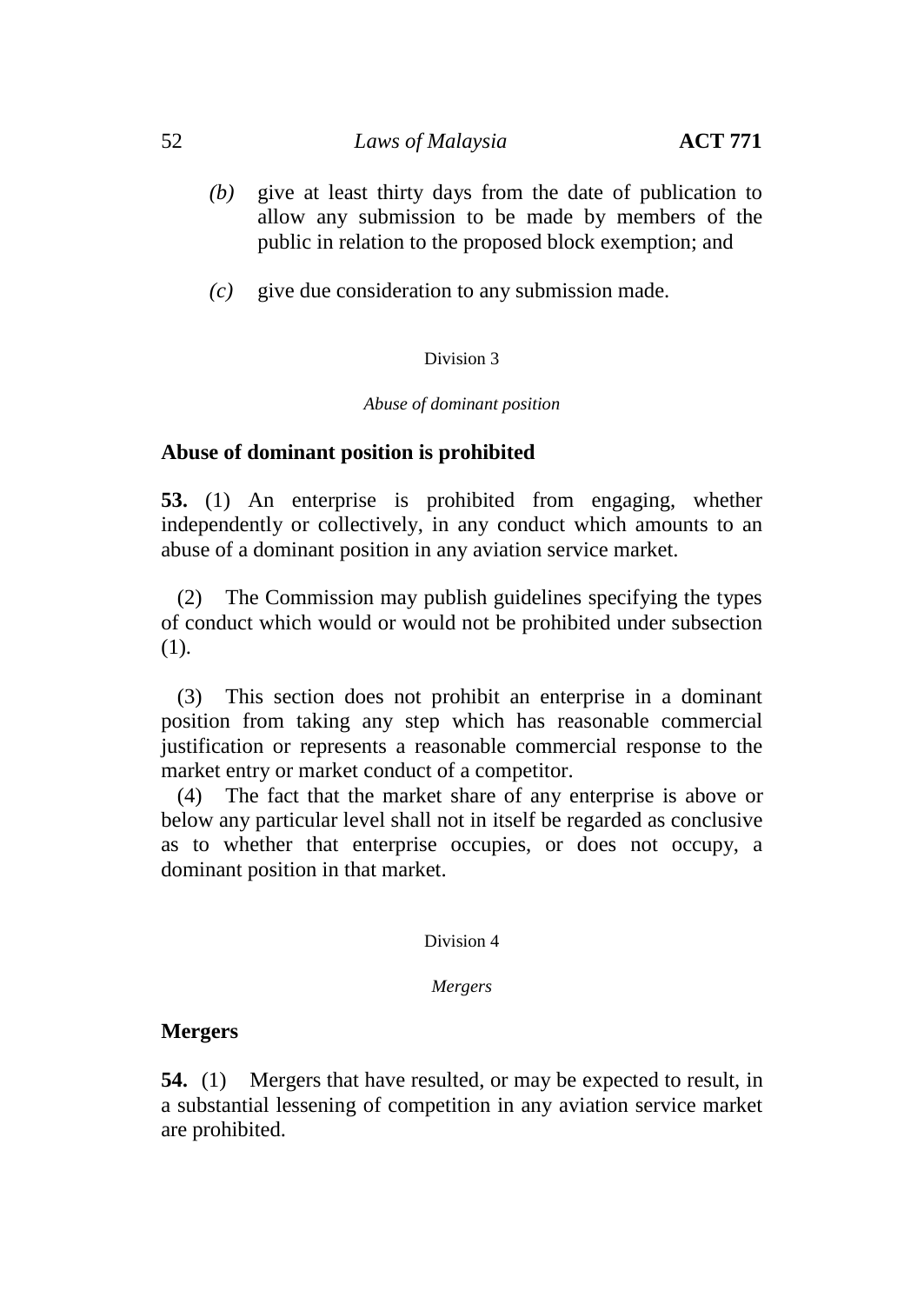*(b)* give at least thirty days from the date of publication to allow any submission to be made by members of the public in relation to the proposed block exemption; and

*(c)* give due consideration to any submission made.

Division 3

*Abuse of dominant position*

### Abuse of dominant position is prohibited

**53.** (1) An enterprise is prohibited from engaging, whether independently or collectively, in any conduct which amounts to an abuse of a dominant position in any aviation service market.

(2) The Commission may publish guidelines specifying the types of conduct which would or would not be prohibited under subsection (1).

(3) This section does not prohibit an enterprise in a dominant position from taking any step which has reasonable commercial justification or represents a reasonable commercial response to the market entry or market conduct of a competitor.

(4) The fact that the market share of any enterprise is above or below any particular level shall not in itself be regarded as conclusive as to whether that enterprise occupies, or does not occupy, a dominant position in that market.

Division 4

*Mergers*

### Mergers

**54.** (1) Mergers that have resulted, or may be expected to result, in a substantial lessening of competition in any aviation service market are prohibited.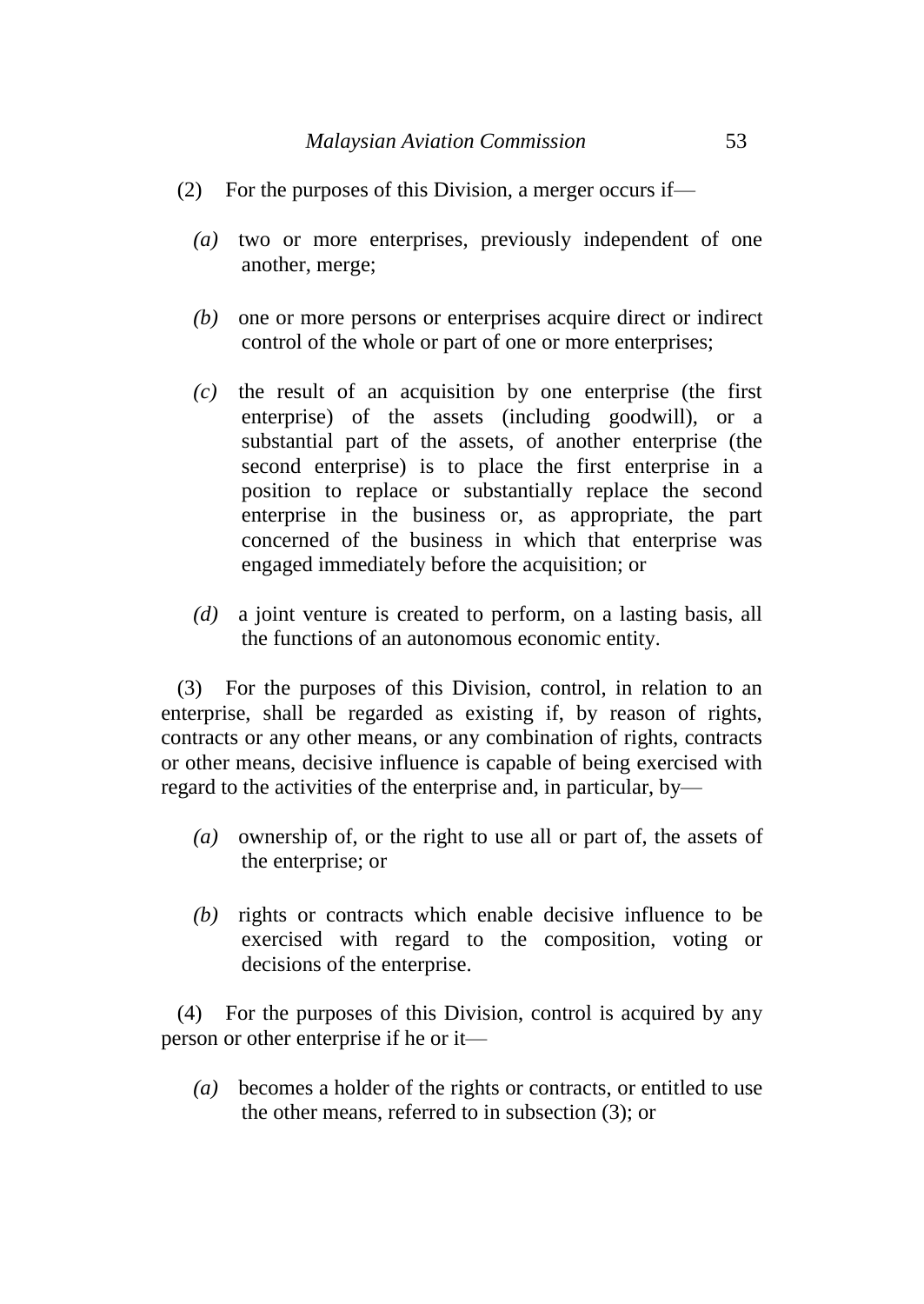(2) For the purposes of this Division, a merger occurs if—

*(a)* two or more enterprises, previously independent of one another, merge;

*(b)* one or more persons or enterprises acquire direct or indirect control of the whole or part of one or more enterprises;

*(c)* the result of an acquisition by one enterprise (the first enterprise) of the assets (including goodwill), or a substantial part of the assets, of another enterprise (the second enterprise) is to place the first enterprise in a position to replace or substantially replace the second enterprise in the business or, as appropriate, the part concerned of the business in which that enterprise was engaged immediately before the acquisition; or

*(d)* a joint venture is created to perform, on a lasting basis, all the functions of an autonomous economic entity.

(3) For the purposes of this Division, control, in relation to an enterprise, shall be regarded as existing if, by reason of rights, contracts or any other means, or any combination of rights, contracts or other means, decisive influence is capable of being exercised with regard to the activities of the enterprise and, in particular, by—

*(a)* ownership of, or the right to use all or part of, the assets of the enterprise; or

*(b)* rights or contracts which enable decisive influence to be exercised with regard to the composition, voting or decisions of the enterprise.

(4) For the purposes of this Division, control is acquired by any person or other enterprise if he or it—

*(a)* becomes a holder of the rights or contracts, or entitled to use the other means, referred to in subsection (3); or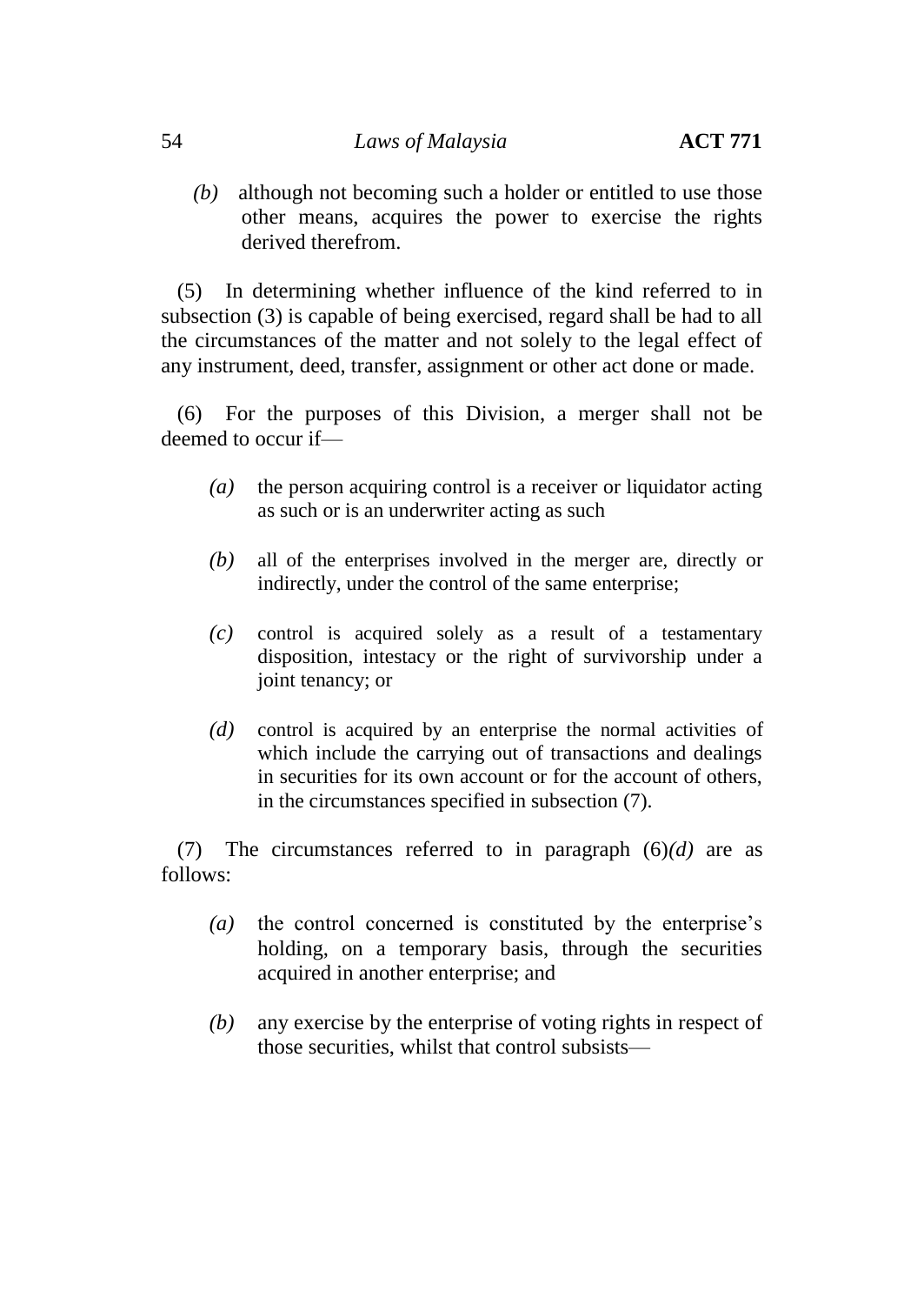*(b)* although not becoming such a holder or entitled to use those other means, acquires the power to exercise the rights derived therefrom.

(5) In determining whether influence of the kind referred to in subsection (3) is capable of being exercised, regard shall be had to all the circumstances of the matter and not solely to the legal effect of any instrument, deed, transfer, assignment or other act done or made.

(6) For the purposes of this Division, a merger shall not be deemed to occur if—

*(a)* the person acquiring control is a receiver or liquidator acting as such or is an underwriter acting as such

*(b)* all of the enterprises involved in the merger are, directly or indirectly, under the control of the same enterprise;

*(c)* control is acquired solely as a result of a testamentary disposition, intestacy or the right of survivorship under a joint tenancy; or

*(d)* control is acquired by an enterprise the normal activities of which include the carrying out of transactions and dealings in securities for its own account or for the account of others, in the circumstances specified in subsection (7).

(7) The circumstances referred to in paragraph (6)*(d)* are as follows:

*(a)* the control concerned is constituted by the enterprise's holding, on a temporary basis, through the securities acquired in another enterprise; and

*(b)* any exercise by the enterprise of voting rights in respect of those securities, whilst that control subsists—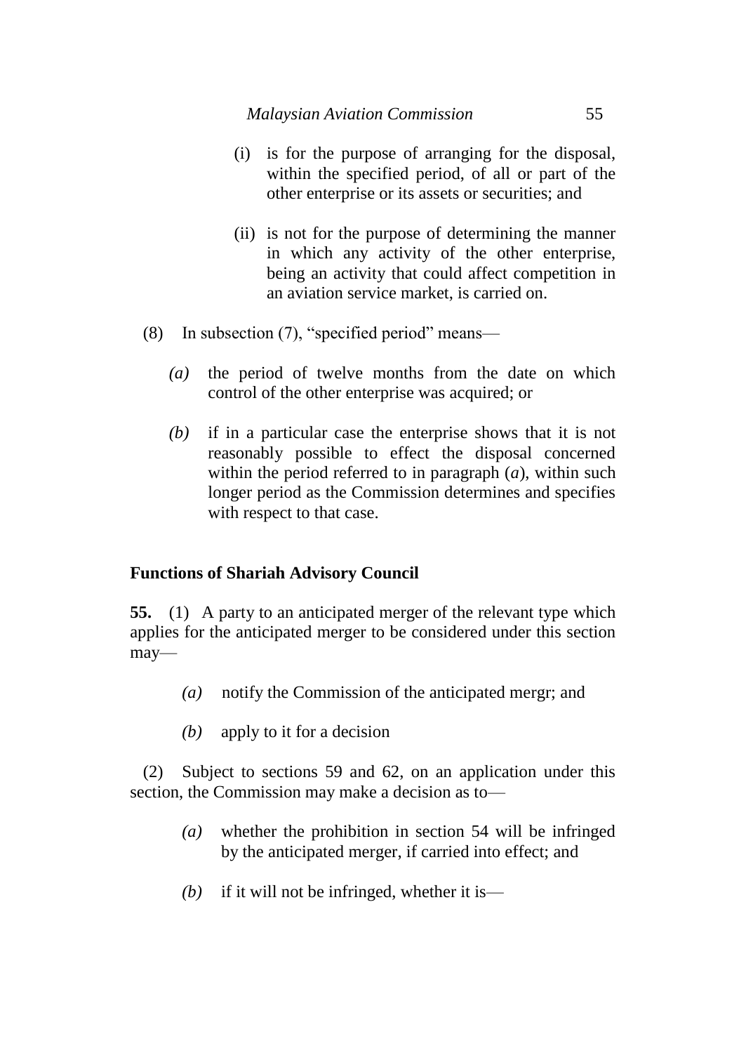(i) is for the purpose of arranging for the disposal, within the specified period, of all or part of the other enterprise or its assets or securities; and

(ii) is not for the purpose of determining the manner in which any activity of the other enterprise, being an activity that could affect competition in an aviation service market, is carried on.

(8) In subsection (7), "specified period" means—

*(a)* the period of twelve months from the date on which control of the other enterprise was acquired; or

*(b)* if in a particular case the enterprise shows that it is not reasonably possible to effect the disposal concerned within the period referred to in paragraph (*a*), within such longer period as the Commission determines and specifies with respect to that case.

**Functions of Shariah Advisory Council**

**55.** (1) A party to an anticipated merger of the relevant type which applies for the anticipated merger to be considered under this section may—

*(a)* notify the Commission of the anticipated mergr; and

*(b)* apply to it for a decision

(2) Subject to sections 59 and 62, on an application under this section, the Commission may make a decision as to—

*(a)* whether the prohibition in section 54 will be infringed by the anticipated merger, if carried into effect; and

*(b)* if it will not be infringed, whether it is—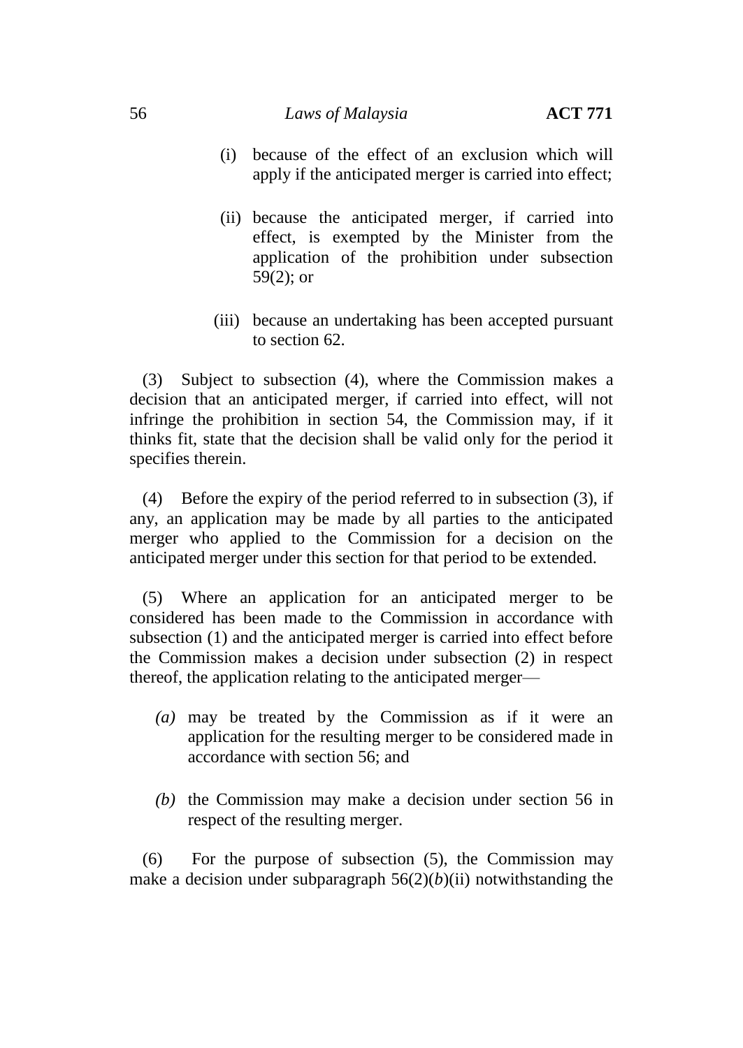(i) because of the effect of an exclusion which will apply if the anticipated merger is carried into effect;

(ii) because the anticipated merger, if carried into effect, is exempted by the Minister from the application of the prohibition under subsection 59(2); or

(iii) because an undertaking has been accepted pursuant to section 62.

(3) Subject to subsection (4), where the Commission makes a decision that an anticipated merger, if carried into effect, will not infringe the prohibition in section 54, the Commission may, if it thinks fit, state that the decision shall be valid only for the period it specifies therein.

(4) Before the expiry of the period referred to in subsection (3), if any, an application may be made by all parties to the anticipated merger who applied to the Commission for a decision on the anticipated merger under this section for that period to be extended.

(5) Where an application for an anticipated merger to be considered has been made to the Commission in accordance with subsection (1) and the anticipated merger is carried into effect before the Commission makes a decision under subsection (2) in respect thereof, the application relating to the anticipated merger—

*(a)* may be treated by the Commission as if it were an application for the resulting merger to be considered made in accordance with section 56; and

*(b)* the Commission may make a decision under section 56 in respect of the resulting merger.

(6) For the purpose of subsection (5), the Commission may make a decision under subparagraph 56(2)(*b*)(ii) notwithstanding the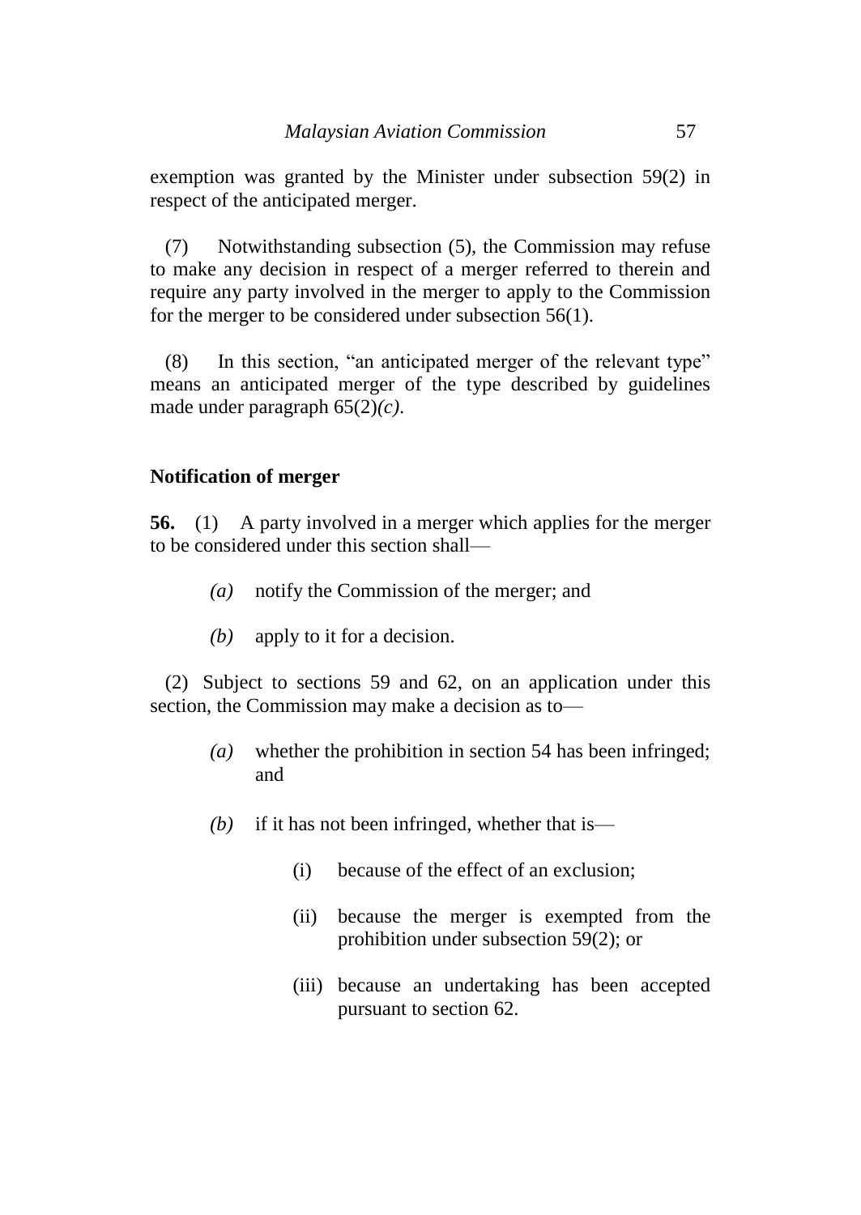exemption was granted by the Minister under subsection 59(2) in respect of the anticipated merger.

(7) Notwithstanding subsection (5), the Commission may refuse to make any decision in respect of a merger referred to therein and require any party involved in the merger to apply to the Commission for the merger to be considered under subsection 56(1).

(8) In this section, "an anticipated merger of the relevant type" means an anticipated merger of the type described by guidelines made under paragraph 65(2)*(c)*.

**Notification of merger**

**56.** (1) A party involved in a merger which applies for the merger to be considered under this section shall—

*(a)* notify the Commission of the merger; and

*(b)* apply to it for a decision.

(2) Subject to sections 59 and 62, on an application under this section, the Commission may make a decision as to—

*(a)* whether the prohibition in section 54 has been infringed; and

*(b)* if it has not been infringed, whether that is—

(i) because of the effect of an exclusion;

(ii) because the merger is exempted from the prohibition under subsection 59(2); or

(iii) because an undertaking has been accepted pursuant to section 62.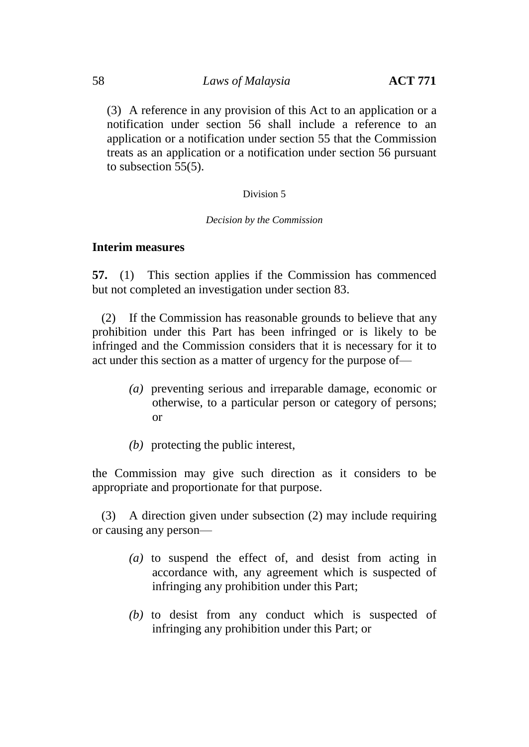(3) A reference in any provision of this Act to an application or a notification under section 56 shall include a reference to an application or a notification under section 55 that the Commission treats as an application or a notification under section 56 pursuant to subsection 55(5).

Division 5

*Decision by the Commission*

**Interim measures**

**57.** (1) This section applies if the Commission has commenced but not completed an investigation under section 83.

(2) If the Commission has reasonable grounds to believe that any prohibition under this Part has been infringed or is likely to be infringed and the Commission considers that it is necessary for it to act under this section as a matter of urgency for the purpose of—

*(a)* preventing serious and irreparable damage, economic or otherwise, to a particular person or category of persons; or

*(b)* protecting the public interest,

the Commission may give such direction as it considers to be appropriate and proportionate for that purpose.

(3) A direction given under subsection (2) may include requiring or causing any person—

*(a)* to suspend the effect of, and desist from acting in accordance with, any agreement which is suspected of infringing any prohibition under this Part;

*(b)* to desist from any conduct which is suspected of infringing any prohibition under this Part; or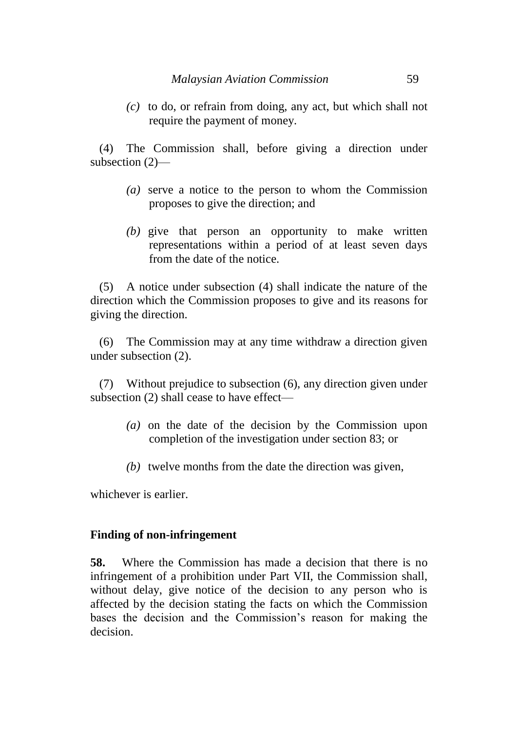*(c)* to do, or refrain from doing, any act, but which shall not require the payment of money.

(4) The Commission shall, before giving a direction under subsection (2)—

*(a)* serve a notice to the person to whom the Commission proposes to give the direction; and

*(b)* give that person an opportunity to make written representations within a period of at least seven days from the date of the notice.

(5) A notice under subsection (4) shall indicate the nature of the direction which the Commission proposes to give and its reasons for giving the direction.

(6) The Commission may at any time withdraw a direction given under subsection (2).

(7) Without prejudice to subsection (6), any direction given under subsection (2) shall cease to have effect—

*(a)* on the date of the decision by the Commission upon completion of the investigation under section 83; or

*(b)* twelve months from the date the direction was given,

whichever is earlier.

**Finding of non-infringement**

**58.** Where the Commission has made a decision that there is no infringement of a prohibition under Part VII, the Commission shall, without delay, give notice of the decision to any person who is affected by the decision stating the facts on which the Commission bases the decision and the Commission's reason for making the decision.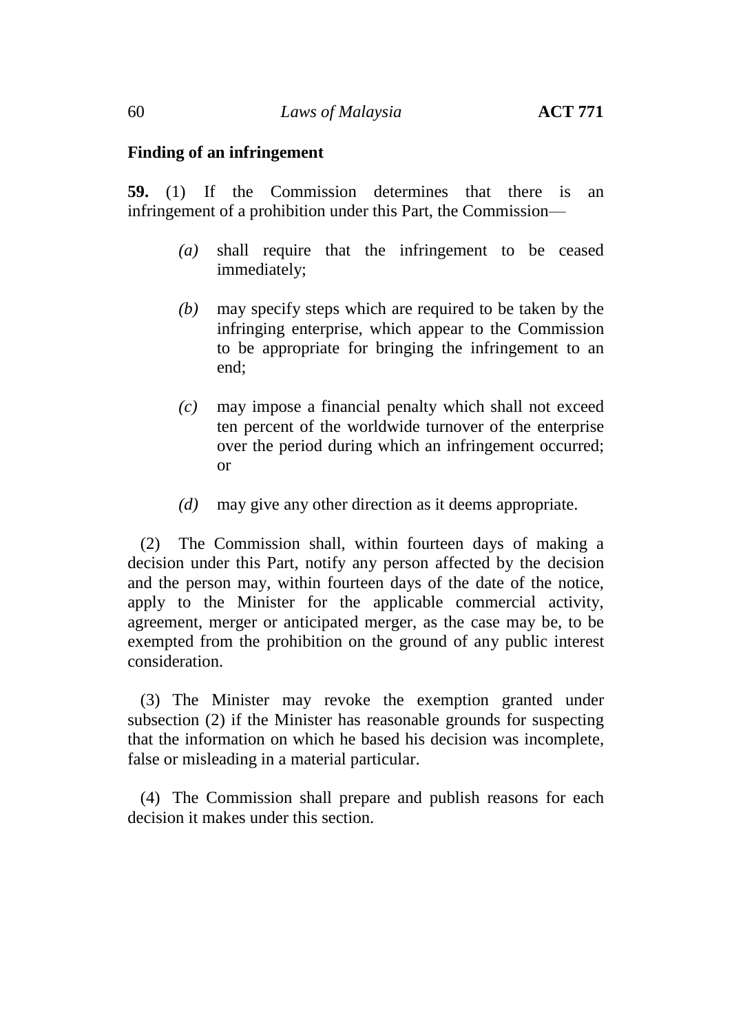### Finding of an infringement

**59.** (1) If the Commission determines that there is an infringement of a prohibition under this Part, the Commission—

- *(a)* shall require that the infringement to be ceased immediately;
- *(b)* may specify steps which are required to be taken by the infringing enterprise, which appear to the Commission to be appropriate for bringing the infringement to an end;
- *(c)* may impose a financial penalty which shall not exceed ten percent of the worldwide turnover of the enterprise over the period during which an infringement occurred; or
- *(d)* may give any other direction as it deems appropriate.

(2) The Commission shall, within fourteen days of making a decision under this Part, notify any person affected by the decision and the person may, within fourteen days of the date of the notice, apply to the Minister for the applicable commercial activity, agreement, merger or anticipated merger, as the case may be, to be exempted from the prohibition on the ground of any public interest consideration.

(3) The Minister may revoke the exemption granted under subsection (2) if the Minister has reasonable grounds for suspecting that the information on which he based his decision was incomplete, false or misleading in a material particular.

(4) The Commission shall prepare and publish reasons for each decision it makes under this section.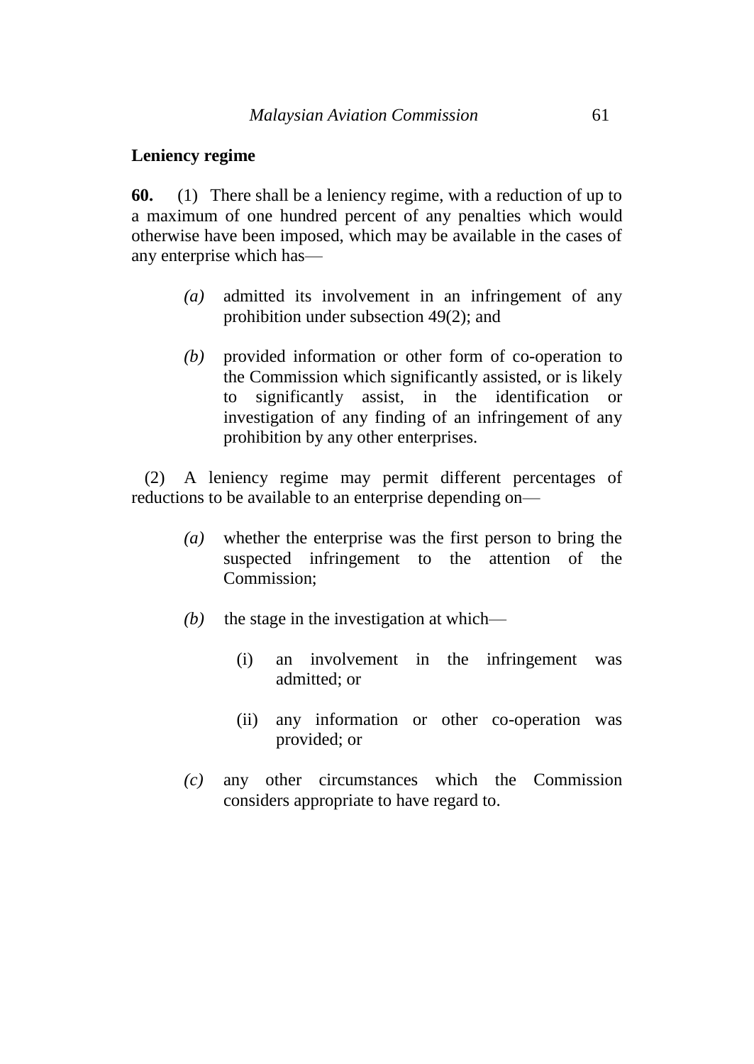**Leniency regime**

**60.** (1) There shall be a leniency regime, with a reduction of up to a maximum of one hundred percent of any penalties which would otherwise have been imposed, which may be available in the cases of any enterprise which has—

*(a)* admitted its involvement in an infringement of any prohibition under subsection 49(2); and

*(b)* provided information or other form of co-operation to the Commission which significantly assisted, or is likely to significantly assist, in the identification or investigation of any finding of an infringement of any prohibition by any other enterprises.

(2) A leniency regime may permit different percentages of reductions to be available to an enterprise depending on—

*(a)* whether the enterprise was the first person to bring the suspected infringement to the attention of the Commission;

*(b)* the stage in the investigation at which—

(i) an involvement in the infringement was admitted; or

(ii) any information or other co-operation was provided; or

*(c)* any other circumstances which the Commission considers appropriate to have regard to.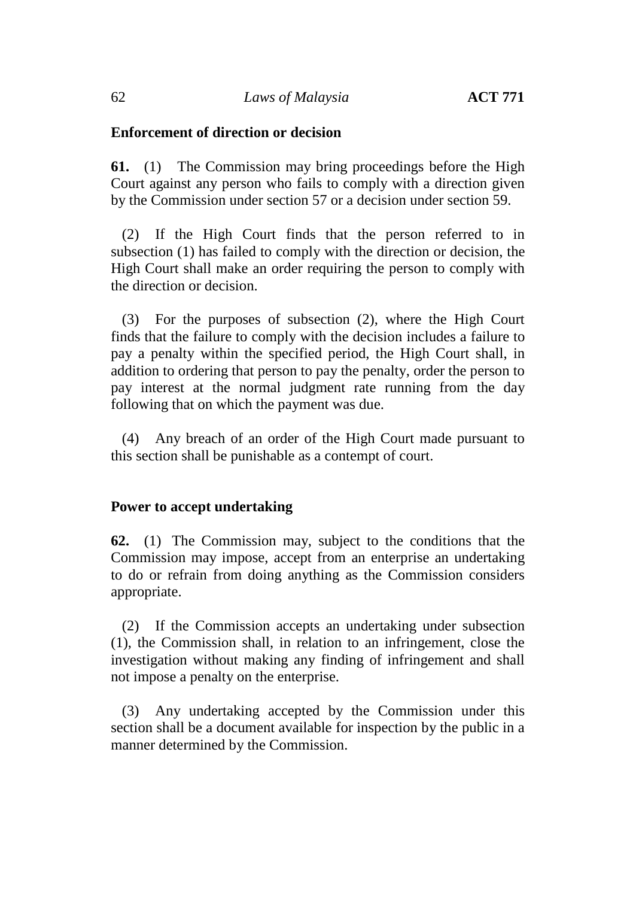### Enforcement of direction or decision

**61.** (1) The Commission may bring proceedings before the High Court against any person who fails to comply with a direction given by the Commission under section 57 or a decision under section 59.

(2) If the High Court finds that the person referred to in subsection (1) has failed to comply with the direction or decision, the High Court shall make an order requiring the person to comply with the direction or decision.

(3) For the purposes of subsection (2), where the High Court finds that the failure to comply with the decision includes a failure to pay a penalty within the specified period, the High Court shall, in addition to ordering that person to pay the penalty, order the person to pay interest at the normal judgment rate running from the day following that on which the payment was due.

(4) Any breach of an order of the High Court made pursuant to this section shall be punishable as a contempt of court.

### Power to accept undertaking

**62.** (1) The Commission may, subject to the conditions that the Commission may impose, accept from an enterprise an undertaking to do or refrain from doing anything as the Commission considers appropriate.

(2) If the Commission accepts an undertaking under subsection (1), the Commission shall, in relation to an infringement, close the investigation without making any finding of infringement and shall not impose a penalty on the enterprise.

(3) Any undertaking accepted by the Commission under this section shall be a document available for inspection by the public in a manner determined by the Commission.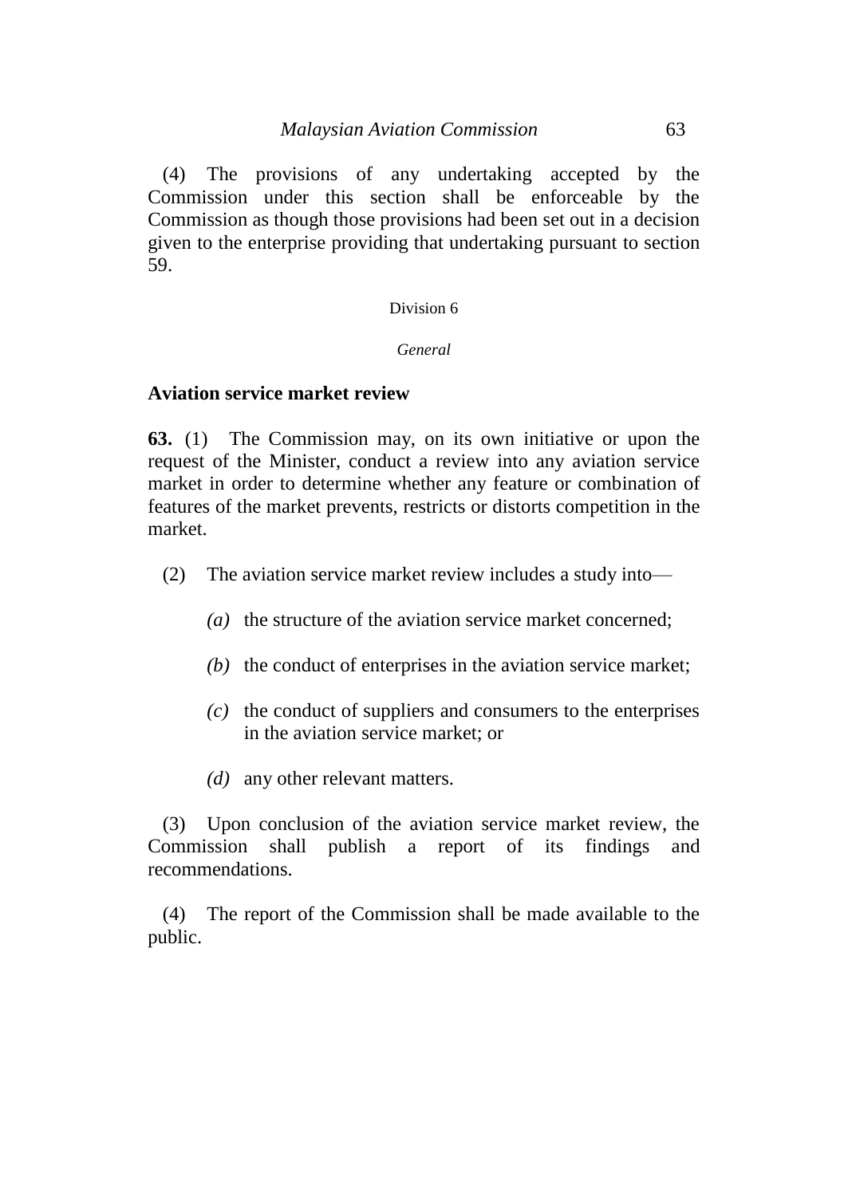(4) The provisions of any undertaking accepted by the Commission under this section shall be enforceable by the Commission as though those provisions had been set out in a decision given to the enterprise providing that undertaking pursuant to section 59.

Division 6

*General*

### Aviation service market review

**63.** (1) The Commission may, on its own initiative or upon the request of the Minister, conduct a review into any aviation service market in order to determine whether any feature or combination of features of the market prevents, restricts or distorts competition in the market.

(2) The aviation service market review includes a study into—

*(a)* the structure of the aviation service market concerned;

*(b)* the conduct of enterprises in the aviation service market;

*(c)* the conduct of suppliers and consumers to the enterprises in the aviation service market; or

*(d)* any other relevant matters.

(3) Upon conclusion of the aviation service market review, the Commission shall publish a report of its findings and recommendations.

(4) The report of the Commission shall be made available to the public.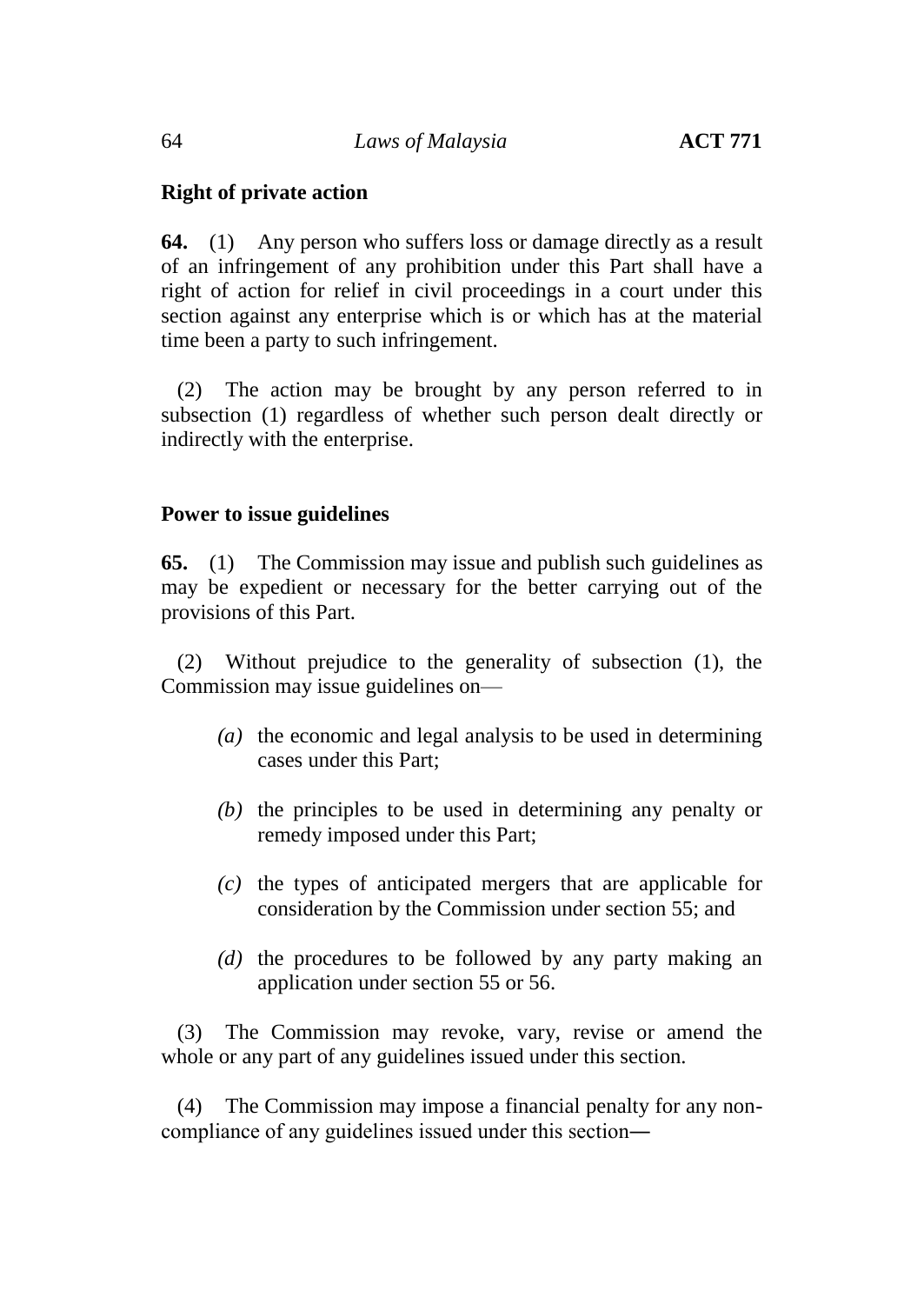**Right of private action**

**64.** (1) Any person who suffers loss or damage directly as a result of an infringement of any prohibition under this Part shall have a right of action for relief in civil proceedings in a court under this section against any enterprise which is or which has at the material time been a party to such infringement.

(2) The action may be brought by any person referred to in subsection (1) regardless of whether such person dealt directly or indirectly with the enterprise.

**Power to issue guidelines**

**65.** (1) The Commission may issue and publish such guidelines as may be expedient or necessary for the better carrying out of the provisions of this Part.

(2) Without prejudice to the generality of subsection (1), the Commission may issue guidelines on—

*(a)* the economic and legal analysis to be used in determining cases under this Part;

*(b)* the principles to be used in determining any penalty or remedy imposed under this Part;

*(c)* the types of anticipated mergers that are applicable for consideration by the Commission under section 55; and

*(d)* the procedures to be followed by any party making an application under section 55 or 56.

(3) The Commission may revoke, vary, revise or amend the whole or any part of any guidelines issued under this section.

(4) The Commission may impose a financial penalty for any non-compliance of any guidelines issued under this section―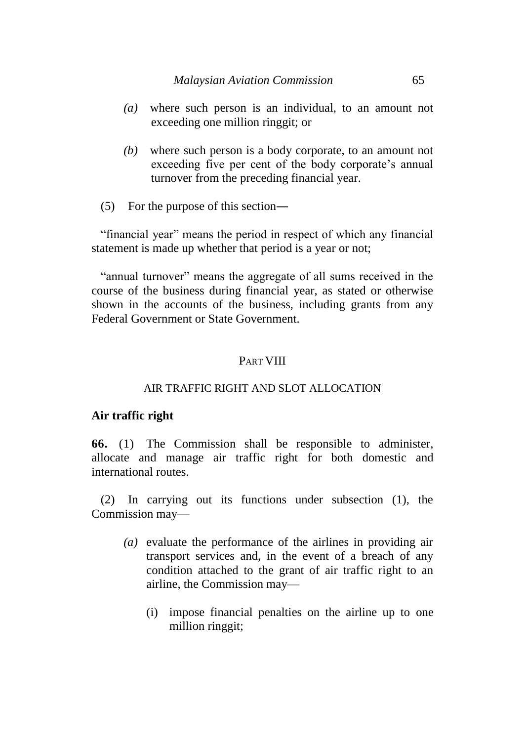*(a)* where such person is an individual, to an amount not exceeding one million ringgit; or

*(b)* where such person is a body corporate, to an amount not exceeding five per cent of the body corporate's annual turnover from the preceding financial year.

(5) For the purpose of this section―

"financial year" means the period in respect of which any financial statement is made up whether that period is a year or not;

"annual turnover" means the aggregate of all sums received in the course of the business during financial year, as stated or otherwise shown in the accounts of the business, including grants from any Federal Government or State Government.

## PART VIII

## AIR TRAFFIC RIGHT AND SLOT ALLOCATION

**Air traffic right**

**66.** (1) The Commission shall be responsible to administer, allocate and manage air traffic right for both domestic and international routes.

(2) In carrying out its functions under subsection (1), the Commission may—

*(a)* evaluate the performance of the airlines in providing air transport services and, in the event of a breach of any condition attached to the grant of air traffic right to an airline, the Commission may—

(i) impose financial penalties on the airline up to one million ringgit;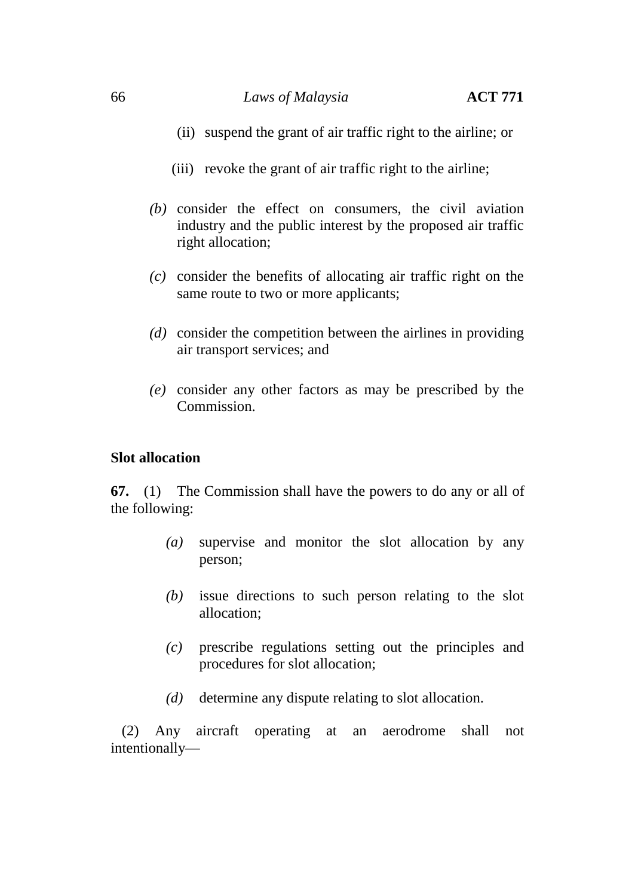(ii) suspend the grant of air traffic right to the airline; or

(iii) revoke the grant of air traffic right to the airline;

*(b)* consider the effect on consumers, the civil aviation industry and the public interest by the proposed air traffic right allocation;

*(c)* consider the benefits of allocating air traffic right on the same route to two or more applicants;

*(d)* consider the competition between the airlines in providing air transport services; and

*(e)* consider any other factors as may be prescribed by the Commission.

**Slot allocation**

**67.** (1) The Commission shall have the powers to do any or all of the following:

*(a)* supervise and monitor the slot allocation by any person;

*(b)* issue directions to such person relating to the slot allocation;

*(c)* prescribe regulations setting out the principles and procedures for slot allocation;

*(d)* determine any dispute relating to slot allocation.

(2) Any aircraft operating at an aerodrome shall not intentionally—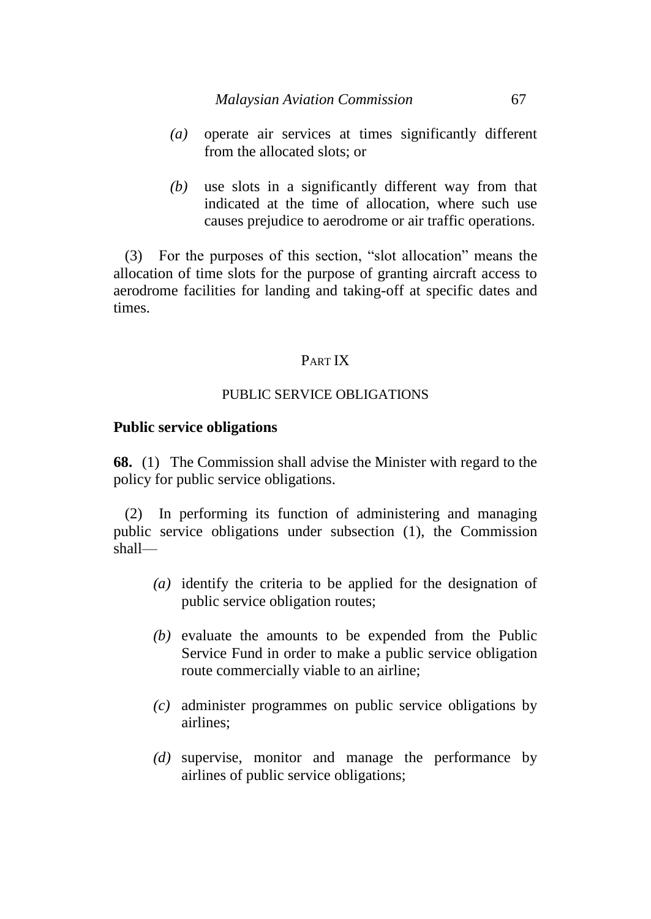*(a)* operate air services at times significantly different from the allocated slots; or

*(b)* use slots in a significantly different way from that indicated at the time of allocation, where such use causes prejudice to aerodrome or air traffic operations.

(3) For the purposes of this section, "slot allocation" means the allocation of time slots for the purpose of granting aircraft access to aerodrome facilities for landing and taking-off at specific dates and times.

## PART IX

## PUBLIC SERVICE OBLIGATIONS

**Public service obligations**

**68.** (1) The Commission shall advise the Minister with regard to the policy for public service obligations.

(2) In performing its function of administering and managing public service obligations under subsection (1), the Commission shall—

*(a)* identify the criteria to be applied for the designation of public service obligation routes;

*(b)* evaluate the amounts to be expended from the Public Service Fund in order to make a public service obligation route commercially viable to an airline;

*(c)* administer programmes on public service obligations by airlines;

*(d)* supervise, monitor and manage the performance by airlines of public service obligations;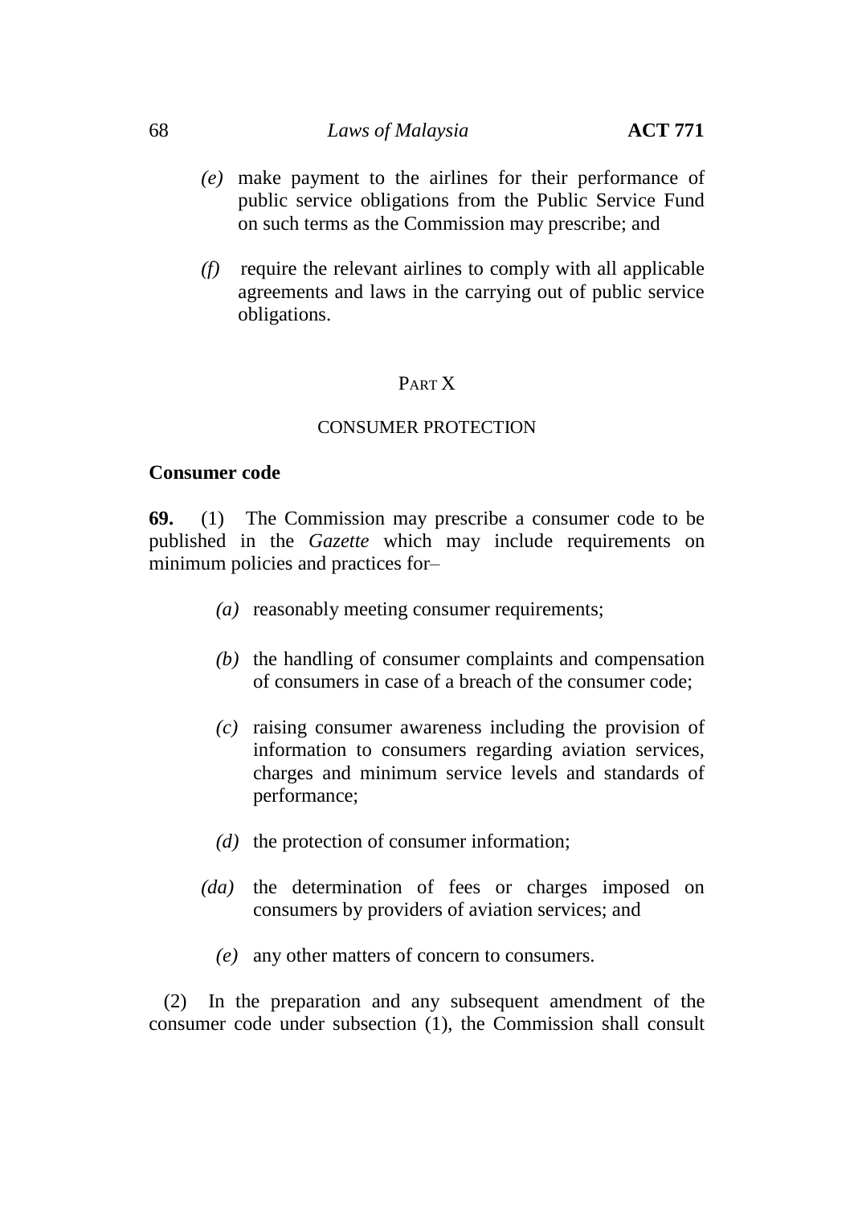*(e)* make payment to the airlines for their performance of public service obligations from the Public Service Fund on such terms as the Commission may prescribe; and

*(f)* require the relevant airlines to comply with all applicable agreements and laws in the carrying out of public service obligations.

## PART X

## CONSUMER PROTECTION

### Consumer code

**69.** (1) The Commission may prescribe a consumer code to be published in the *Gazette* which may include requirements on minimum policies and practices for–

*(a)* reasonably meeting consumer requirements;

*(b)* the handling of consumer complaints and compensation of consumers in case of a breach of the consumer code;

*(c)* raising consumer awareness including the provision of information to consumers regarding aviation services, charges and minimum service levels and standards of performance;

*(d)* the protection of consumer information;

*(da)* the determination of fees or charges imposed on consumers by providers of aviation services; and

*(e)* any other matters of concern to consumers.

(2) In the preparation and any subsequent amendment of the consumer code under subsection (1), the Commission shall consult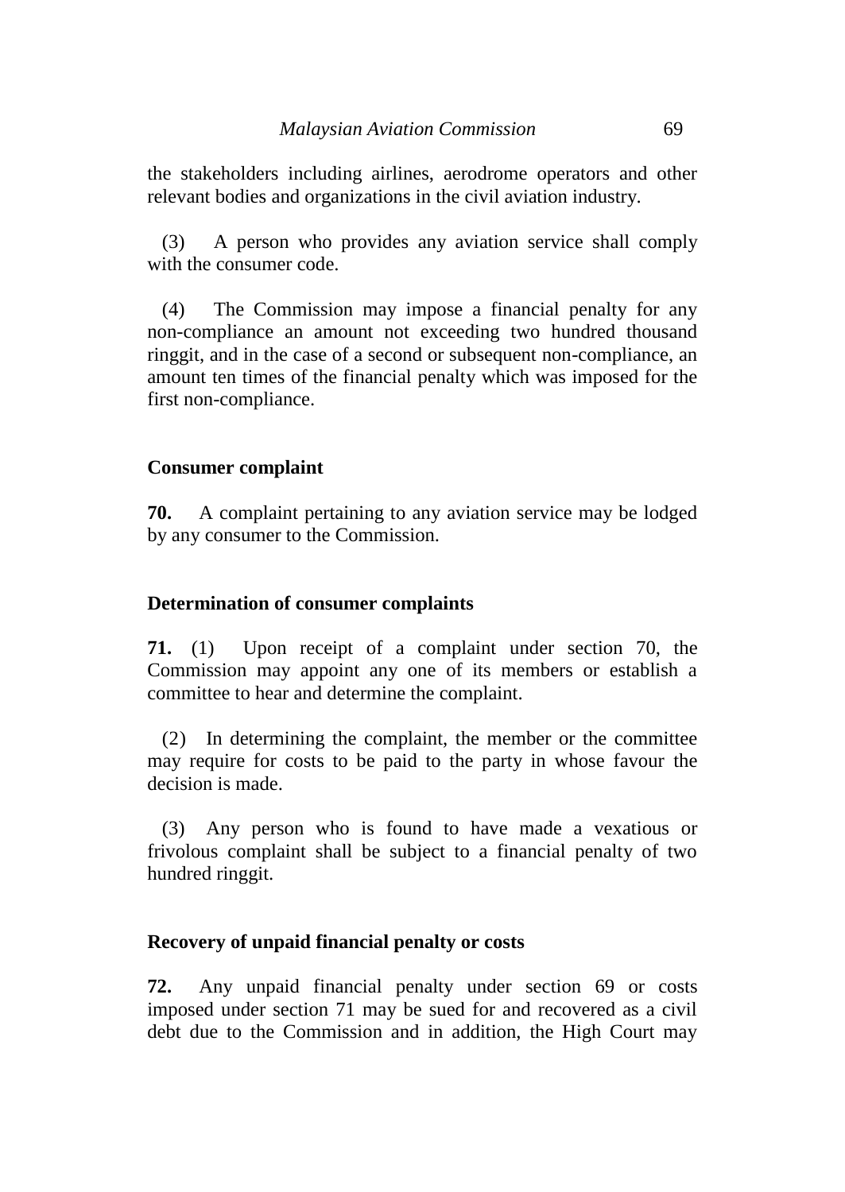the stakeholders including airlines, aerodrome operators and other relevant bodies and organizations in the civil aviation industry.

(3) A person who provides any aviation service shall comply with the consumer code.

(4) The Commission may impose a financial penalty for any non-compliance an amount not exceeding two hundred thousand ringgit, and in the case of a second or subsequent non-compliance, an amount ten times of the financial penalty which was imposed for the first non-compliance.

**Consumer complaint**

**70.** A complaint pertaining to any aviation service may be lodged by any consumer to the Commission.

**Determination of consumer complaints**

**71.** (1) Upon receipt of a complaint under section 70, the Commission may appoint any one of its members or establish a committee to hear and determine the complaint.

(2) In determining the complaint, the member or the committee may require for costs to be paid to the party in whose favour the decision is made.

(3) Any person who is found to have made a vexatious or frivolous complaint shall be subject to a financial penalty of two hundred ringgit.

**Recovery of unpaid financial penalty or costs**

**72.** Any unpaid financial penalty under section 69 or costs imposed under section 71 may be sued for and recovered as a civil debt due to the Commission and in addition, the High Court may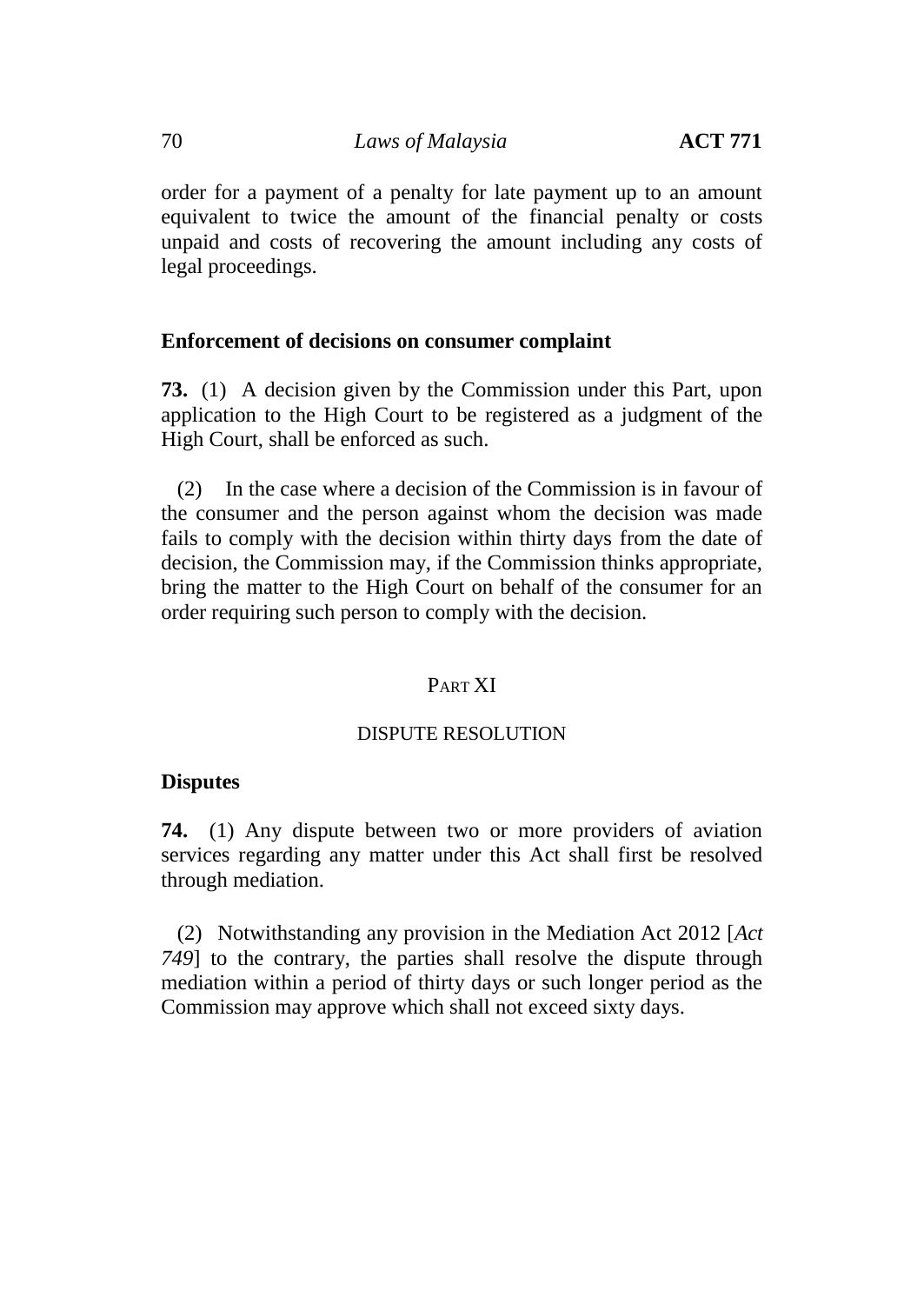order for a payment of a penalty for late payment up to an amount equivalent to twice the amount of the financial penalty or costs unpaid and costs of recovering the amount including any costs of legal proceedings.

**Enforcement of decisions on consumer complaint**

**73.** (1) A decision given by the Commission under this Part, upon application to the High Court to be registered as a judgment of the High Court, shall be enforced as such.

(2) In the case where a decision of the Commission is in favour of the consumer and the person against whom the decision was made fails to comply with the decision within thirty days from the date of decision, the Commission may, if the Commission thinks appropriate, bring the matter to the High Court on behalf of the consumer for an order requiring such person to comply with the decision.

## PART XI

## DISPUTE RESOLUTION

**Disputes**

**74.** (1) Any dispute between two or more providers of aviation services regarding any matter under this Act shall first be resolved through mediation.

(2) Notwithstanding any provision in the Mediation Act 2012 [*Act 749*] to the contrary, the parties shall resolve the dispute through mediation within a period of thirty days or such longer period as the Commission may approve which shall not exceed sixty days.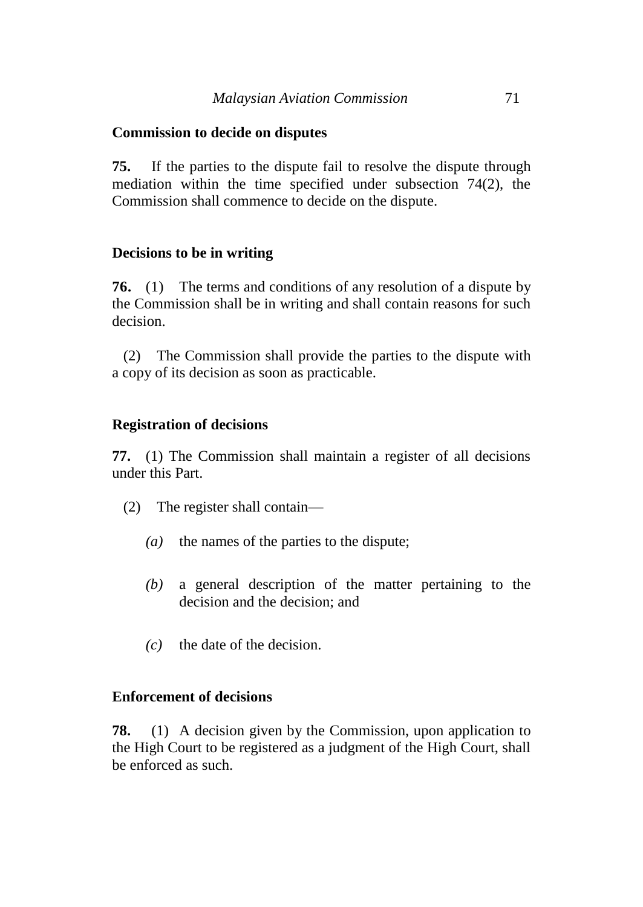**Commission to decide on disputes**

**75.** If the parties to the dispute fail to resolve the dispute through mediation within the time specified under subsection 74(2), the Commission shall commence to decide on the dispute.

**Decisions to be in writing**

**76.** (1) The terms and conditions of any resolution of a dispute by the Commission shall be in writing and shall contain reasons for such decision.

(2) The Commission shall provide the parties to the dispute with a copy of its decision as soon as practicable.

**Registration of decisions**

**77.** (1) The Commission shall maintain a register of all decisions under this Part.

(2) The register shall contain—

*(a)* the names of the parties to the dispute;

*(b)* a general description of the matter pertaining to the decision and the decision; and

*(c)* the date of the decision.

**Enforcement of decisions**

**78.** (1) A decision given by the Commission, upon application to the High Court to be registered as a judgment of the High Court, shall be enforced as such.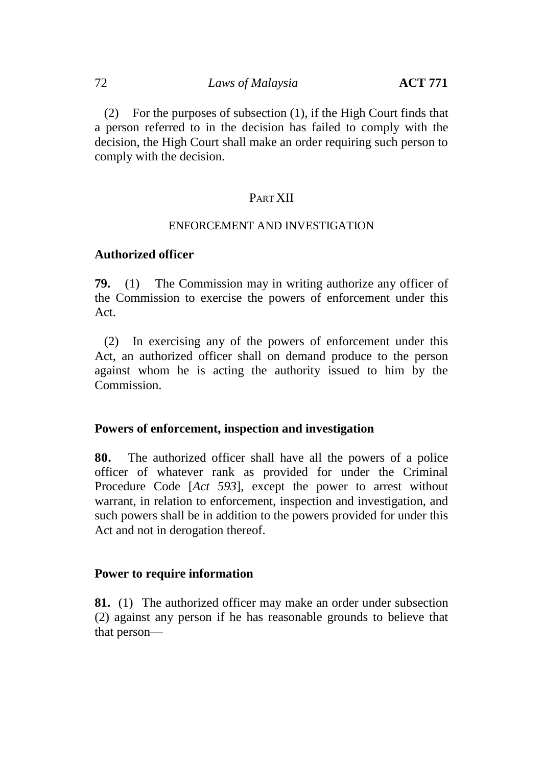(2) For the purposes of subsection (1), if the High Court finds that a person referred to in the decision has failed to comply with the decision, the High Court shall make an order requiring such person to comply with the decision.

## PART XII

## ENFORCEMENT AND INVESTIGATION

### Authorized officer

**79.** (1) The Commission may in writing authorize any officer of the Commission to exercise the powers of enforcement under this Act.

(2) In exercising any of the powers of enforcement under this Act, an authorized officer shall on demand produce to the person against whom he is acting the authority issued to him by the Commission.

### Powers of enforcement, inspection and investigation

**80.** The authorized officer shall have all the powers of a police officer of whatever rank as provided for under the Criminal Procedure Code [*Act 593*], except the power to arrest without warrant, in relation to enforcement, inspection and investigation, and such powers shall be in addition to the powers provided for under this Act and not in derogation thereof.

### Power to require information

**81.** (1) The authorized officer may make an order under subsection (2) against any person if he has reasonable grounds to believe that that person—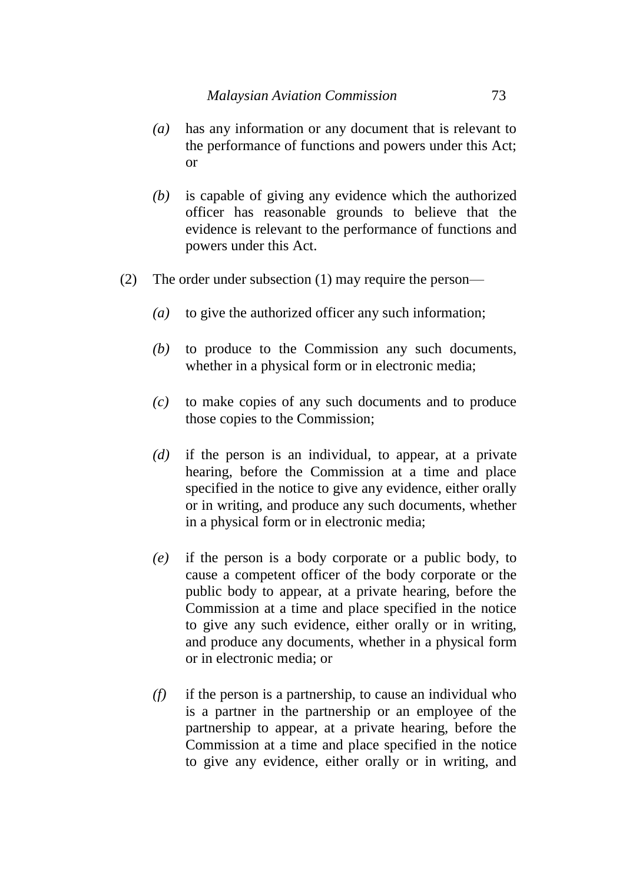*(a)* has any information or any document that is relevant to the performance of functions and powers under this Act; or

*(b)* is capable of giving any evidence which the authorized officer has reasonable grounds to believe that the evidence is relevant to the performance of functions and powers under this Act.

(2) The order under subsection (1) may require the person—

*(a)* to give the authorized officer any such information;

*(b)* to produce to the Commission any such documents, whether in a physical form or in electronic media;

*(c)* to make copies of any such documents and to produce those copies to the Commission;

*(d)* if the person is an individual, to appear, at a private hearing, before the Commission at a time and place specified in the notice to give any evidence, either orally or in writing, and produce any such documents, whether in a physical form or in electronic media;

*(e)* if the person is a body corporate or a public body, to cause a competent officer of the body corporate or the public body to appear, at a private hearing, before the Commission at a time and place specified in the notice to give any such evidence, either orally or in writing, and produce any documents, whether in a physical form or in electronic media; or

*(f)* if the person is a partnership, to cause an individual who is a partner in the partnership or an employee of the partnership to appear, at a private hearing, before the Commission at a time and place specified in the notice to give any evidence, either orally or in writing, and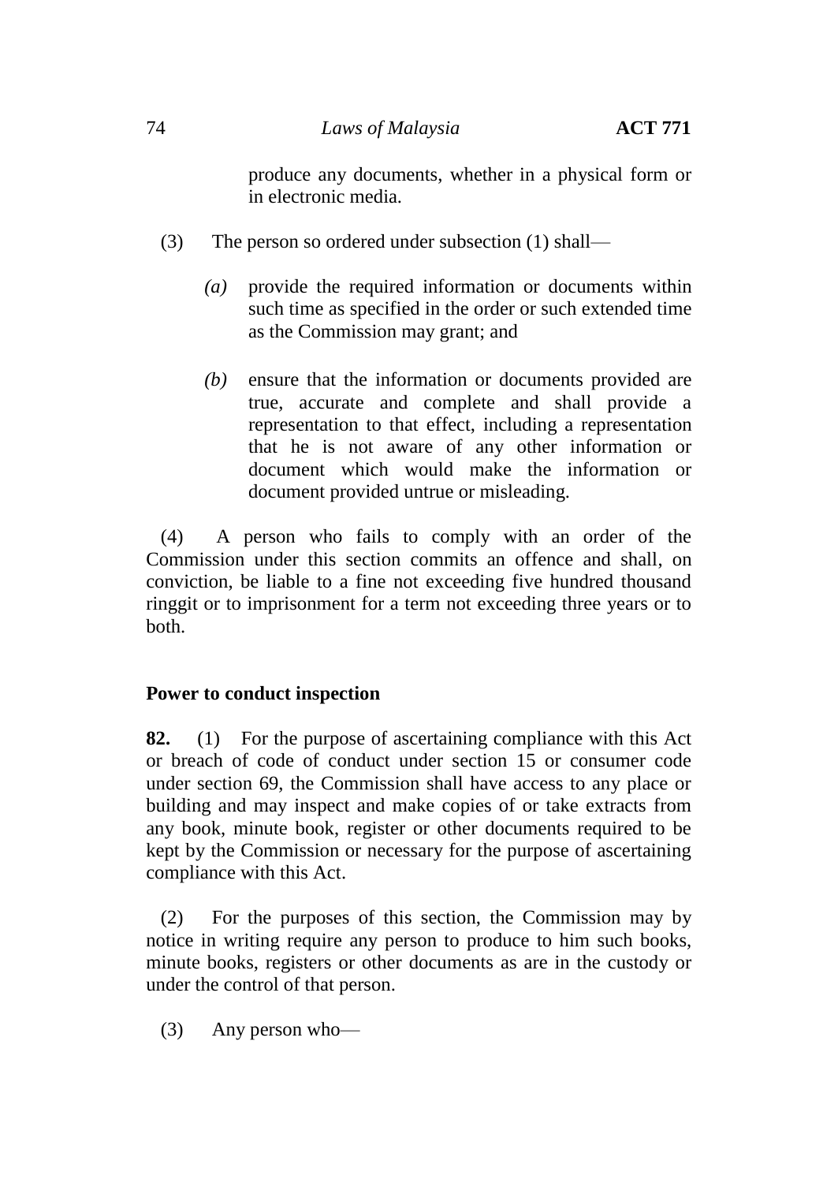produce any documents, whether in a physical form or in electronic media.

(3) The person so ordered under subsection (1) shall—

*(a)* provide the required information or documents within such time as specified in the order or such extended time as the Commission may grant; and

*(b)* ensure that the information or documents provided are true, accurate and complete and shall provide a representation to that effect, including a representation that he is not aware of any other information or document which would make the information or document provided untrue or misleading.

(4) A person who fails to comply with an order of the Commission under this section commits an offence and shall, on conviction, be liable to a fine not exceeding five hundred thousand ringgit or to imprisonment for a term not exceeding three years or to both.

**Power to conduct inspection**

**82.** (1) For the purpose of ascertaining compliance with this Act or breach of code of conduct under section 15 or consumer code under section 69, the Commission shall have access to any place or building and may inspect and make copies of or take extracts from any book, minute book, register or other documents required to be kept by the Commission or necessary for the purpose of ascertaining compliance with this Act.

(2) For the purposes of this section, the Commission may by notice in writing require any person to produce to him such books, minute books, registers or other documents as are in the custody or under the control of that person.

(3) Any person who—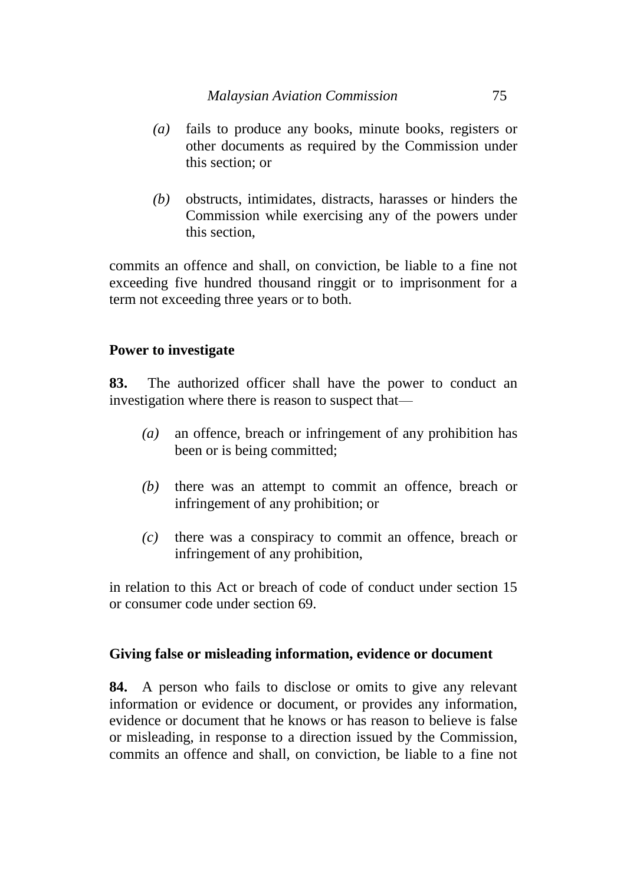*(a)* fails to produce any books, minute books, registers or other documents as required by the Commission under this section; or

*(b)* obstructs, intimidates, distracts, harasses or hinders the Commission while exercising any of the powers under this section,

commits an offence and shall, on conviction, be liable to a fine not exceeding five hundred thousand ringgit or to imprisonment for a term not exceeding three years or to both.

**Power to investigate**

**83.** The authorized officer shall have the power to conduct an investigation where there is reason to suspect that—

*(a)* an offence, breach or infringement of any prohibition has been or is being committed;

*(b)* there was an attempt to commit an offence, breach or infringement of any prohibition; or

*(c)* there was a conspiracy to commit an offence, breach or infringement of any prohibition,

in relation to this Act or breach of code of conduct under section 15 or consumer code under section 69.

**Giving false or misleading information, evidence or document**

**84.** A person who fails to disclose or omits to give any relevant information or evidence or document, or provides any information, evidence or document that he knows or has reason to believe is false or misleading, in response to a direction issued by the Commission, commits an offence and shall, on conviction, be liable to a fine not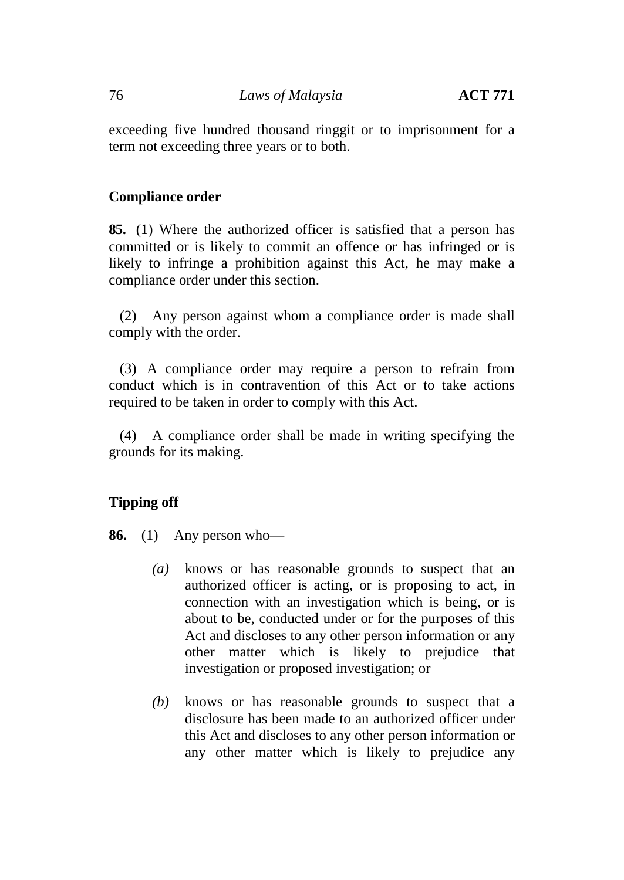exceeding five hundred thousand ringgit or to imprisonment for a term not exceeding three years or to both.

**Compliance order**

**85.** (1) Where the authorized officer is satisfied that a person has committed or is likely to commit an offence or has infringed or is likely to infringe a prohibition against this Act, he may make a compliance order under this section.

(2) Any person against whom a compliance order is made shall comply with the order.

(3) A compliance order may require a person to refrain from conduct which is in contravention of this Act or to take actions required to be taken in order to comply with this Act.

(4) A compliance order shall be made in writing specifying the grounds for its making.

**Tipping off**

**86.** (1) Any person who—

*(a)* knows or has reasonable grounds to suspect that an authorized officer is acting, or is proposing to act, in connection with an investigation which is being, or is about to be, conducted under or for the purposes of this Act and discloses to any other person information or any other matter which is likely to prejudice that investigation or proposed investigation; or

*(b)* knows or has reasonable grounds to suspect that a disclosure has been made to an authorized officer under this Act and discloses to any other person information or any other matter which is likely to prejudice any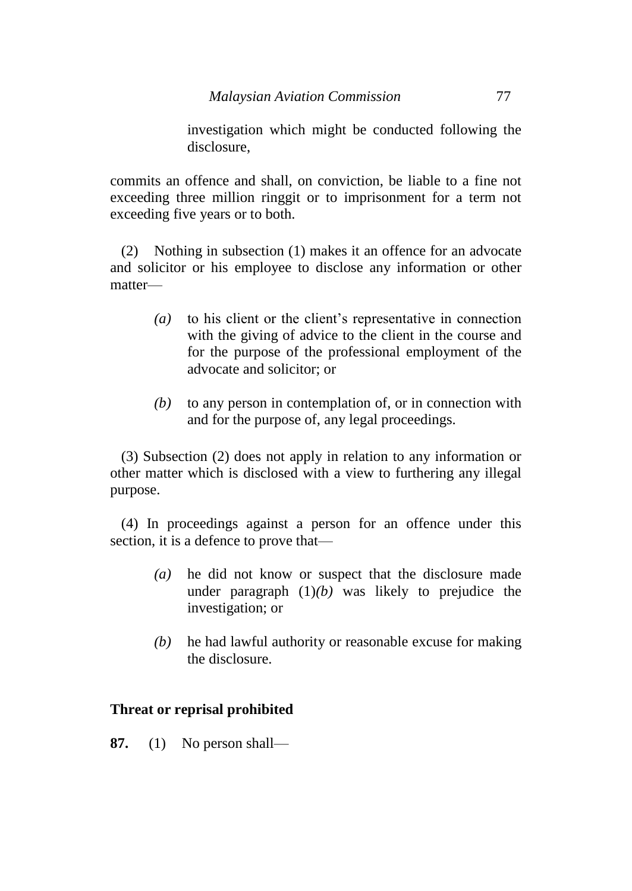investigation which might be conducted following the disclosure,

commits an offence and shall, on conviction, be liable to a fine not exceeding three million ringgit or to imprisonment for a term not exceeding five years or to both.

(2) Nothing in subsection (1) makes it an offence for an advocate and solicitor or his employee to disclose any information or other matter—

*(a)* to his client or the client's representative in connection with the giving of advice to the client in the course and for the purpose of the professional employment of the advocate and solicitor; or

*(b)* to any person in contemplation of, or in connection with and for the purpose of, any legal proceedings.

(3) Subsection (2) does not apply in relation to any information or other matter which is disclosed with a view to furthering any illegal purpose.

(4) In proceedings against a person for an offence under this section, it is a defence to prove that—

*(a)* he did not know or suspect that the disclosure made under paragraph (1)*(b)* was likely to prejudice the investigation; or

*(b)* he had lawful authority or reasonable excuse for making the disclosure.

**Threat or reprisal prohibited**

**87.** (1) No person shall—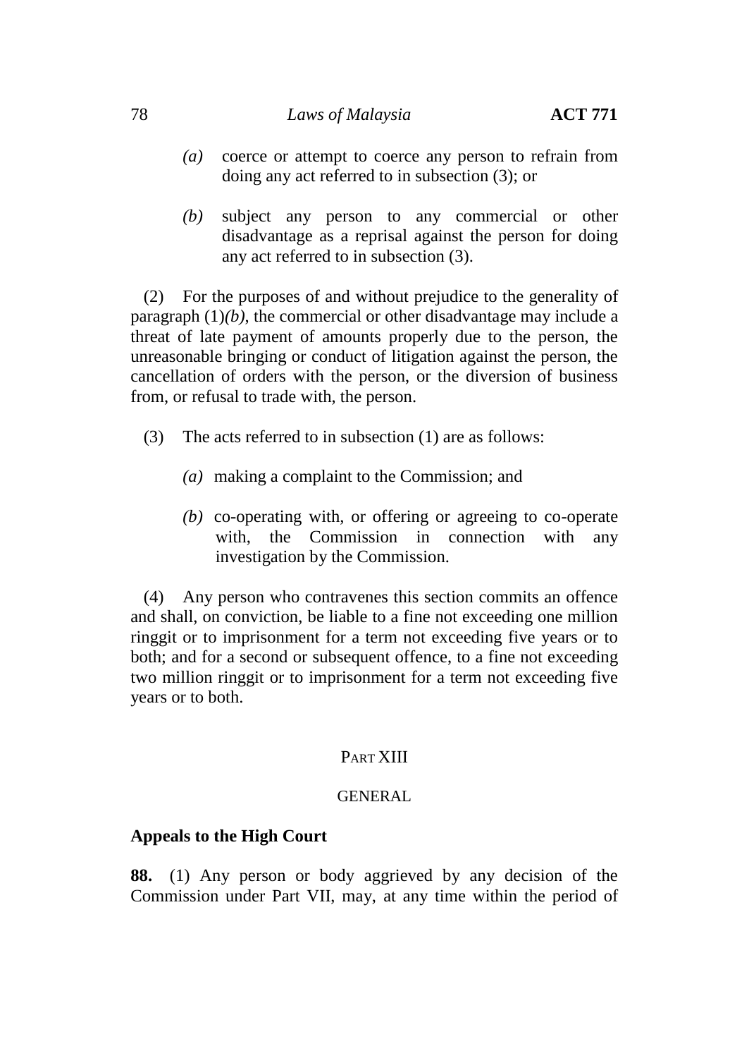*(a)* coerce or attempt to coerce any person to refrain from doing any act referred to in subsection (3); or

*(b)* subject any person to any commercial or other disadvantage as a reprisal against the person for doing any act referred to in subsection (3).

(2) For the purposes of and without prejudice to the generality of paragraph (1)*(b)*, the commercial or other disadvantage may include a threat of late payment of amounts properly due to the person, the unreasonable bringing or conduct of litigation against the person, the cancellation of orders with the person, or the diversion of business from, or refusal to trade with, the person.

(3) The acts referred to in subsection (1) are as follows:

*(a)* making a complaint to the Commission; and

*(b)* co-operating with, or offering or agreeing to co-operate with, the Commission in connection with any investigation by the Commission.

(4) Any person who contravenes this section commits an offence and shall, on conviction, be liable to a fine not exceeding one million ringgit or to imprisonment for a term not exceeding five years or to both; and for a second or subsequent offence, to a fine not exceeding two million ringgit or to imprisonment for a term not exceeding five years or to both.

## PART XIII

## GENERAL

### Appeals to the High Court

**88.** (1) Any person or body aggrieved by any decision of the Commission under Part VII, may, at any time within the period of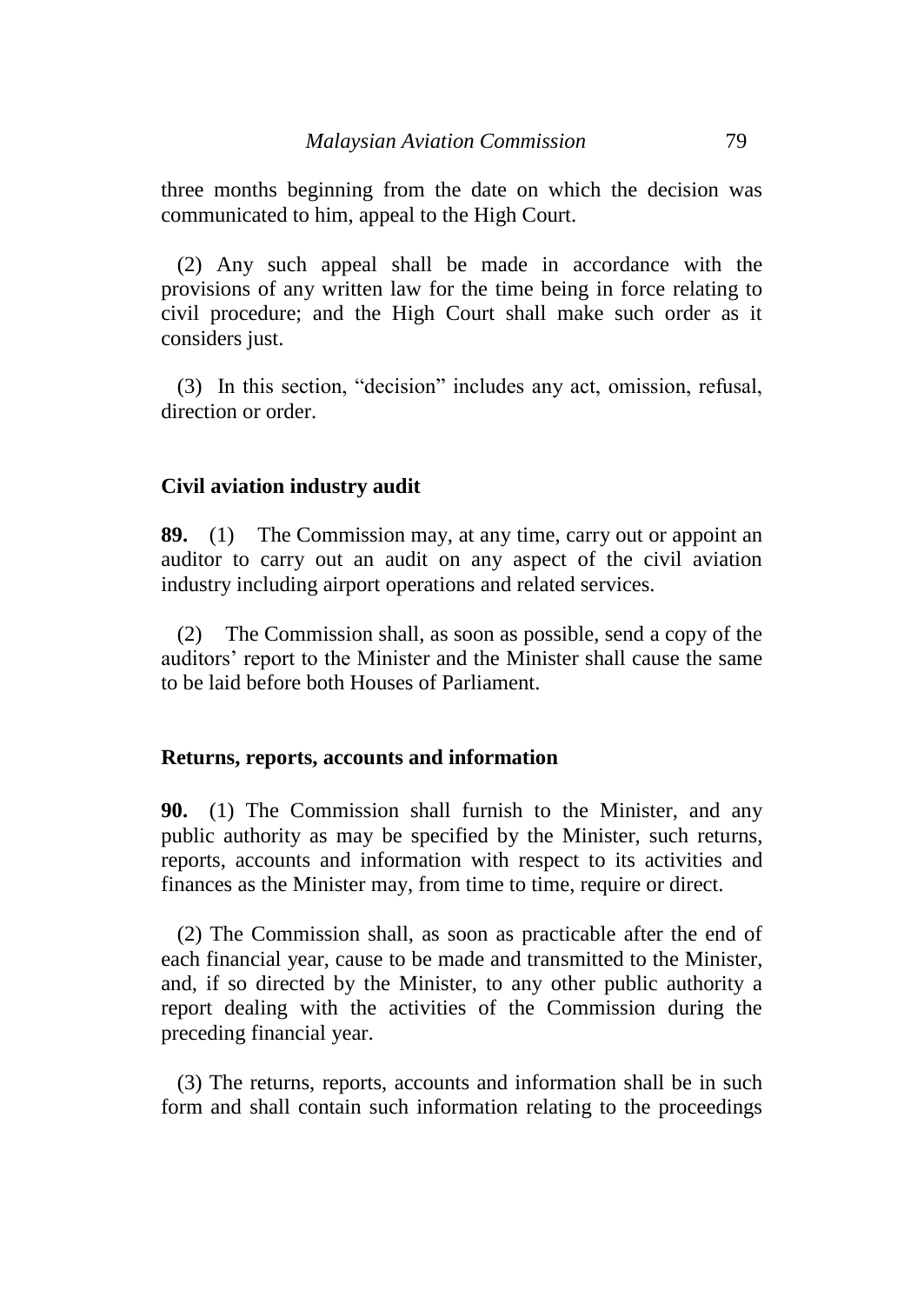three months beginning from the date on which the decision was communicated to him, appeal to the High Court.

(2) Any such appeal shall be made in accordance with the provisions of any written law for the time being in force relating to civil procedure; and the High Court shall make such order as it considers just.

(3) In this section, "decision" includes any act, omission, refusal, direction or order.

**Civil aviation industry audit**

**89.** (1) The Commission may, at any time, carry out or appoint an auditor to carry out an audit on any aspect of the civil aviation industry including airport operations and related services.

(2) The Commission shall, as soon as possible, send a copy of the auditors' report to the Minister and the Minister shall cause the same to be laid before both Houses of Parliament.

**Returns, reports, accounts and information**

**90.** (1) The Commission shall furnish to the Minister, and any public authority as may be specified by the Minister, such returns, reports, accounts and information with respect to its activities and finances as the Minister may, from time to time, require or direct.

(2) The Commission shall, as soon as practicable after the end of each financial year, cause to be made and transmitted to the Minister, and, if so directed by the Minister, to any other public authority a report dealing with the activities of the Commission during the preceding financial year.

(3) The returns, reports, accounts and information shall be in such form and shall contain such information relating to the proceedings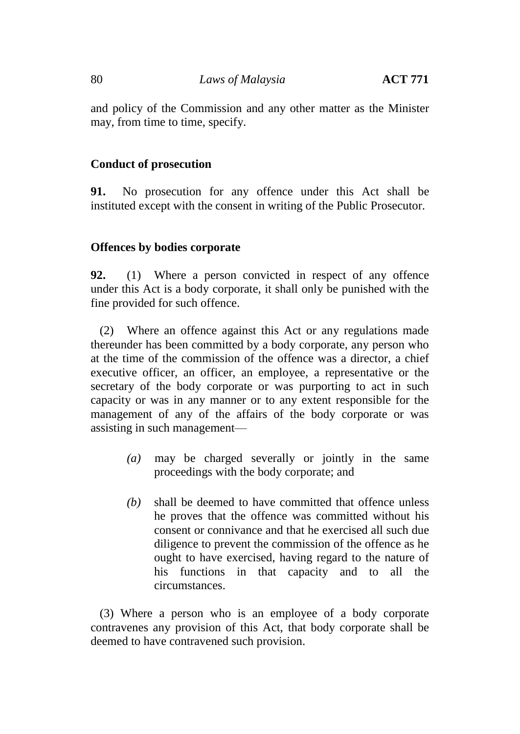and policy of the Commission and any other matter as the Minister may, from time to time, specify.

**Conduct of prosecution**

**91.** No prosecution for any offence under this Act shall be instituted except with the consent in writing of the Public Prosecutor.

**Offences by bodies corporate**

**92.** (1) Where a person convicted in respect of any offence under this Act is a body corporate, it shall only be punished with the fine provided for such offence.

(2) Where an offence against this Act or any regulations made thereunder has been committed by a body corporate, any person who at the time of the commission of the offence was a director, a chief executive officer, an officer, an employee, a representative or the secretary of the body corporate or was purporting to act in such capacity or was in any manner or to any extent responsible for the management of any of the affairs of the body corporate or was assisting in such management—

*(a)* may be charged severally or jointly in the same proceedings with the body corporate; and

*(b)* shall be deemed to have committed that offence unless he proves that the offence was committed without his consent or connivance and that he exercised all such due diligence to prevent the commission of the offence as he ought to have exercised, having regard to the nature of his functions in that capacity and to all the circumstances.

(3) Where a person who is an employee of a body corporate contravenes any provision of this Act, that body corporate shall be deemed to have contravened such provision.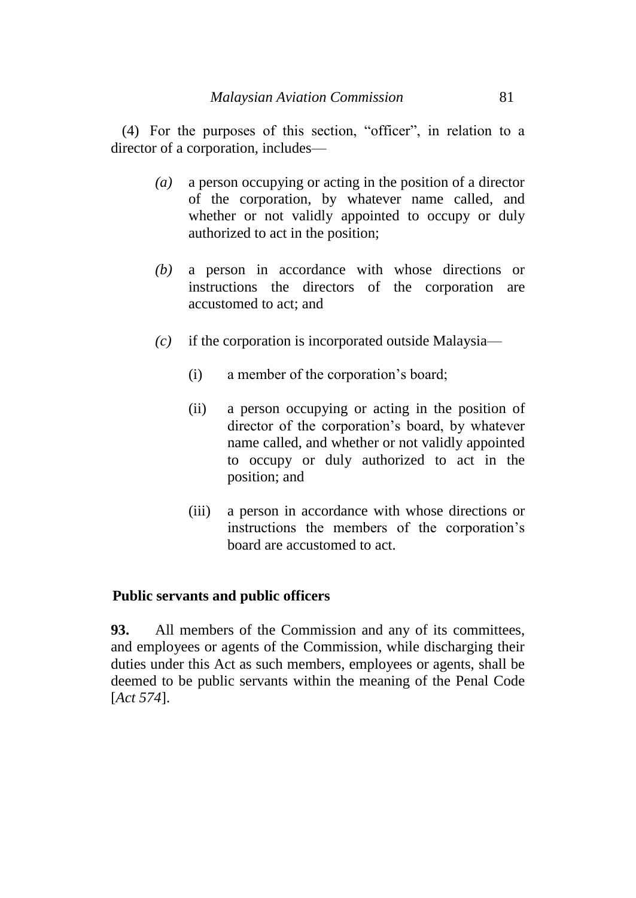(4) For the purposes of this section, "officer", in relation to a director of a corporation, includes—

- *(a)* a person occupying or acting in the position of a director of the corporation, by whatever name called, and whether or not validly appointed to occupy or duly authorized to act in the position;

- *(b)* a person in accordance with whose directions or instructions the directors of the corporation are accustomed to act; and

- *(c)* if the corporation is incorporated outside Malaysia—

  - (i) a member of the corporation's board;

  - (ii) a person occupying or acting in the position of director of the corporation's board, by whatever name called, and whether or not validly appointed to occupy or duly authorized to act in the position; and

  - (iii) a person in accordance with whose directions or instructions the members of the corporation's board are accustomed to act.

**Public servants and public officers**

**93.** All members of the Commission and any of its committees, and employees or agents of the Commission, while discharging their duties under this Act as such members, employees or agents, shall be deemed to be public servants within the meaning of the Penal Code [*Act 574*].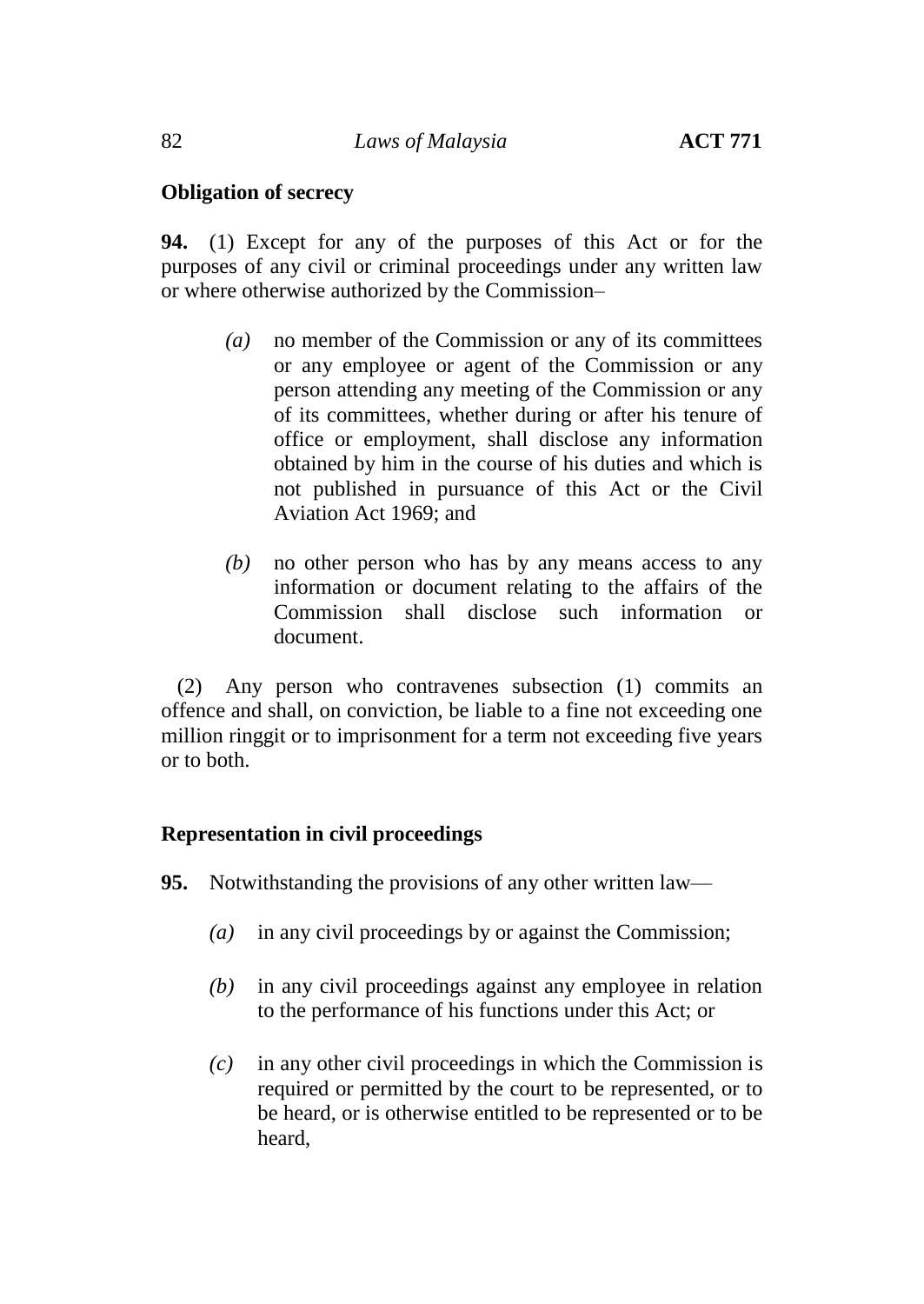**Obligation of secrecy**

**94.** (1) Except for any of the purposes of this Act or for the purposes of any civil or criminal proceedings under any written law or where otherwise authorized by the Commission–

*(a)* no member of the Commission or any of its committees or any employee or agent of the Commission or any person attending any meeting of the Commission or any of its committees, whether during or after his tenure of office or employment, shall disclose any information obtained by him in the course of his duties and which is not published in pursuance of this Act or the Civil Aviation Act 1969; and

*(b)* no other person who has by any means access to any information or document relating to the affairs of the Commission shall disclose such information or document.

(2) Any person who contravenes subsection (1) commits an offence and shall, on conviction, be liable to a fine not exceeding one million ringgit or to imprisonment for a term not exceeding five years or to both.

**Representation in civil proceedings**

**95.** Notwithstanding the provisions of any other written law—

*(a)* in any civil proceedings by or against the Commission;

*(b)* in any civil proceedings against any employee in relation to the performance of his functions under this Act; or

*(c)* in any other civil proceedings in which the Commission is required or permitted by the court to be represented, or to be heard, or is otherwise entitled to be represented or to be heard,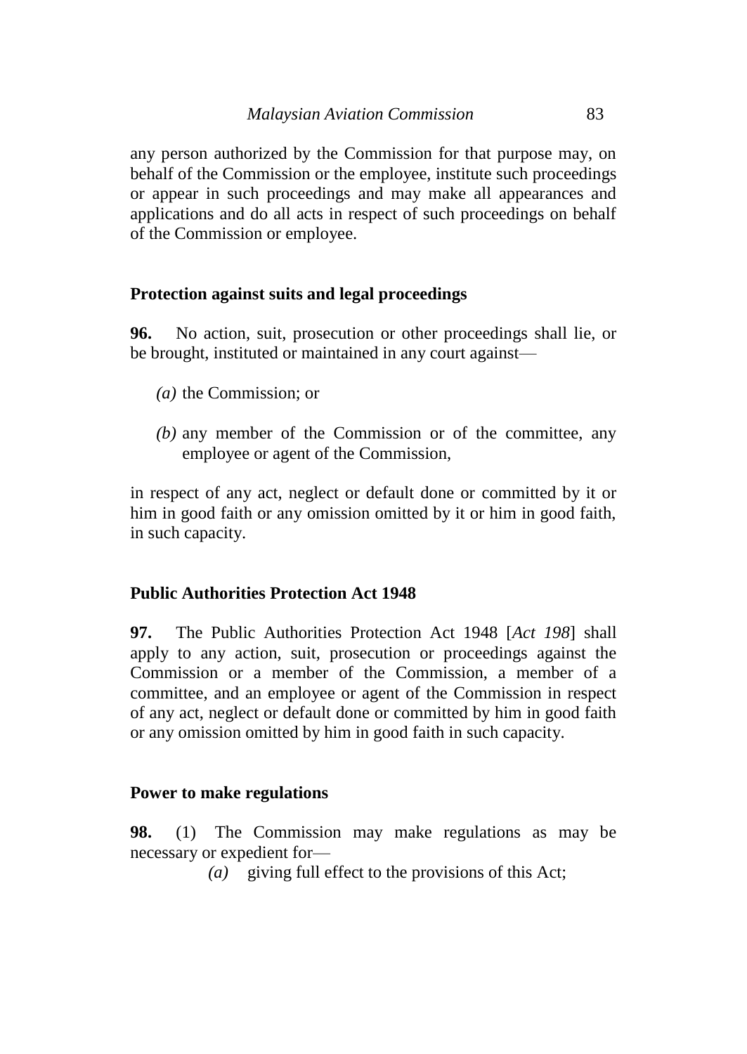any person authorized by the Commission for that purpose may, on behalf of the Commission or the employee, institute such proceedings or appear in such proceedings and may make all appearances and applications and do all acts in respect of such proceedings on behalf of the Commission or employee.

**Protection against suits and legal proceedings**

**96.** No action, suit, prosecution or other proceedings shall lie, or be brought, instituted or maintained in any court against—

*(a)* the Commission; or

*(b)* any member of the Commission or of the committee, any employee or agent of the Commission,

in respect of any act, neglect or default done or committed by it or him in good faith or any omission omitted by it or him in good faith, in such capacity.

**Public Authorities Protection Act 1948**

**97.** The Public Authorities Protection Act 1948 [*Act 198*] shall apply to any action, suit, prosecution or proceedings against the Commission or a member of the Commission, a member of a committee, and an employee or agent of the Commission in respect of any act, neglect or default done or committed by him in good faith or any omission omitted by him in good faith in such capacity.

**Power to make regulations**

**98.** (1) The Commission may make regulations as may be necessary or expedient for—

*(a)* giving full effect to the provisions of this Act;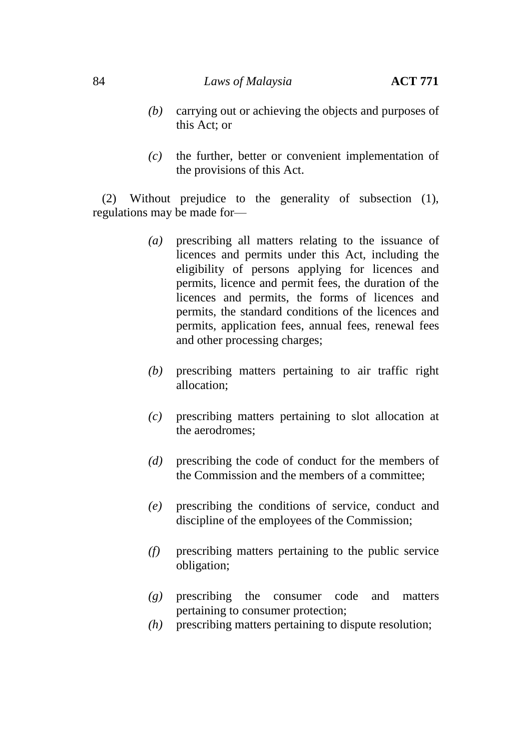*(b)* carrying out or achieving the objects and purposes of this Act; or

*(c)* the further, better or convenient implementation of the provisions of this Act.

(2) Without prejudice to the generality of subsection (1), regulations may be made for—

*(a)* prescribing all matters relating to the issuance of licences and permits under this Act, including the eligibility of persons applying for licences and permits, licence and permit fees, the duration of the licences and permits, the forms of licences and permits, the standard conditions of the licences and permits, application fees, annual fees, renewal fees and other processing charges;

*(b)* prescribing matters pertaining to air traffic right allocation;

*(c)* prescribing matters pertaining to slot allocation at the aerodromes;

*(d)* prescribing the code of conduct for the members of the Commission and the members of a committee;

*(e)* prescribing the conditions of service, conduct and discipline of the employees of the Commission;

*(f)* prescribing matters pertaining to the public service obligation;

*(g)* prescribing the consumer code and matters pertaining to consumer protection;

*(h)* prescribing matters pertaining to dispute resolution;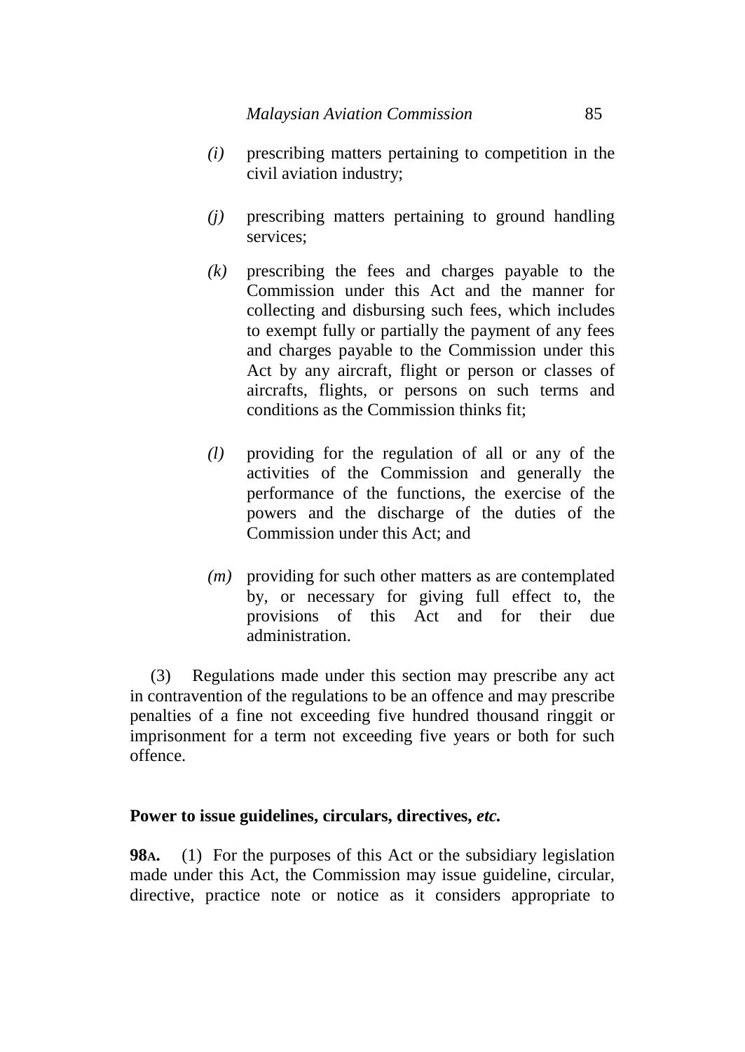*(i)* prescribing matters pertaining to competition in the civil aviation industry;

*(j)* prescribing matters pertaining to ground handling services;

*(k)* prescribing the fees and charges payable to the Commission under this Act and the manner for collecting and disbursing such fees, which includes to exempt fully or partially the payment of any fees and charges payable to the Commission under this Act by any aircraft, flight or person or classes of aircrafts, flights, or persons on such terms and conditions as the Commission thinks fit;

*(l)* providing for the regulation of all or any of the activities of the Commission and generally the performance of the functions, the exercise of the powers and the discharge of the duties of the Commission under this Act; and

*(m)* providing for such other matters as are contemplated by, or necessary for giving full effect to, the provisions of this Act and for their due administration.

(3) Regulations made under this section may prescribe any act in contravention of the regulations to be an offence and may prescribe penalties of a fine not exceeding five hundred thousand ringgit or imprisonment for a term not exceeding five years or both for such offence.

**Power to issue guidelines, circulars, directives, *etc.***

**98A.** (1) For the purposes of this Act or the subsidiary legislation made under this Act, the Commission may issue guideline, circular, directive, practice note or notice as it considers appropriate to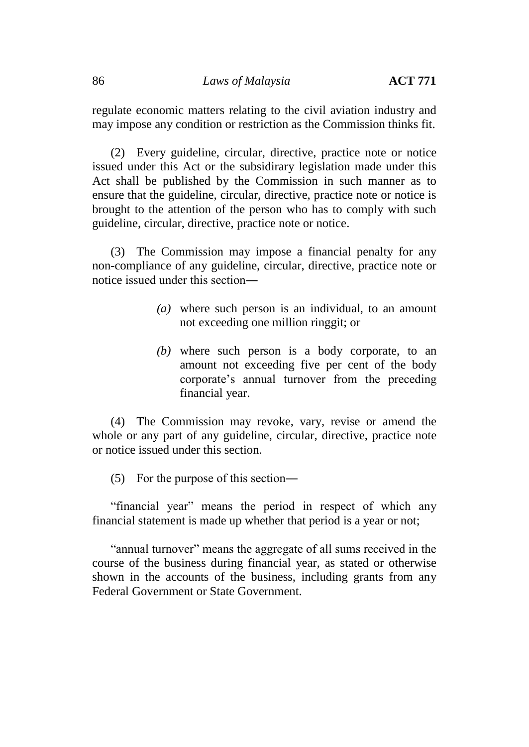regulate economic matters relating to the civil aviation industry and may impose any condition or restriction as the Commission thinks fit.

(2) Every guideline, circular, directive, practice note or notice issued under this Act or the subsidirary legislation made under this Act shall be published by the Commission in such manner as to ensure that the guideline, circular, directive, practice note or notice is brought to the attention of the person who has to comply with such guideline, circular, directive, practice note or notice.

(3) The Commission may impose a financial penalty for any non-compliance of any guideline, circular, directive, practice note or notice issued under this section―

> *(a)* where such person is an individual, to an amount not exceeding one million ringgit; or
>
> *(b)* where such person is a body corporate, to an amount not exceeding five per cent of the body corporate's annual turnover from the preceding financial year.

(4) The Commission may revoke, vary, revise or amend the whole or any part of any guideline, circular, directive, practice note or notice issued under this section.

(5) For the purpose of this section―

"financial year" means the period in respect of which any financial statement is made up whether that period is a year or not;

"annual turnover" means the aggregate of all sums received in the course of the business during financial year, as stated or otherwise shown in the accounts of the business, including grants from any Federal Government or State Government.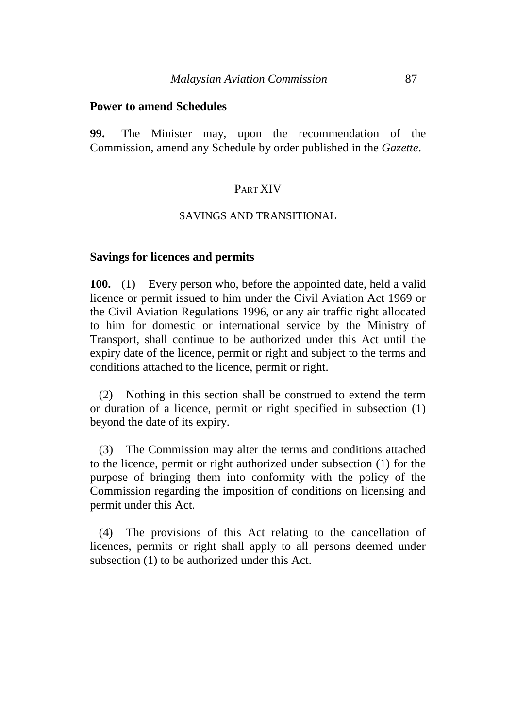**Power to amend Schedules**

**99.** The Minister may, upon the recommendation of the Commission, amend any Schedule by order published in the *Gazette*.

## PART XIV

## SAVINGS AND TRANSITIONAL

**Savings for licences and permits**

**100.** (1) Every person who, before the appointed date, held a valid licence or permit issued to him under the Civil Aviation Act 1969 or the Civil Aviation Regulations 1996, or any air traffic right allocated to him for domestic or international service by the Ministry of Transport, shall continue to be authorized under this Act until the expiry date of the licence, permit or right and subject to the terms and conditions attached to the licence, permit or right.

(2) Nothing in this section shall be construed to extend the term or duration of a licence, permit or right specified in subsection (1) beyond the date of its expiry.

(3) The Commission may alter the terms and conditions attached to the licence, permit or right authorized under subsection (1) for the purpose of bringing them into conformity with the policy of the Commission regarding the imposition of conditions on licensing and permit under this Act.

(4) The provisions of this Act relating to the cancellation of licences, permits or right shall apply to all persons deemed under subsection (1) to be authorized under this Act.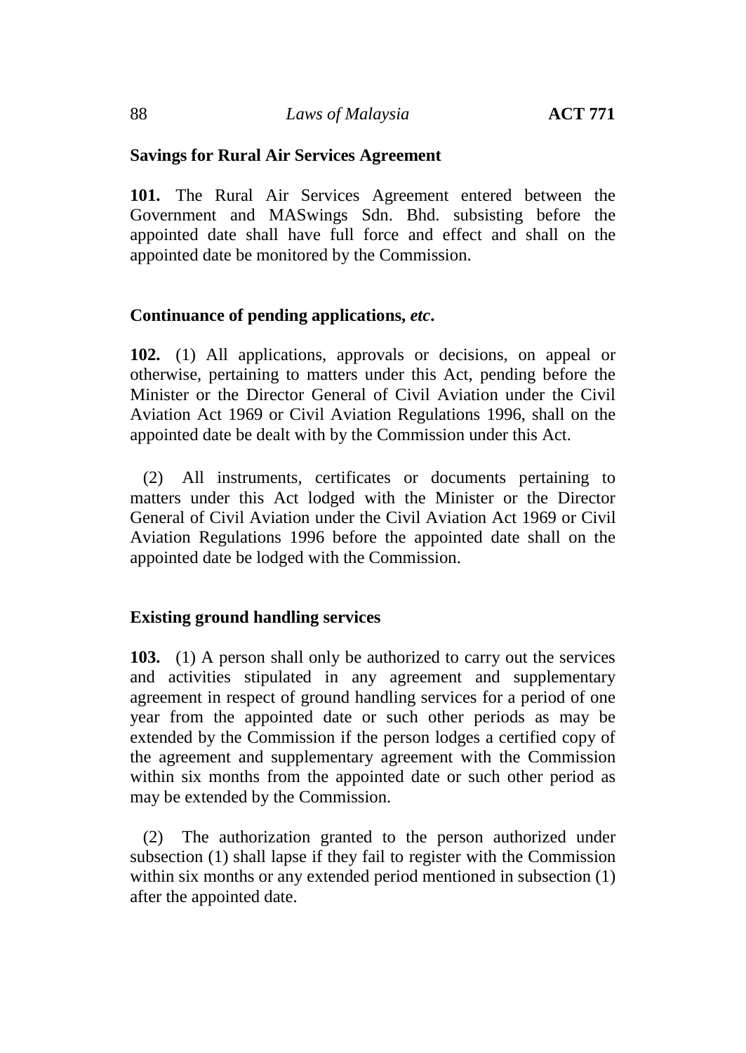**Savings for Rural Air Services Agreement**

**101.** The Rural Air Services Agreement entered between the Government and MASwings Sdn. Bhd. subsisting before the appointed date shall have full force and effect and shall on the appointed date be monitored by the Commission.

**Continuance of pending applications,** ***etc*****.**

**102.** (1) All applications, approvals or decisions, on appeal or otherwise, pertaining to matters under this Act, pending before the Minister or the Director General of Civil Aviation under the Civil Aviation Act 1969 or Civil Aviation Regulations 1996, shall on the appointed date be dealt with by the Commission under this Act.

(2) All instruments, certificates or documents pertaining to matters under this Act lodged with the Minister or the Director General of Civil Aviation under the Civil Aviation Act 1969 or Civil Aviation Regulations 1996 before the appointed date shall on the appointed date be lodged with the Commission.

**Existing ground handling services**

**103.** (1) A person shall only be authorized to carry out the services and activities stipulated in any agreement and supplementary agreement in respect of ground handling services for a period of one year from the appointed date or such other periods as may be extended by the Commission if the person lodges a certified copy of the agreement and supplementary agreement with the Commission within six months from the appointed date or such other period as may be extended by the Commission.

(2) The authorization granted to the person authorized under subsection (1) shall lapse if they fail to register with the Commission within six months or any extended period mentioned in subsection (1) after the appointed date.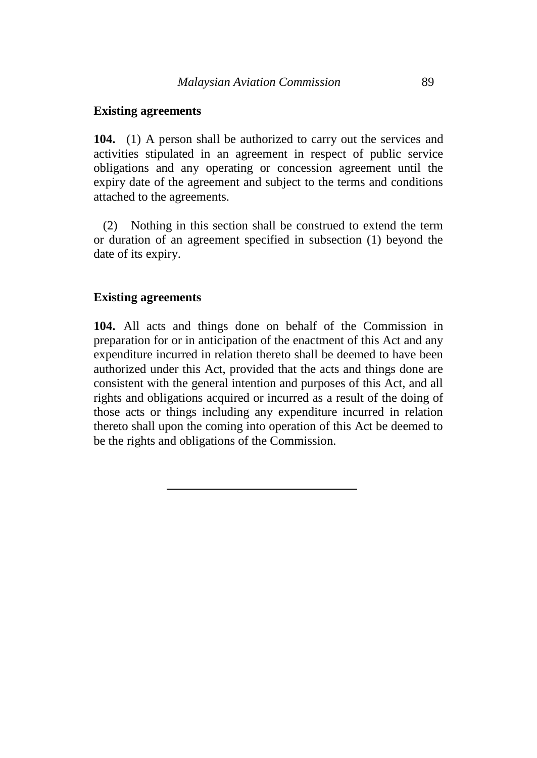**Existing agreements**

**104.** (1) A person shall be authorized to carry out the services and activities stipulated in an agreement in respect of public service obligations and any operating or concession agreement until the expiry date of the agreement and subject to the terms and conditions attached to the agreements.

(2) Nothing in this section shall be construed to extend the term or duration of an agreement specified in subsection (1) beyond the date of its expiry.

**Existing agreements**

**104.** All acts and things done on behalf of the Commission in preparation for or in anticipation of the enactment of this Act and any expenditure incurred in relation thereto shall be deemed to have been authorized under this Act, provided that the acts and things done are consistent with the general intention and purposes of this Act, and all rights and obligations acquired or incurred as a result of the doing of those acts or things including any expenditure incurred in relation thereto shall upon the coming into operation of this Act be deemed to be the rights and obligations of the Commission.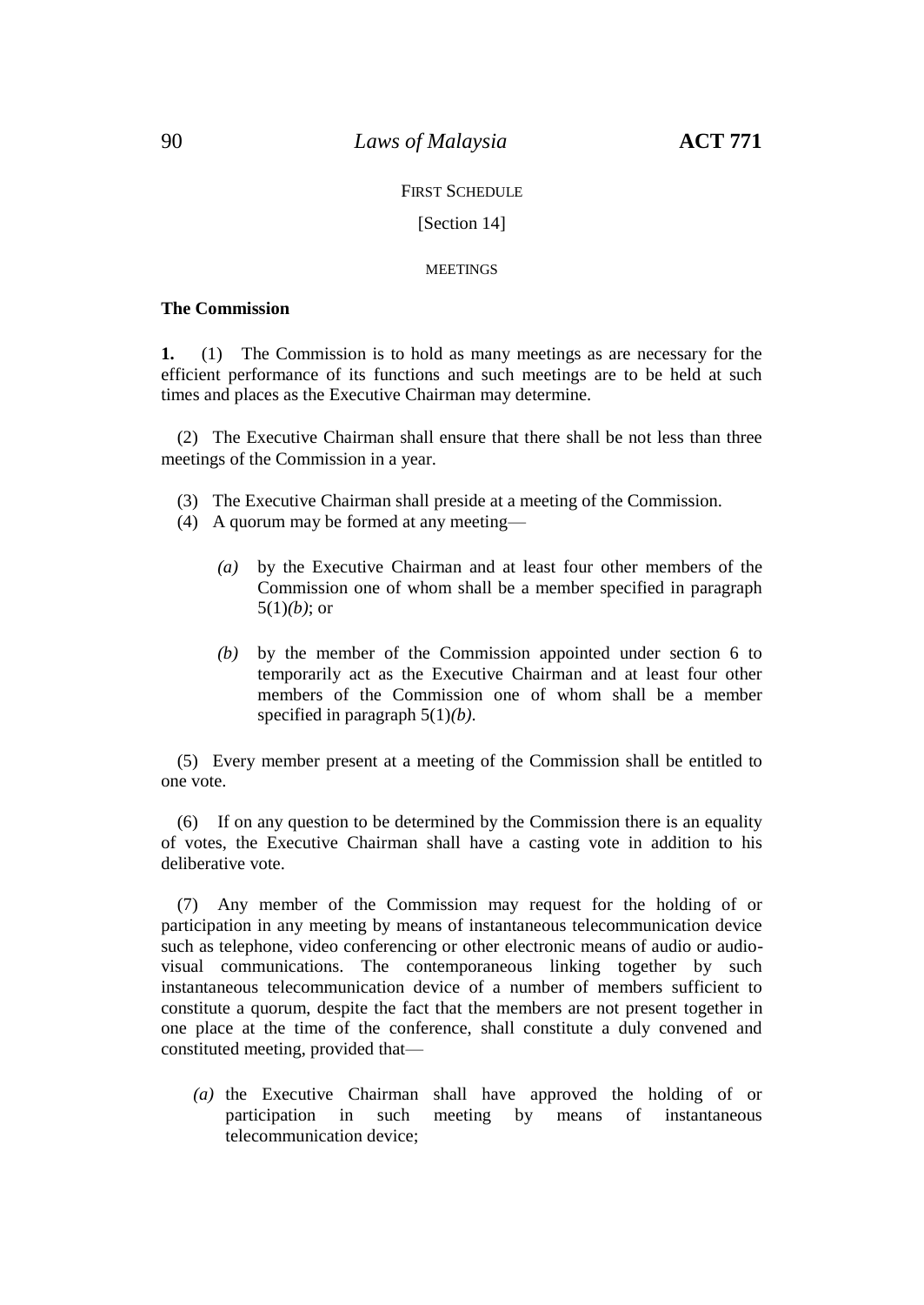FIRST SCHEDULE

[Section 14]

MEETINGS

**The Commission**

**1.** (1) The Commission is to hold as many meetings as are necessary for the efficient performance of its functions and such meetings are to be held at such times and places as the Executive Chairman may determine.

(2) The Executive Chairman shall ensure that there shall be not less than three meetings of the Commission in a year.

(3) The Executive Chairman shall preside at a meeting of the Commission.

(4) A quorum may be formed at any meeting—

*(a)* by the Executive Chairman and at least four other members of the Commission one of whom shall be a member specified in paragraph 5(1)*(b)*; or

*(b)* by the member of the Commission appointed under section 6 to temporarily act as the Executive Chairman and at least four other members of the Commission one of whom shall be a member specified in paragraph 5(1)*(b)*.

(5) Every member present at a meeting of the Commission shall be entitled to one vote.

(6) If on any question to be determined by the Commission there is an equality of votes, the Executive Chairman shall have a casting vote in addition to his deliberative vote.

(7) Any member of the Commission may request for the holding of or participation in any meeting by means of instantaneous telecommunication device such as telephone, video conferencing or other electronic means of audio or audio-visual communications. The contemporaneous linking together by such instantaneous telecommunication device of a number of members sufficient to constitute a quorum, despite the fact that the members are not present together in one place at the time of the conference, shall constitute a duly convened and constituted meeting, provided that—

*(a)* the Executive Chairman shall have approved the holding of or participation in such meeting by means of instantaneous telecommunication device;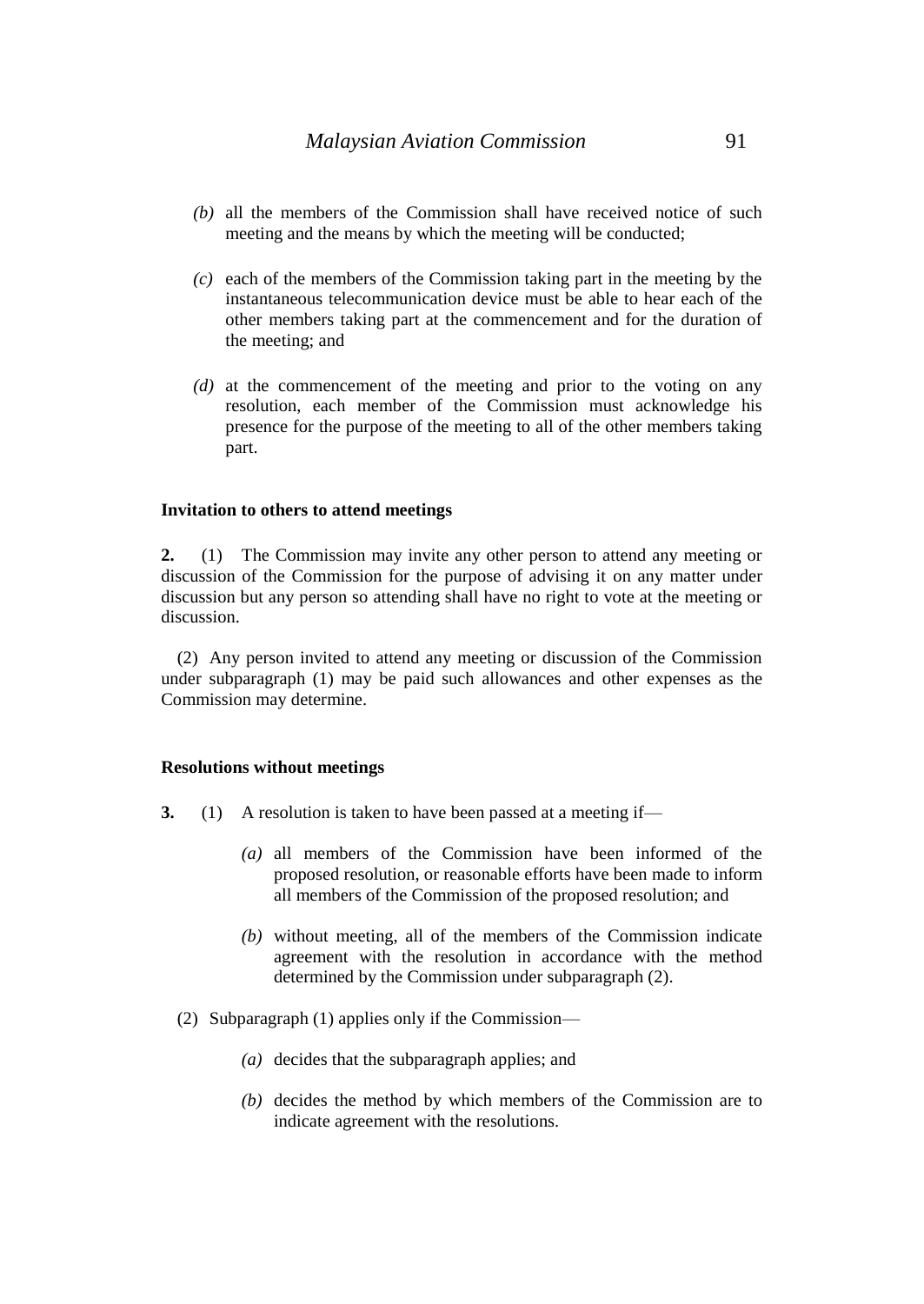*(b)* all the members of the Commission shall have received notice of such meeting and the means by which the meeting will be conducted;

*(c)* each of the members of the Commission taking part in the meeting by the instantaneous telecommunication device must be able to hear each of the other members taking part at the commencement and for the duration of the meeting; and

*(d)* at the commencement of the meeting and prior to the voting on any resolution, each member of the Commission must acknowledge his presence for the purpose of the meeting to all of the other members taking part.

**Invitation to others to attend meetings**

**2.** (1) The Commission may invite any other person to attend any meeting or discussion of the Commission for the purpose of advising it on any matter under discussion but any person so attending shall have no right to vote at the meeting or discussion.

(2) Any person invited to attend any meeting or discussion of the Commission under subparagraph (1) may be paid such allowances and other expenses as the Commission may determine.

**Resolutions without meetings**

**3.** (1) A resolution is taken to have been passed at a meeting if—

*(a)* all members of the Commission have been informed of the proposed resolution, or reasonable efforts have been made to inform all members of the Commission of the proposed resolution; and

*(b)* without meeting, all of the members of the Commission indicate agreement with the resolution in accordance with the method determined by the Commission under subparagraph (2).

(2) Subparagraph (1) applies only if the Commission—

*(a)* decides that the subparagraph applies; and

*(b)* decides the method by which members of the Commission are to indicate agreement with the resolutions.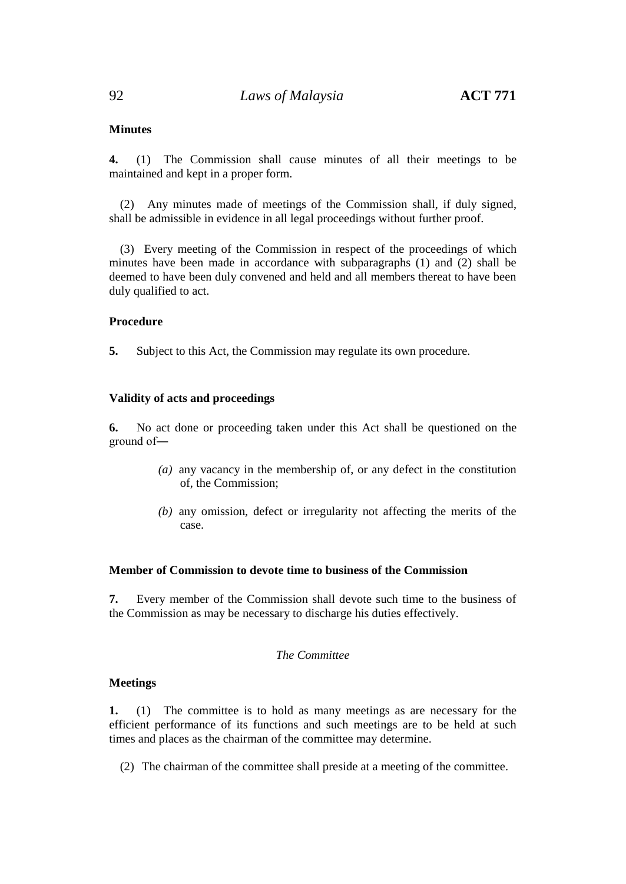**Minutes**

**4.** (1) The Commission shall cause minutes of all their meetings to be maintained and kept in a proper form.

(2) Any minutes made of meetings of the Commission shall, if duly signed, shall be admissible in evidence in all legal proceedings without further proof.

(3) Every meeting of the Commission in respect of the proceedings of which minutes have been made in accordance with subparagraphs (1) and (2) shall be deemed to have been duly convened and held and all members thereat to have been duly qualified to act.

**Procedure**

**5.** Subject to this Act, the Commission may regulate its own procedure.

**Validity of acts and proceedings**

**6.** No act done or proceeding taken under this Act shall be questioned on the ground of—

*(a)* any vacancy in the membership of, or any defect in the constitution of, the Commission;

*(b)* any omission, defect or irregularity not affecting the merits of the case.

**Member of Commission to devote time to business of the Commission**

**7.** Every member of the Commission shall devote such time to the business of the Commission as may be necessary to discharge his duties effectively.

*The Committee*

**Meetings**

**1.** (1) The committee is to hold as many meetings as are necessary for the efficient performance of its functions and such meetings are to be held at such times and places as the chairman of the committee may determine.

(2) The chairman of the committee shall preside at a meeting of the committee.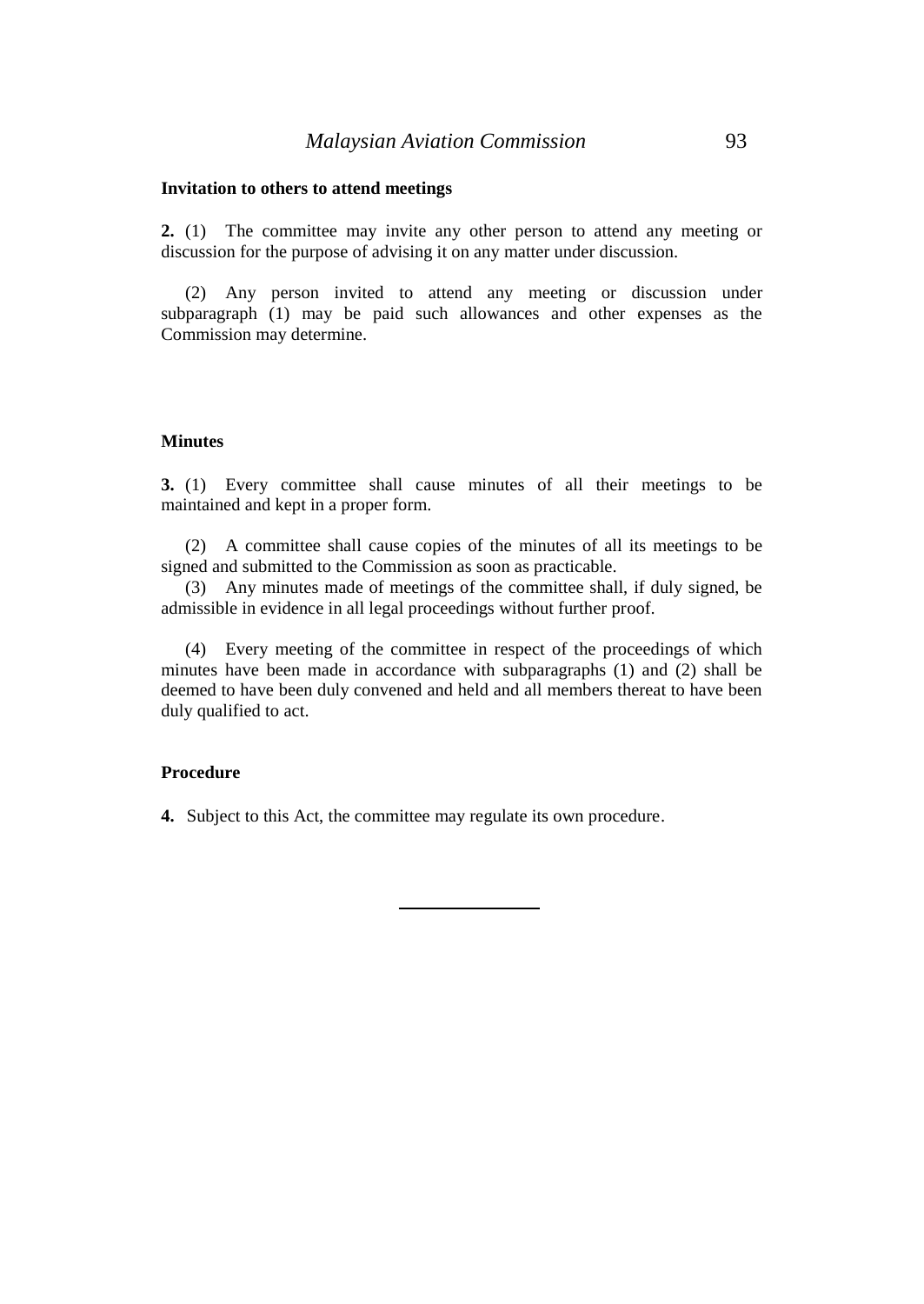**Invitation to others to attend meetings**

**2.** (1) The committee may invite any other person to attend any meeting or discussion for the purpose of advising it on any matter under discussion.

(2) Any person invited to attend any meeting or discussion under subparagraph (1) may be paid such allowances and other expenses as the Commission may determine.

**Minutes**

**3.** (1) Every committee shall cause minutes of all their meetings to be maintained and kept in a proper form.

(2) A committee shall cause copies of the minutes of all its meetings to be signed and submitted to the Commission as soon as practicable.

(3) Any minutes made of meetings of the committee shall, if duly signed, be admissible in evidence in all legal proceedings without further proof.

(4) Every meeting of the committee in respect of the proceedings of which minutes have been made in accordance with subparagraphs (1) and (2) shall be deemed to have been duly convened and held and all members thereat to have been duly qualified to act.

**Procedure**

**4.** Subject to this Act, the committee may regulate its own procedure.

---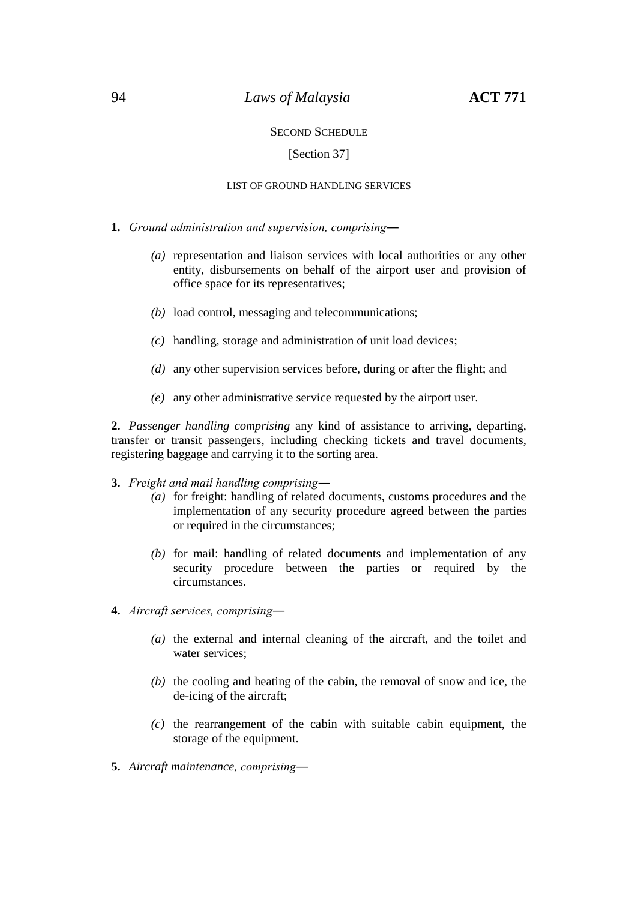## SECOND SCHEDULE

[Section 37]

### LIST OF GROUND HANDLING SERVICES

**1.** *Ground administration and supervision, comprising*―

*(a)* representation and liaison services with local authorities or any other entity, disbursements on behalf of the airport user and provision of office space for its representatives;

*(b)* load control, messaging and telecommunications;

*(c)* handling, storage and administration of unit load devices;

*(d)* any other supervision services before, during or after the flight; and

*(e)* any other administrative service requested by the airport user.

**2.** *Passenger handling comprising* any kind of assistance to arriving, departing, transfer or transit passengers, including checking tickets and travel documents, registering baggage and carrying it to the sorting area.

**3.** *Freight and mail handling comprising*―

*(a)* for freight: handling of related documents, customs procedures and the implementation of any security procedure agreed between the parties or required in the circumstances;

*(b)* for mail: handling of related documents and implementation of any security procedure between the parties or required by the circumstances.

**4.** *Aircraft services, comprising*―

*(a)* the external and internal cleaning of the aircraft, and the toilet and water services;

*(b)* the cooling and heating of the cabin, the removal of snow and ice, the de-icing of the aircraft;

*(c)* the rearrangement of the cabin with suitable cabin equipment, the storage of the equipment.

**5.** *Aircraft maintenance, comprising*―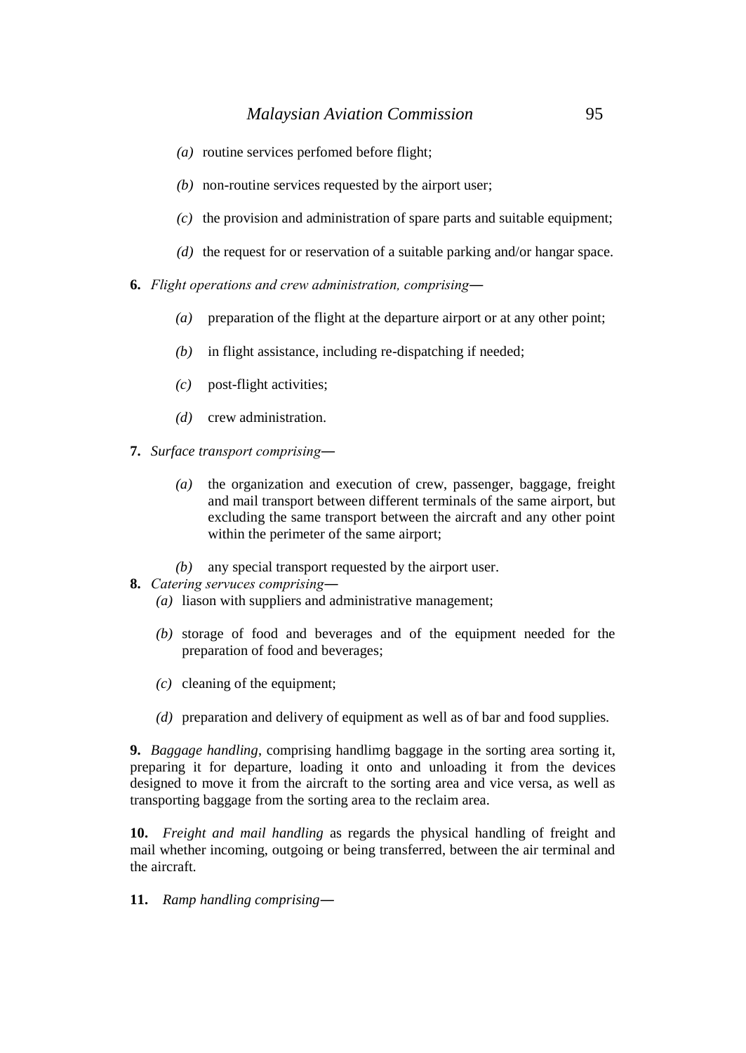*(a)* routine services perfomed before flight;

*(b)* non-routine services requested by the airport user;

*(c)* the provision and administration of spare parts and suitable equipment;

*(d)* the request for or reservation of a suitable parking and/or hangar space.

**6.** *Flight operations and crew administration, comprising*―

*(a)* preparation of the flight at the departure airport or at any other point;

*(b)* in flight assistance, including re-dispatching if needed;

*(c)* post-flight activities;

*(d)* crew administration.

**7.** *Surface transport comprising*―

*(a)* the organization and execution of crew, passenger, baggage, freight and mail transport between different terminals of the same airport, but excluding the same transport between the aircraft and any other point within the perimeter of the same airport;

*(b)* any special transport requested by the airport user.

**8.** *Catering servuces comprising*―

*(a)* liason with suppliers and administrative management;

*(b)* storage of food and beverages and of the equipment needed for the preparation of food and beverages;

*(c)* cleaning of the equipment;

*(d)* preparation and delivery of equipment as well as of bar and food supplies.

**9.** *Baggage handling*, comprising handlimg baggage in the sorting area sorting it, preparing it for departure, loading it onto and unloading it from the devices designed to move it from the aircraft to the sorting area and vice versa, as well as transporting baggage from the sorting area to the reclaim area.

**10.** *Freight and mail handling* as regards the physical handling of freight and mail whether incoming, outgoing or being transferred, between the air terminal and the aircraft.

**11.** *Ramp handling comprising*―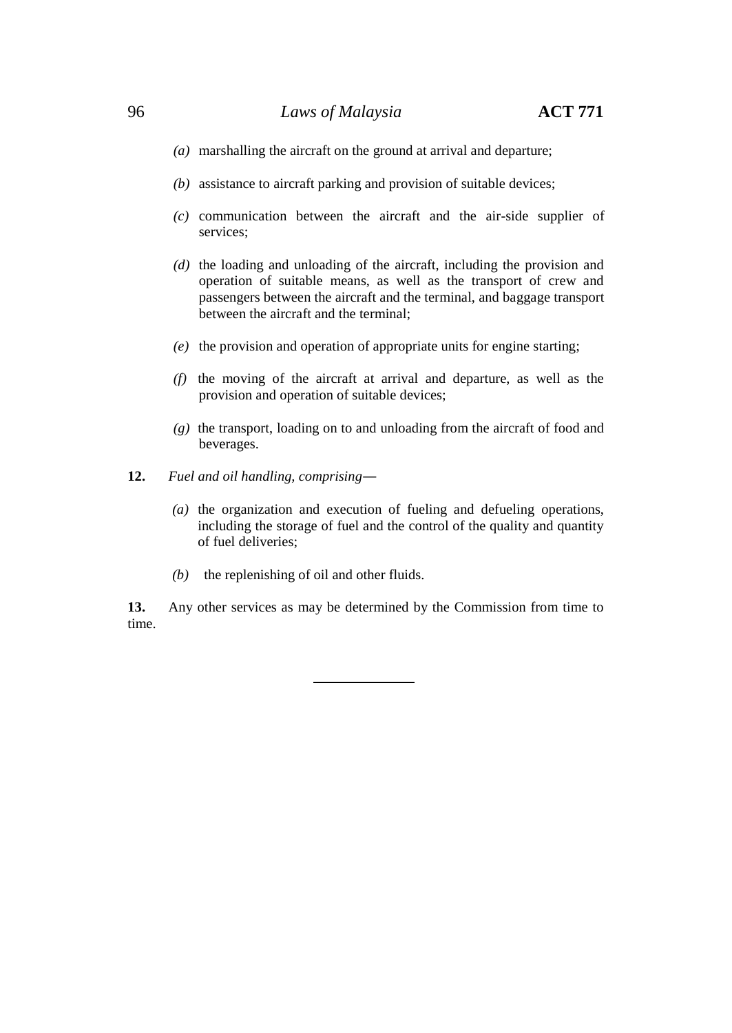*(a)* marshalling the aircraft on the ground at arrival and departure;

*(b)* assistance to aircraft parking and provision of suitable devices;

*(c)* communication between the aircraft and the air-side supplier of services;

*(d)* the loading and unloading of the aircraft, including the provision and operation of suitable means, as well as the transport of crew and passengers between the aircraft and the terminal, and baggage transport between the aircraft and the terminal;

*(e)* the provision and operation of appropriate units for engine starting;

*(f)* the moving of the aircraft at arrival and departure, as well as the provision and operation of suitable devices;

*(g)* the transport, loading on to and unloading from the aircraft of food and beverages.

**12.** *Fuel and oil handling, comprising*—

*(a)* the organization and execution of fueling and defueling operations, including the storage of fuel and the control of the quality and quantity of fuel deliveries;

*(b)* the replenishing of oil and other fluids.

**13.** Any other services as may be determined by the Commission from time to time.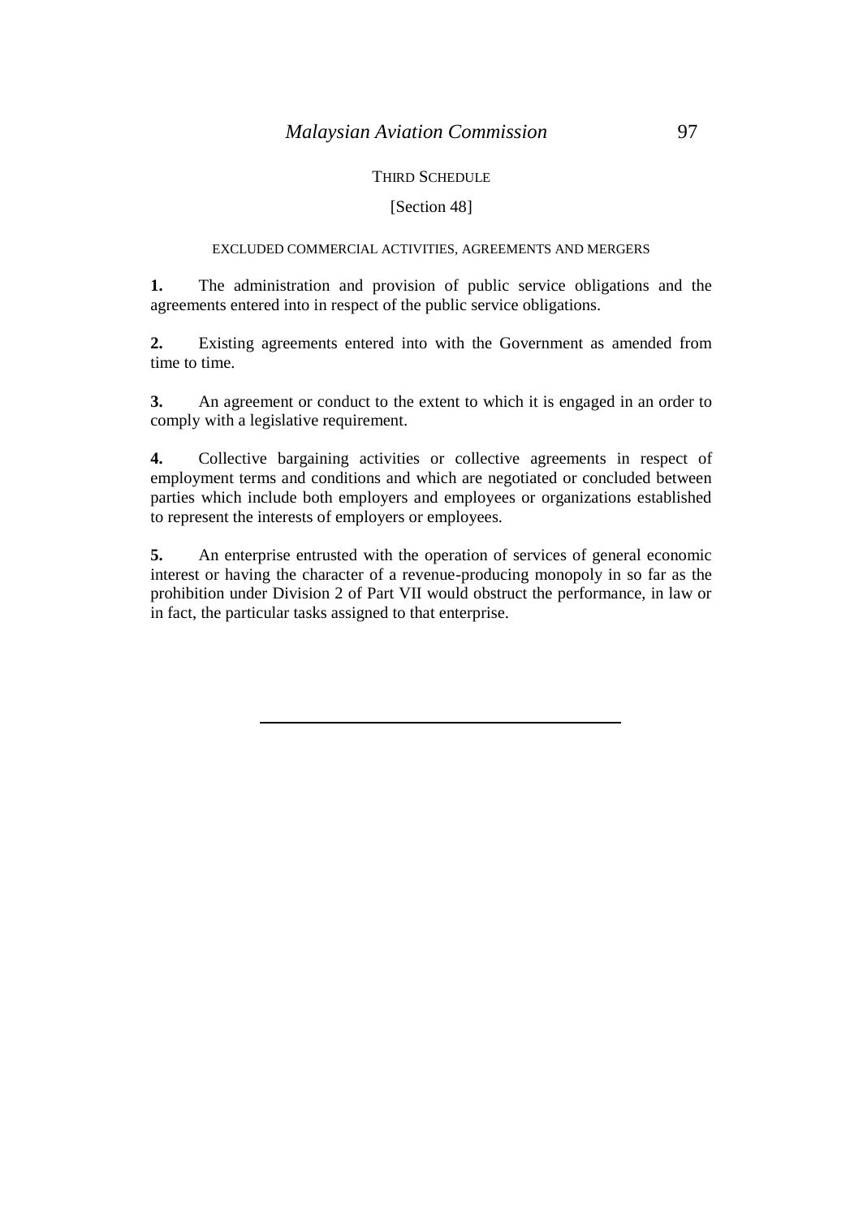## THIRD SCHEDULE

[Section 48]

### EXCLUDED COMMERCIAL ACTIVITIES, AGREEMENTS AND MERGERS

**1.** The administration and provision of public service obligations and the agreements entered into in respect of the public service obligations.

**2.** Existing agreements entered into with the Government as amended from time to time.

**3.** An agreement or conduct to the extent to which it is engaged in an order to comply with a legislative requirement.

**4.** Collective bargaining activities or collective agreements in respect of employment terms and conditions and which are negotiated or concluded between parties which include both employers and employees or organizations established to represent the interests of employers or employees.

**5.** An enterprise entrusted with the operation of services of general economic interest or having the character of a revenue-producing monopoly in so far as the prohibition under Division 2 of Part VII would obstruct the performance, in law or in fact, the particular tasks assigned to that enterprise.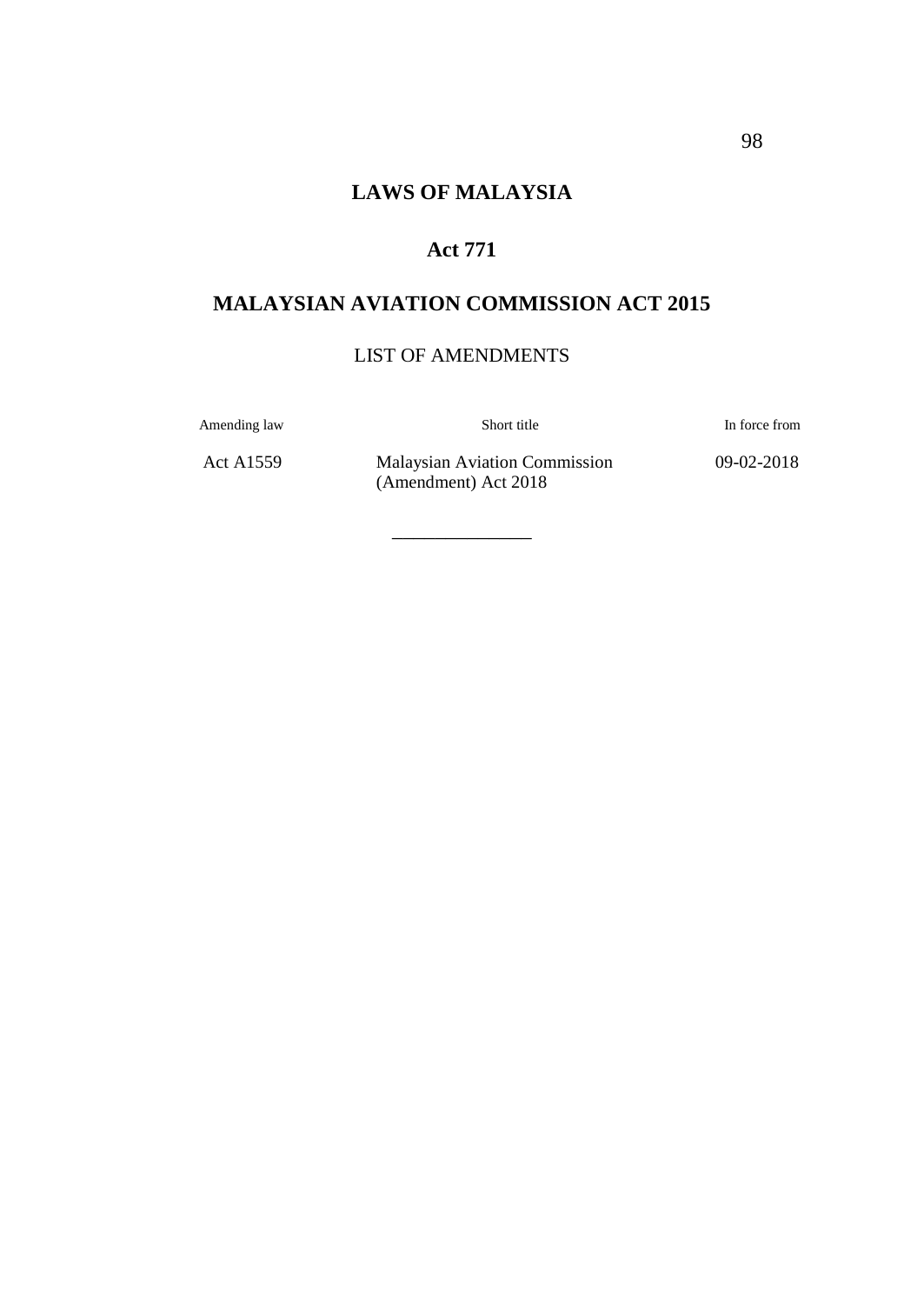**LAWS OF MALAYSIA**

**Act 771**

**MALAYSIAN AVIATION COMMISSION ACT 2015**

LIST OF AMENDMENTS

| Amending law | Short title | In force from |
| --- | --- | --- |
| Act A1559 | Malaysian Aviation Commission (Amendment) Act 2018 | 09-02-2018 |

---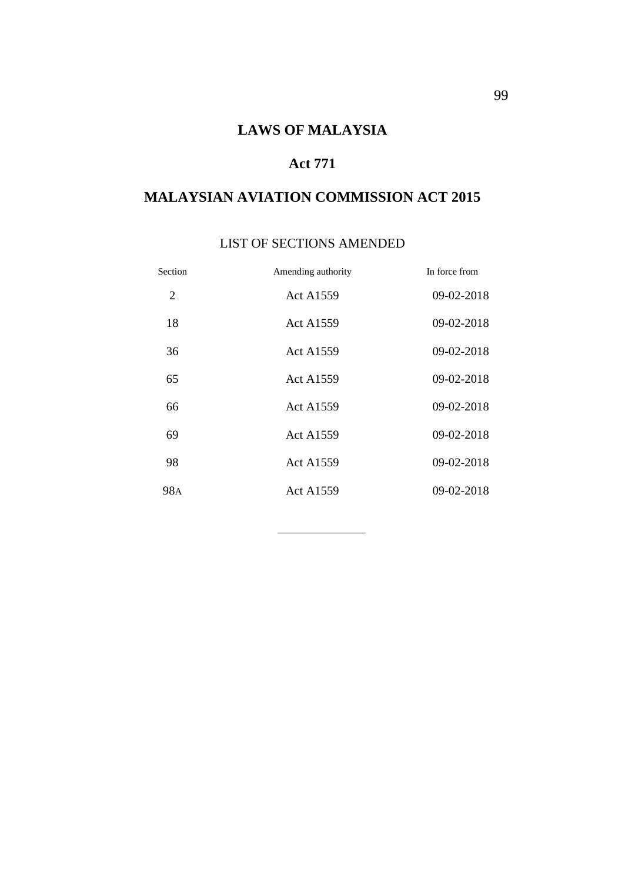# LAWS OF MALAYSIA

## Act 771

## MALAYSIAN AVIATION COMMISSION ACT 2015

### LIST OF SECTIONS AMENDED

| Section | Amending authority | In force from |
|---|---|---|
| 2 | Act A1559 | 09-02-2018 |
| 18 | Act A1559 | 09-02-2018 |
| 36 | Act A1559 | 09-02-2018 |
| 65 | Act A1559 | 09-02-2018 |
| 66 | Act A1559 | 09-02-2018 |
| 69 | Act A1559 | 09-02-2018 |
| 98 | Act A1559 | 09-02-2018 |
| 98A | Act A1559 | 09-02-2018 |